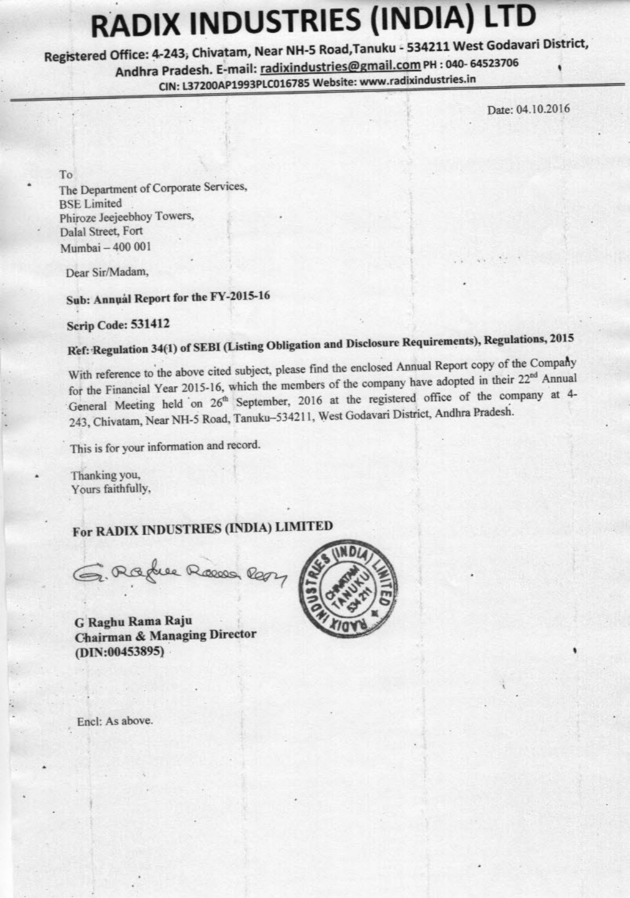# RADIX INDUSTRIES (INDIA) LTD

Registered Office: 4-243, Chivatam, Near NH-5 Road, Tanuku - 534211 West Godavari District, Andhra Pradesh. E-mail: radixindustries@gmail.com PH : 040- 64523706

CIN: L37200AP1993PLC016785 Website: www.radixindustries.in

Date: 04.10.2016

To
The Department of Corporate Services,
BSE Limited
Phiroze Jeejeebhoy Towers,
Dalal Street, Fort
Mumbai – 400 001

Dear Sir/Madam,

**Sub: Annual Report for the FY-2015-16**

**Scrip Code: 531412**

**Ref: Regulation 34(1) of SEBI (Listing Obligation and Disclosure Requirements), Regulations, 2015**

With reference to the above cited subject, please find the enclosed Annual Report copy of the Company for the Financial Year 2015-16, which the members of the company have adopted in their 22nd Annual General Meeting held on 26th September, 2016 at the registered office of the company at 4-243, Chivatam, Near NH-5 Road, Tanuku–534211, West Godavari District, Andhra Pradesh.

This is for your information and record.

Thanking you,
Yours faithfully,

**For RADIX INDUSTRIES (INDIA) LIMITED**

**G Raghu Rama Raju**
**Chairman & Managing Director**
**(DIN:00453895)**

Encl: As above.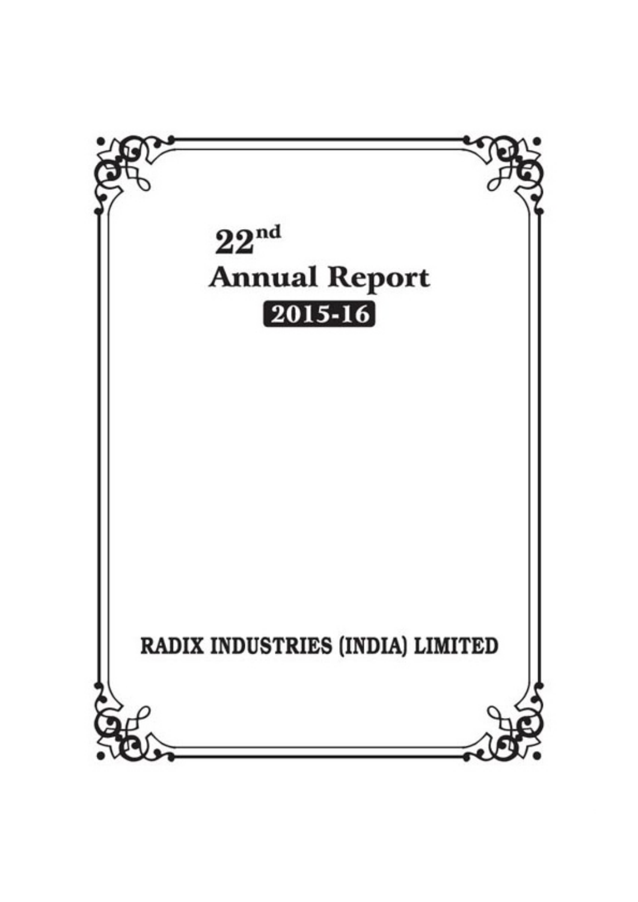# 22nd Annual Report

## 2015-16

**RADIX INDUSTRIES (INDIA) LIMITED**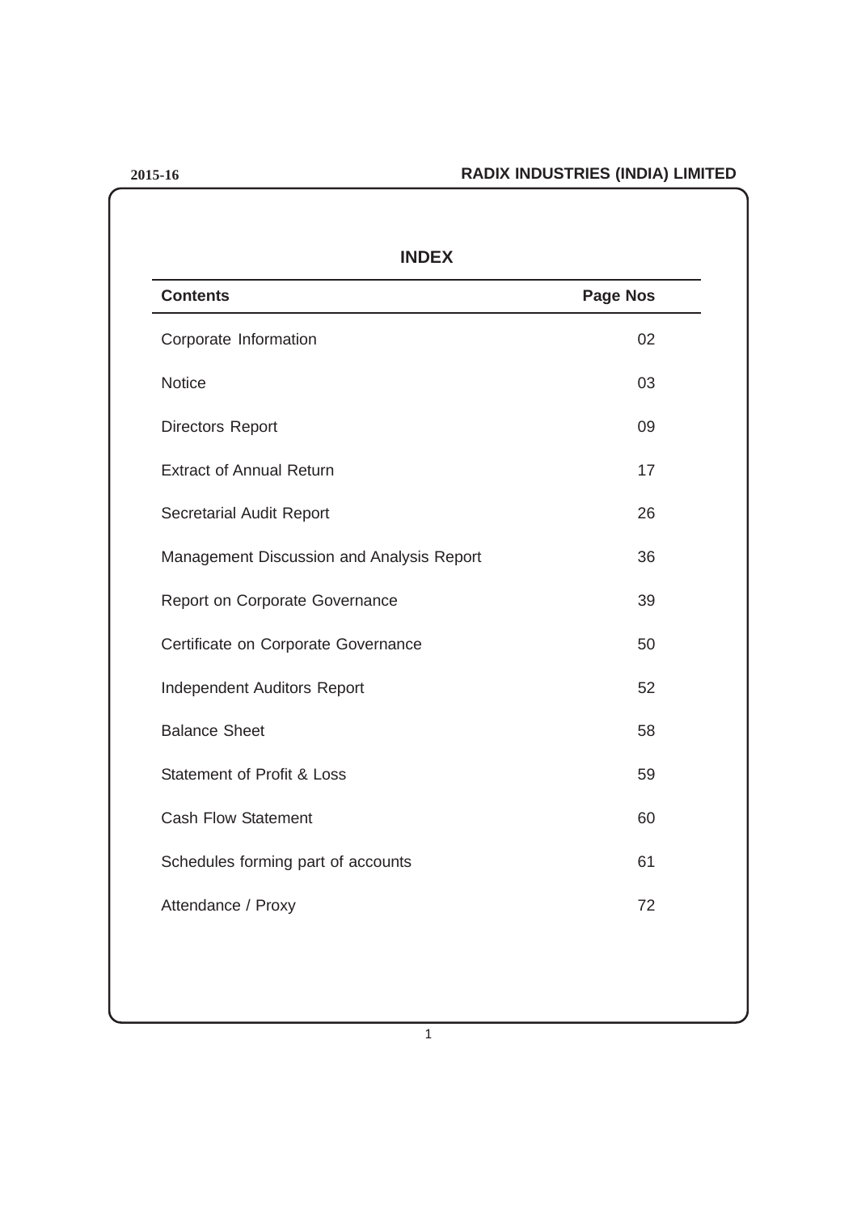# INDEX

| Contents | Page Nos |
|---|---|
| Corporate Information | 02 |
| Notice | 03 |
| Directors Report | 09 |
| Extract of Annual Return | 17 |
| Secretarial Audit Report | 26 |
| Management Discussion and Analysis Report | 36 |
| Report on Corporate Governance | 39 |
| Certificate on Corporate Governance | 50 |
| Independent Auditors Report | 52 |
| Balance Sheet | 58 |
| Statement of Profit & Loss | 59 |
| Cash Flow Statement | 60 |
| Schedules forming part of accounts | 61 |
| Attendance / Proxy | 72 |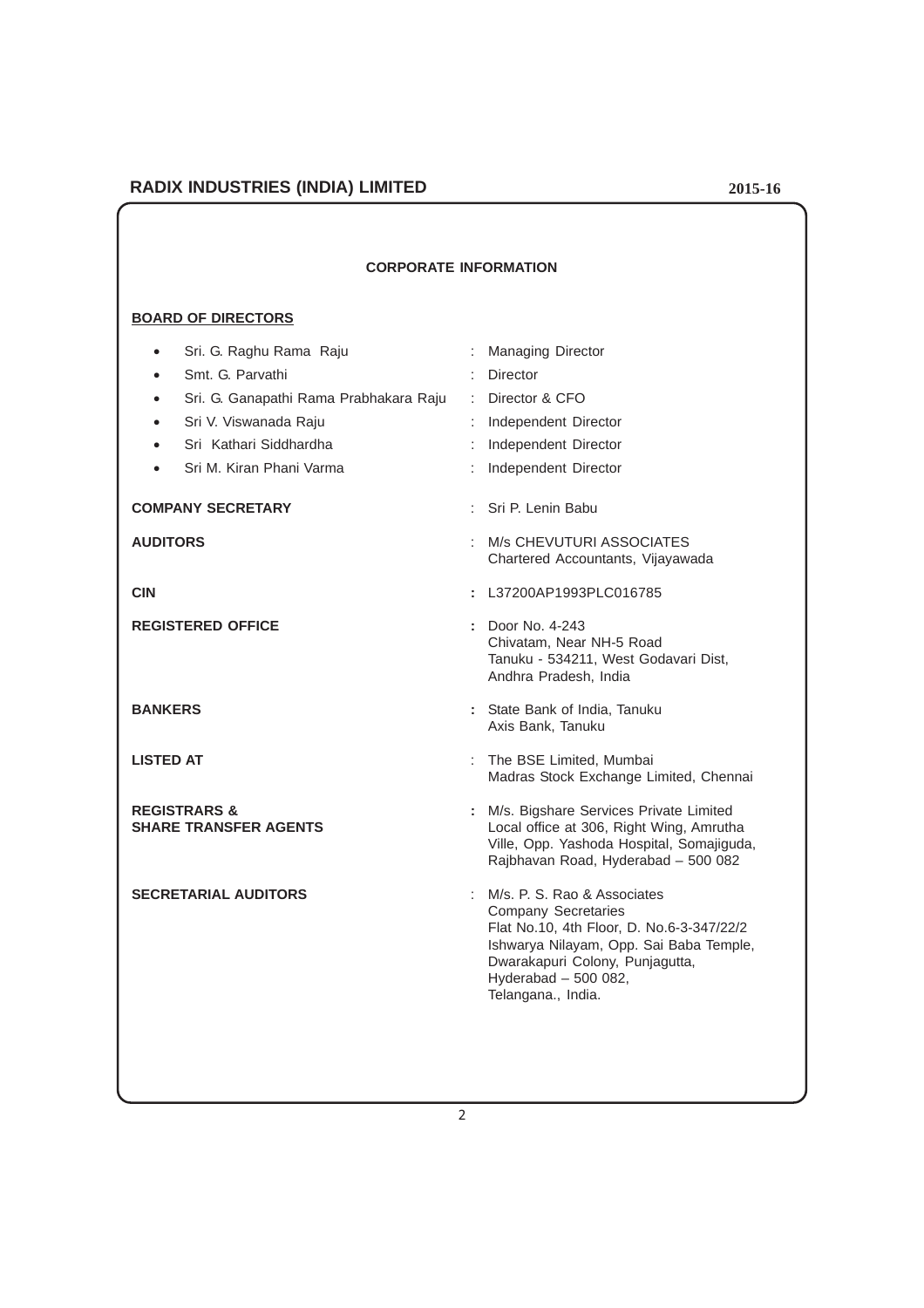## CORPORATE INFORMATION

**BOARD OF DIRECTORS**

- Sri. G. Raghu Rama Raju : Managing Director
- Smt. G. Parvathi : Director
- Sri. G. Ganapathi Rama Prabhakara Raju : Director & CFO
- Sri V. Viswanada Raju : Independent Director
- Sri Kathari Siddhardha : Independent Director
- Sri M. Kiran Phani Varma : Independent Director

**COMPANY SECRETARY** : Sri P. Lenin Babu

**AUDITORS** : M/s CHEVUTURI ASSOCIATES
Chartered Accountants, Vijayawada

**CIN** : L37200AP1993PLC016785

**REGISTERED OFFICE** : Door No. 4-243
Chivatam, Near NH-5 Road
Tanuku - 534211, West Godavari Dist,
Andhra Pradesh, India

**BANKERS** : State Bank of India, Tanuku
Axis Bank, Tanuku

**LISTED AT** : The BSE Limited, Mumbai
Madras Stock Exchange Limited, Chennai

**REGISTRARS & SHARE TRANSFER AGENTS** : M/s. Bigshare Services Private Limited
Local office at 306, Right Wing, Amrutha Ville, Opp. Yashoda Hospital, Somajiguda, Rajbhavan Road, Hyderabad – 500 082

**SECRETARIAL AUDITORS** : M/s. P. S. Rao & Associates
Company Secretaries
Flat No.10, 4th Floor, D. No.6-3-347/22/2
Ishwarya Nilayam, Opp. Sai Baba Temple,
Dwarakapuri Colony, Punjagutta,
Hyderabad – 500 082,
Telangana., India.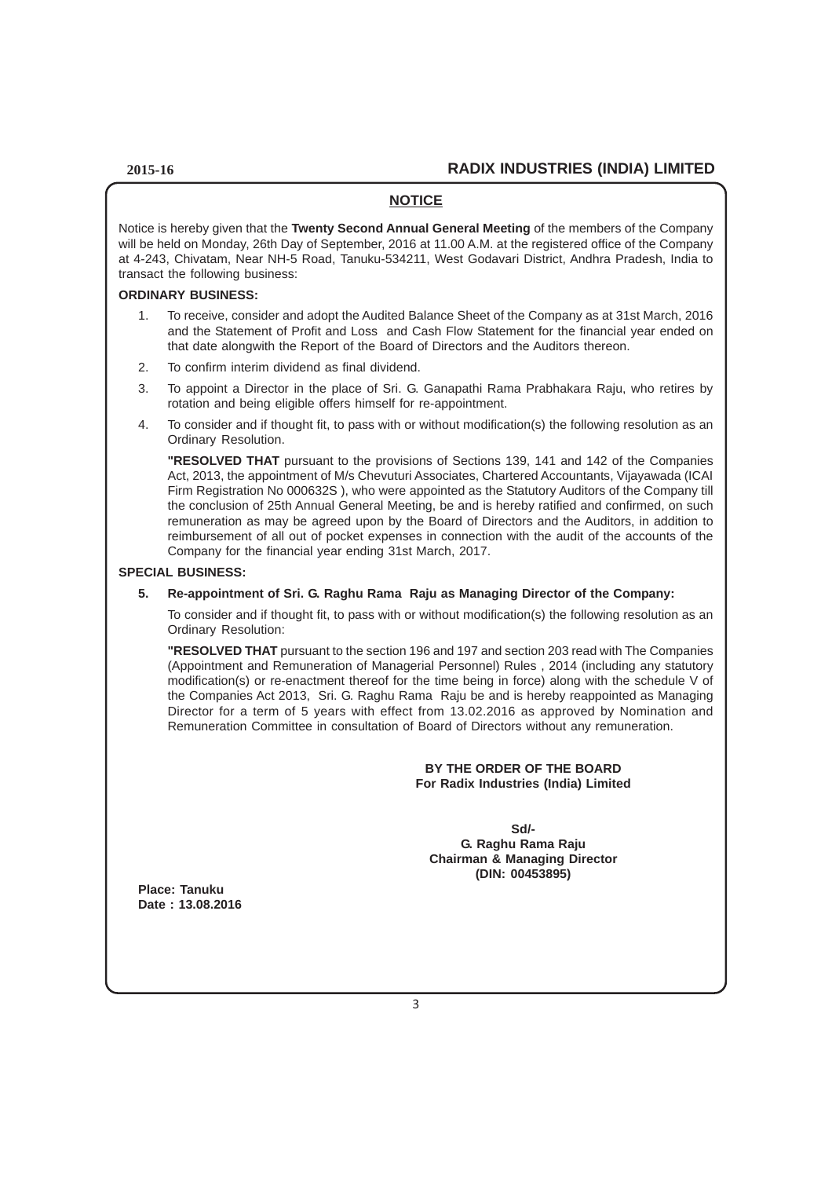## NOTICE

Notice is hereby given that the **Twenty Second Annual General Meeting** of the members of the Company will be held on Monday, 26th Day of September, 2016 at 11.00 A.M. at the registered office of the Company at 4-243, Chivatam, Near NH-5 Road, Tanuku-534211, West Godavari District, Andhra Pradesh, India to transact the following business:

**ORDINARY BUSINESS:**

1. To receive, consider and adopt the Audited Balance Sheet of the Company as at 31st March, 2016 and the Statement of Profit and Loss and Cash Flow Statement for the financial year ended on that date alongwith the Report of the Board of Directors and the Auditors thereon.

2. To confirm interim dividend as final dividend.

3. To appoint a Director in the place of Sri. G. Ganapathi Rama Prabhakara Raju, who retires by rotation and being eligible offers himself for re-appointment.

4. To consider and if thought fit, to pass with or without modification(s) the following resolution as an Ordinary Resolution.

   **"RESOLVED THAT** pursuant to the provisions of Sections 139, 141 and 142 of the Companies Act, 2013, the appointment of M/s Chevuturi Associates, Chartered Accountants, Vijayawada (ICAI Firm Registration No 000632S ), who were appointed as the Statutory Auditors of the Company till the conclusion of 25th Annual General Meeting, be and is hereby ratified and confirmed, on such remuneration as may be agreed upon by the Board of Directors and the Auditors, in addition to reimbursement of all out of pocket expenses in connection with the audit of the accounts of the Company for the financial year ending 31st March, 2017.

**SPECIAL BUSINESS:**

5. **Re-appointment of Sri. G. Raghu Rama Raju as Managing Director of the Company:**

   To consider and if thought fit, to pass with or without modification(s) the following resolution as an Ordinary Resolution:

   **"RESOLVED THAT** pursuant to the section 196 and 197 and section 203 read with The Companies (Appointment and Remuneration of Managerial Personnel) Rules , 2014 (including any statutory modification(s) or re-enactment thereof for the time being in force) along with the schedule V of the Companies Act 2013, Sri. G. Raghu Rama Raju be and is hereby reappointed as Managing Director for a term of 5 years with effect from 13.02.2016 as approved by Nomination and Remuneration Committee in consultation of Board of Directors without any remuneration.

**BY THE ORDER OF THE BOARD**
**For Radix Industries (India) Limited**

**Sd/-**
**G. Raghu Rama Raju**
**Chairman & Managing Director**
**(DIN: 00453895)**

**Place: Tanuku**
**Date : 13.08.2016**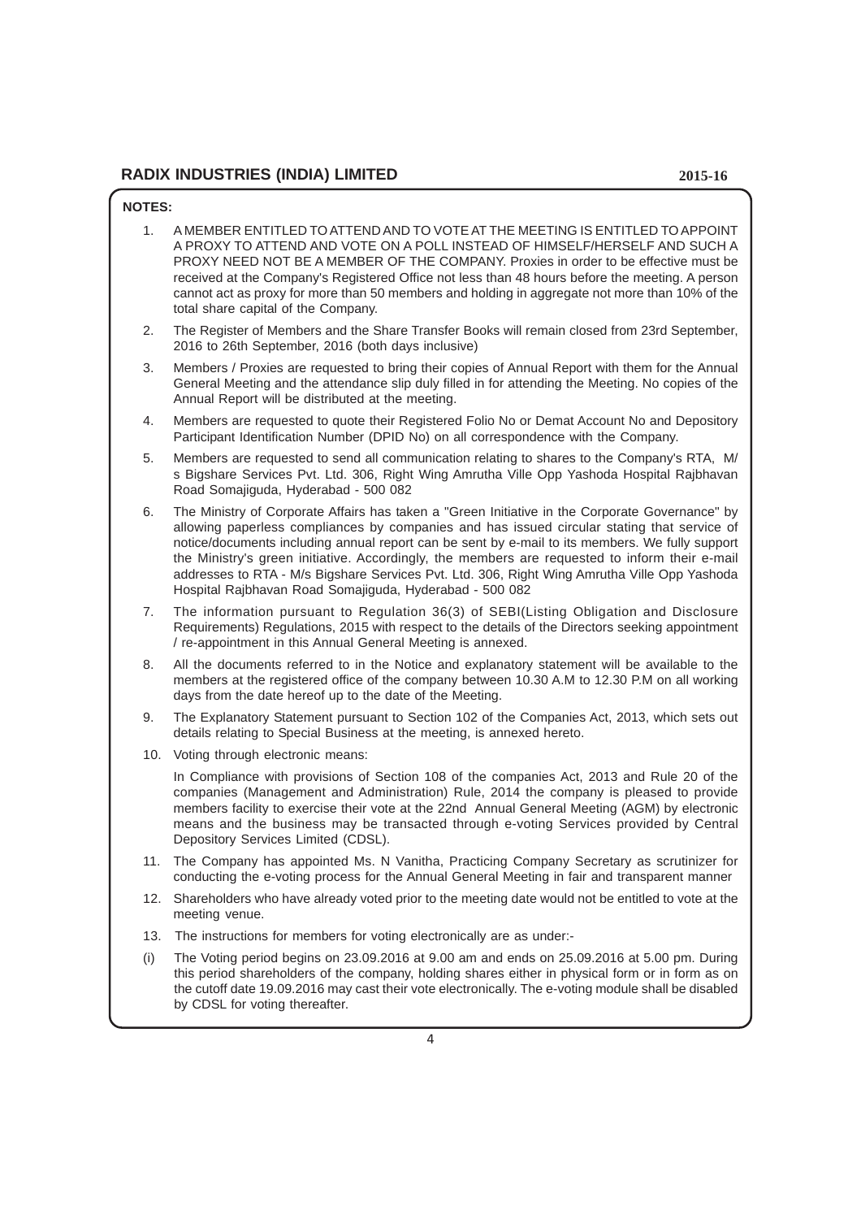**NOTES:**

1. A MEMBER ENTITLED TO ATTEND AND TO VOTE AT THE MEETING IS ENTITLED TO APPOINT A PROXY TO ATTEND AND VOTE ON A POLL INSTEAD OF HIMSELF/HERSELF AND SUCH A PROXY NEED NOT BE A MEMBER OF THE COMPANY. Proxies in order to be effective must be received at the Company's Registered Office not less than 48 hours before the meeting. A person cannot act as proxy for more than 50 members and holding in aggregate not more than 10% of the total share capital of the Company.
2. The Register of Members and the Share Transfer Books will remain closed from 23rd September, 2016 to 26th September, 2016 (both days inclusive)
3. Members / Proxies are requested to bring their copies of Annual Report with them for the Annual General Meeting and the attendance slip duly filled in for attending the Meeting. No copies of the Annual Report will be distributed at the meeting.
4. Members are requested to quote their Registered Folio No or Demat Account No and Depository Participant Identification Number (DPID No) on all correspondence with the Company.
5. Members are requested to send all communication relating to shares to the Company's RTA, M/s Bigshare Services Pvt. Ltd. 306, Right Wing Amrutha Ville Opp Yashoda Hospital Rajbhavan Road Somajiguda, Hyderabad - 500 082
6. The Ministry of Corporate Affairs has taken a "Green Initiative in the Corporate Governance" by allowing paperless compliances by companies and has issued circular stating that service of notice/documents including annual report can be sent by e-mail to its members. We fully support the Ministry's green initiative. Accordingly, the members are requested to inform their e-mail addresses to RTA - M/s Bigshare Services Pvt. Ltd. 306, Right Wing Amrutha Ville Opp Yashoda Hospital Rajbhavan Road Somajiguda, Hyderabad - 500 082
7. The information pursuant to Regulation 36(3) of SEBI(Listing Obligation and Disclosure Requirements) Regulations, 2015 with respect to the details of the Directors seeking appointment / re-appointment in this Annual General Meeting is annexed.
8. All the documents referred to in the Notice and explanatory statement will be available to the members at the registered office of the company between 10.30 A.M to 12.30 P.M on all working days from the date hereof up to the date of the Meeting.
9. The Explanatory Statement pursuant to Section 102 of the Companies Act, 2013, which sets out details relating to Special Business at the meeting, is annexed hereto.
10. Voting through electronic means:

    In Compliance with provisions of Section 108 of the companies Act, 2013 and Rule 20 of the companies (Management and Administration) Rule, 2014 the company is pleased to provide members facility to exercise their vote at the 22nd Annual General Meeting (AGM) by electronic means and the business may be transacted through e-voting Services provided by Central Depository Services Limited (CDSL).
11. The Company has appointed Ms. N Vanitha, Practicing Company Secretary as scrutinizer for conducting the e-voting process for the Annual General Meeting in fair and transparent manner
12. Shareholders who have already voted prior to the meeting date would not be entitled to vote at the meeting venue.
13. The instructions for members for voting electronically are as under:-

(i) The Voting period begins on 23.09.2016 at 9.00 am and ends on 25.09.2016 at 5.00 pm. During this period shareholders of the company, holding shares either in physical form or in form as on the cutoff date 19.09.2016 may cast their vote electronically. The e-voting module shall be disabled by CDSL for voting thereafter.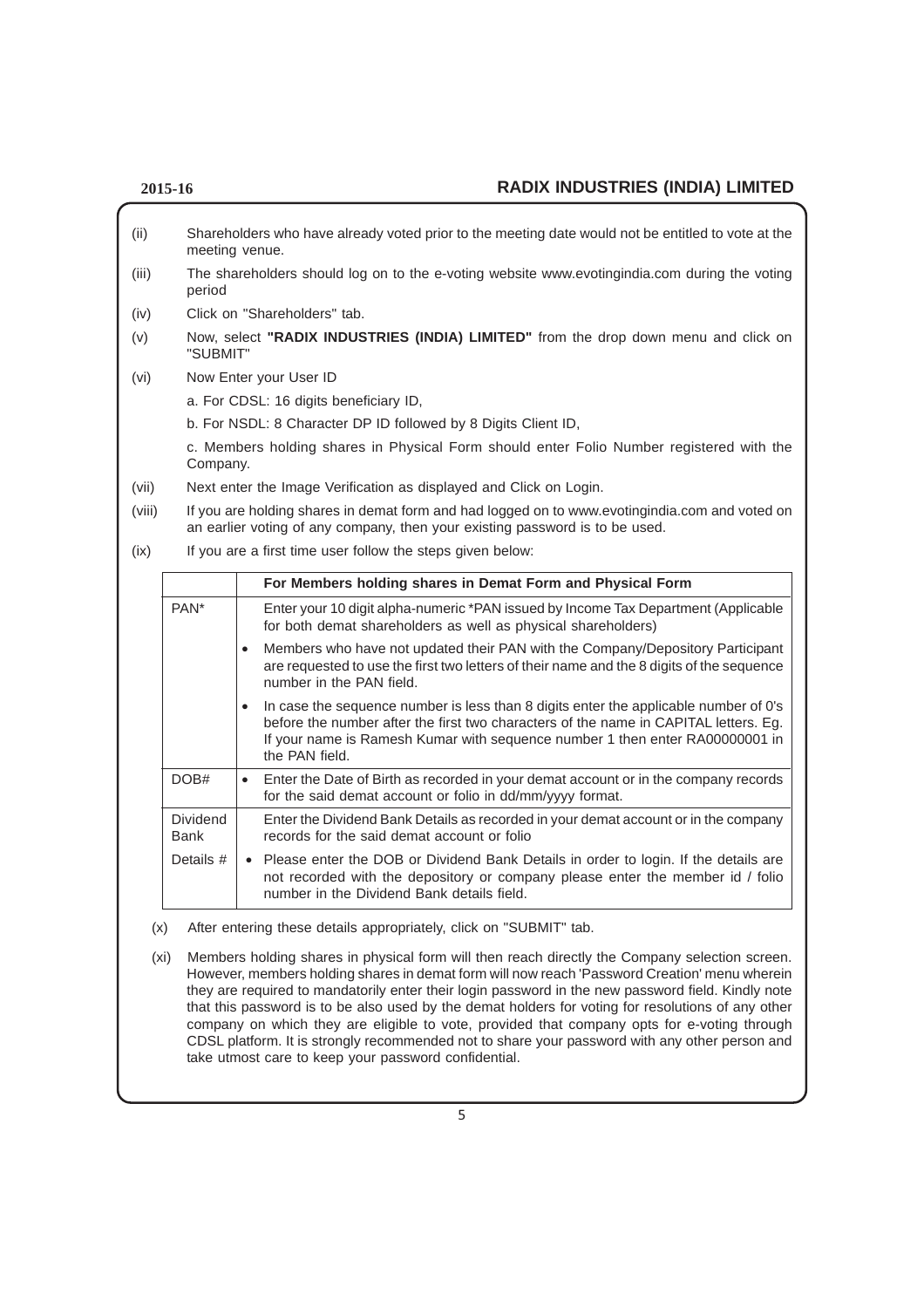(ii) Shareholders who have already voted prior to the meeting date would not be entitled to vote at the meeting venue.

(iii) The shareholders should log on to the e-voting website www.evotingindia.com during the voting period

(iv) Click on "Shareholders" tab.

(v) Now, select **"RADIX INDUSTRIES (INDIA) LIMITED"** from the drop down menu and click on "SUBMIT"

(vi) Now Enter your User ID

a. For CDSL: 16 digits beneficiary ID,

b. For NSDL: 8 Character DP ID followed by 8 Digits Client ID,

c. Members holding shares in Physical Form should enter Folio Number registered with the Company.

(vii) Next enter the Image Verification as displayed and Click on Login.

(viii) If you are holding shares in demat form and had logged on to www.evotingindia.com and voted on an earlier voting of any company, then your existing password is to be used.

(ix) If you are a first time user follow the steps given below:

| | For Members holding shares in Demat Form and Physical Form |
|---|---|
| PAN* | Enter your 10 digit alpha-numeric *PAN issued by Income Tax Department (Applicable for both demat shareholders as well as physical shareholders)<br>• Members who have not updated their PAN with the Company/Depository Participant are requested to use the first two letters of their name and the 8 digits of the sequence number in the PAN field.<br>• In case the sequence number is less than 8 digits enter the applicable number of 0's before the number after the first two characters of the name in CAPITAL letters. Eg. If your name is Ramesh Kumar with sequence number 1 then enter RA00000001 in the PAN field. |
| DOB# | • Enter the Date of Birth as recorded in your demat account or in the company records for the said demat account or folio in dd/mm/yyyy format. |
| Dividend Bank Details # | Enter the Dividend Bank Details as recorded in your demat account or in the company records for the said demat account or folio<br>• Please enter the DOB or Dividend Bank Details in order to login. If the details are not recorded with the depository or company please enter the member id / folio number in the Dividend Bank details field. |

(x) After entering these details appropriately, click on "SUBMIT" tab.

(xi) Members holding shares in physical form will then reach directly the Company selection screen. However, members holding shares in demat form will now reach 'Password Creation' menu wherein they are required to mandatorily enter their login password in the new password field. Kindly note that this password is to be also used by the demat holders for voting for resolutions of any other company on which they are eligible to vote, provided that company opts for e-voting through CDSL platform. It is strongly recommended not to share your password with any other person and take utmost care to keep your password confidential.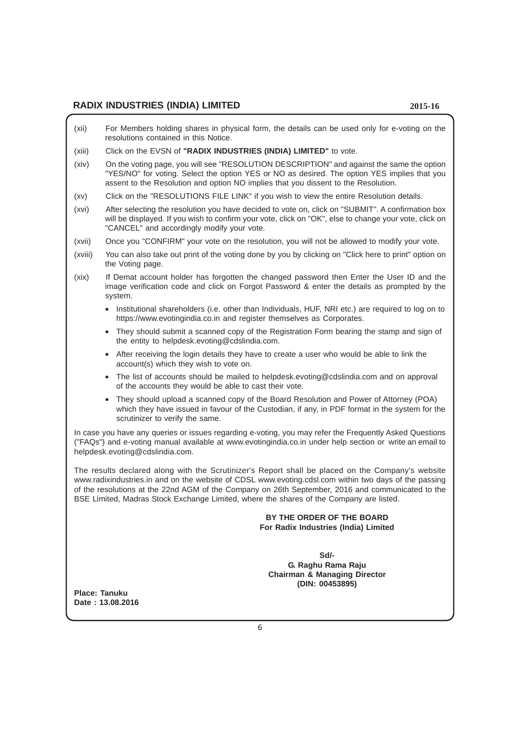(xii) For Members holding shares in physical form, the details can be used only for e-voting on the resolutions contained in this Notice.

(xiii) Click on the EVSN of **"RADIX INDUSTRIES (INDIA) LIMITED"** to vote.

(xiv) On the voting page, you will see "RESOLUTION DESCRIPTION" and against the same the option "YES/NO" for voting. Select the option YES or NO as desired. The option YES implies that you assent to the Resolution and option NO implies that you dissent to the Resolution.

(xv) Click on the "RESOLUTIONS FILE LINK" if you wish to view the entire Resolution details.

(xvi) After selecting the resolution you have decided to vote on, click on "SUBMIT". A confirmation box will be displayed. If you wish to confirm your vote, click on "OK", else to change your vote, click on "CANCEL" and accordingly modify your vote.

(xvii) Once you "CONFIRM" your vote on the resolution, you will not be allowed to modify your vote.

(xviii) You can also take out print of the voting done by you by clicking on "Click here to print" option on the Voting page.

(xix) If Demat account holder has forgotten the changed password then Enter the User ID and the image verification code and click on Forgot Password & enter the details as prompted by the system.

- Institutional shareholders (i.e. other than Individuals, HUF, NRI etc.) are required to log on to https://www.evotingindia.co.in and register themselves as Corporates.
- They should submit a scanned copy of the Registration Form bearing the stamp and sign of the entity to helpdesk.evoting@cdslindia.com.
- After receiving the login details they have to create a user who would be able to link the account(s) which they wish to vote on.
- The list of accounts should be mailed to helpdesk.evoting@cdslindia.com and on approval of the accounts they would be able to cast their vote.
- They should upload a scanned copy of the Board Resolution and Power of Attorney (POA) which they have issued in favour of the Custodian, if any, in PDF format in the system for the scrutinizer to verify the same.

In case you have any queries or issues regarding e-voting, you may refer the Frequently Asked Questions ("FAQs") and e-voting manual available at www.evotingindia.co.in under help section or write an email to helpdesk.evoting@cdslindia.com.

The results declared along with the Scrutinizer's Report shall be placed on the Company's website www.radixindustries.in and on the website of CDSL www.evoting.cdsl.com within two days of the passing of the resolutions at the 22nd AGM of the Company on 26th September, 2016 and communicated to the BSE Limited, Madras Stock Exchange Limited, where the shares of the Company are listed.

**BY THE ORDER OF THE BOARD**
**For Radix Industries (India) Limited**

**Sd/-**
**G. Raghu Rama Raju**
**Chairman & Managing Director**
**(DIN: 00453895)**

**Place: Tanuku**
**Date : 13.08.2016**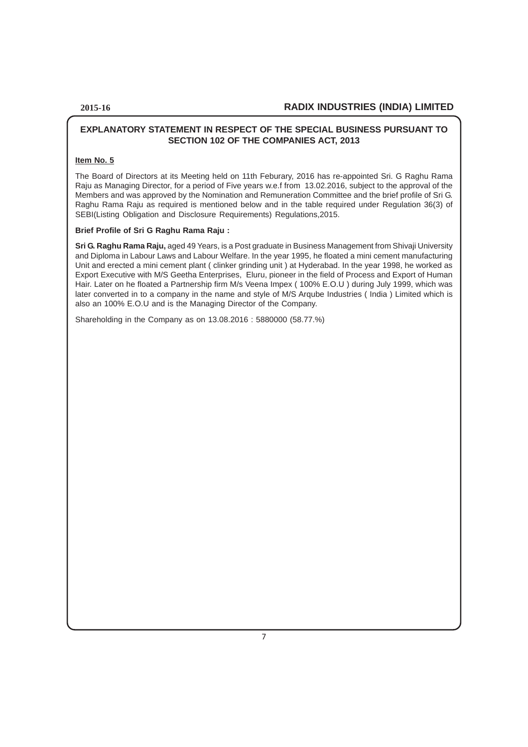## EXPLANATORY STATEMENT IN RESPECT OF THE SPECIAL BUSINESS PURSUANT TO SECTION 102 OF THE COMPANIES ACT, 2013

**Item No. 5**

The Board of Directors at its Meeting held on 11th Feburary, 2016 has re-appointed Sri. G Raghu Rama Raju as Managing Director, for a period of Five years w.e.f from 13.02.2016, subject to the approval of the Members and was approved by the Nomination and Remuneration Committee and the brief profile of Sri G. Raghu Rama Raju as required is mentioned below and in the table required under Regulation 36(3) of SEBI(Listing Obligation and Disclosure Requirements) Regulations,2015.

**Brief Profile of Sri G Raghu Rama Raju :**

**Sri G. Raghu Rama Raju,** aged 49 Years, is a Post graduate in Business Management from Shivaji University and Diploma in Labour Laws and Labour Welfare. In the year 1995, he floated a mini cement manufacturing Unit and erected a mini cement plant ( clinker grinding unit ) at Hyderabad. In the year 1998, he worked as Export Executive with M/S Geetha Enterprises, Eluru, pioneer in the field of Process and Export of Human Hair. Later on he floated a Partnership firm M/s Veena Impex ( 100% E.O.U ) during July 1999, which was later converted in to a company in the name and style of M/S Arqube Industries ( India ) Limited which is also an 100% E.O.U and is the Managing Director of the Company.

Shareholding in the Company as on 13.08.2016 : 5880000 (58.77.%)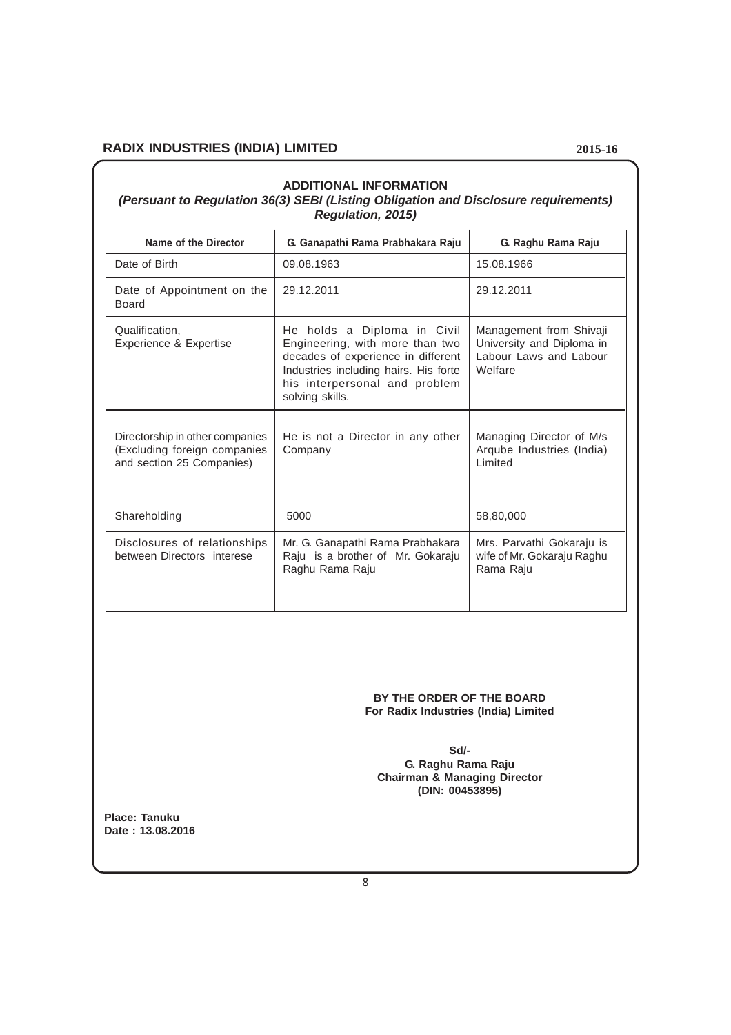## ADDITIONAL INFORMATION

***(Persuant to Regulation 36(3) SEBI (Listing Obligation and Disclosure requirements) Regulation, 2015)***

| Name of the Director | G. Ganapathi Rama Prabhakara Raju | G. Raghu Rama Raju |
|---|---|---|
| Date of Birth | 09.08.1963 | 15.08.1966 |
| Date of Appointment on the Board | 29.12.2011 | 29.12.2011 |
| Qualification, Experience & Expertise | He holds a Diploma in Civil Engineering, with more than two decades of experience in different Industries including hairs. His forte his interpersonal and problem solving skills. | Management from Shivaji University and Diploma in Labour Laws and Labour Welfare |
| Directorship in other companies (Excluding foreign companies and section 25 Companies) | He is not a Director in any other Company | Managing Director of M/s Arqube Industries (India) Limited |
| Shareholding | 5000 | 58,80,000 |
| Disclosures of relationships between Directors interese | Mr. G. Ganapathi Rama Prabhakara Raju is a brother of Mr. Gokaraju Raghu Rama Raju | Mrs. Parvathi Gokaraju is wife of Mr. Gokaraju Raghu Rama Raju |

**BY THE ORDER OF THE BOARD**
**For Radix Industries (India) Limited**

**Sd/-**
**G. Raghu Rama Raju**
**Chairman & Managing Director**
**(DIN: 00453895)**

**Place: Tanuku**
**Date : 13.08.2016**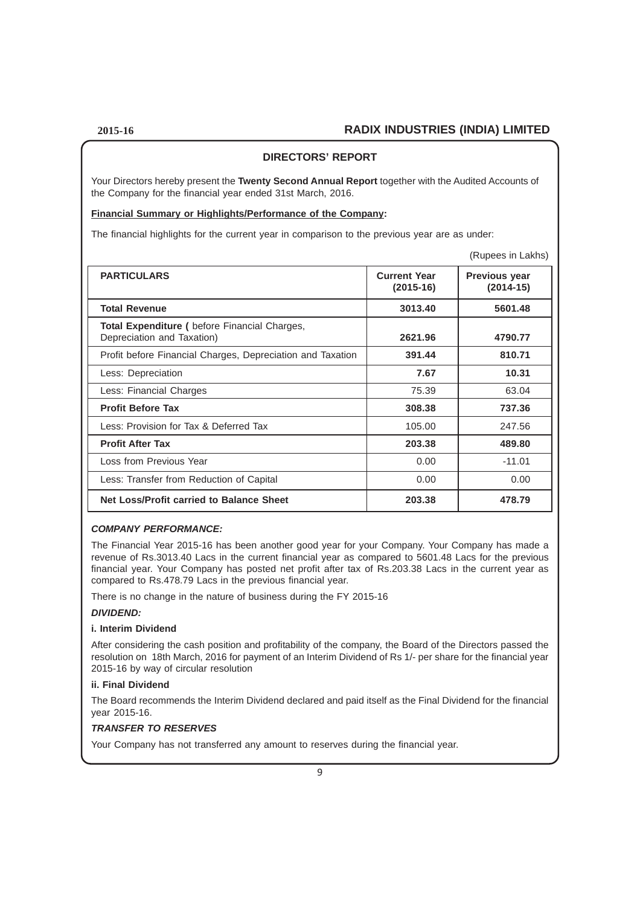## DIRECTORS' REPORT

Your Directors hereby present the **Twenty Second Annual Report** together with the Audited Accounts of the Company for the financial year ended 31st March, 2016.

**Financial Summary or Highlights/Performance of the Company:**

The financial highlights for the current year in comparison to the previous year are as under:

(Rupees in Lakhs)

| PARTICULARS | Current Year (2015-16) | Previous year (2014-15) |
|---|---|---|
| **Total Revenue** | **3013.40** | **5601.48** |
| **Total Expenditure (** before Financial Charges, Depreciation and Taxation) | **2621.96** | **4790.77** |
| Profit before Financial Charges, Depreciation and Taxation | **391.44** | **810.71** |
| Less: Depreciation | **7.67** | **10.31** |
| Less: Financial Charges | 75.39 | 63.04 |
| **Profit Before Tax** | **308.38** | **737.36** |
| Less: Provision for Tax & Deferred Tax | 105.00 | 247.56 |
| **Profit After Tax** | **203.38** | **489.80** |
| Loss from Previous Year | 0.00 | -11.01 |
| Less: Transfer from Reduction of Capital | 0.00 | 0.00 |
| **Net Loss/Profit carried to Balance Sheet** | **203.38** | **478.79** |

***COMPANY PERFORMANCE:***

The Financial Year 2015-16 has been another good year for your Company. Your Company has made a revenue of Rs.3013.40 Lacs in the current financial year as compared to 5601.48 Lacs for the previous financial year. Your Company has posted net profit after tax of Rs.203.38 Lacs in the current year as compared to Rs.478.79 Lacs in the previous financial year.

There is no change in the nature of business during the FY 2015-16

***DIVIDEND:***

**i. Interim Dividend**

After considering the cash position and profitability of the company, the Board of the Directors passed the resolution on 18th March, 2016 for payment of an Interim Dividend of Rs 1/- per share for the financial year 2015-16 by way of circular resolution

**ii. Final Dividend**

The Board recommends the Interim Dividend declared and paid itself as the Final Dividend for the financial year 2015-16.

***TRANSFER TO RESERVES***

Your Company has not transferred any amount to reserves during the financial year.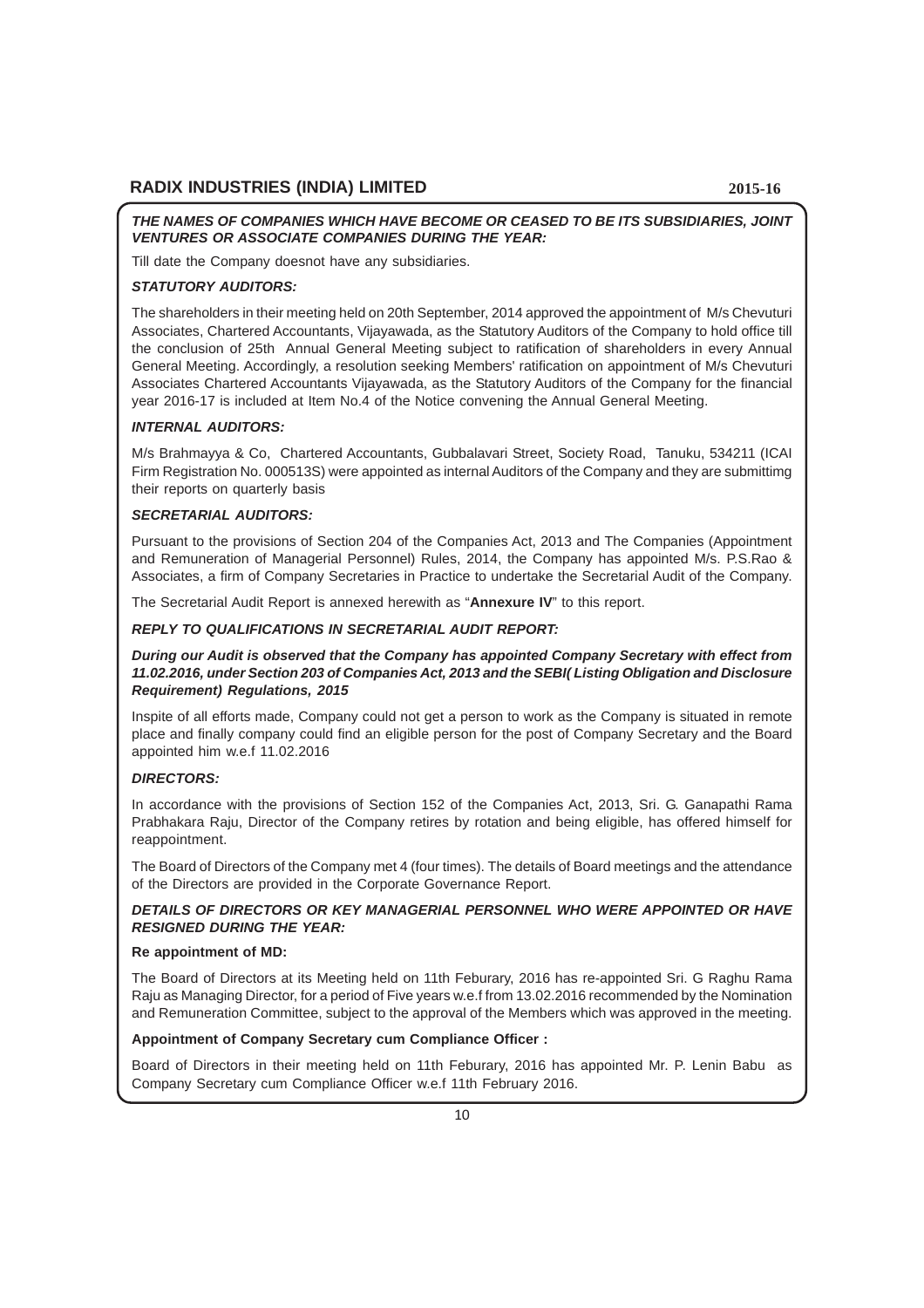***THE NAMES OF COMPANIES WHICH HAVE BECOME OR CEASED TO BE ITS SUBSIDIARIES, JOINT VENTURES OR ASSOCIATE COMPANIES DURING THE YEAR:***

Till date the Company doesnot have any subsidiaries.

***STATUTORY AUDITORS:***

The shareholders in their meeting held on 20th September, 2014 approved the appointment of M/s Chevuturi Associates, Chartered Accountants, Vijayawada, as the Statutory Auditors of the Company to hold office till the conclusion of 25th Annual General Meeting subject to ratification of shareholders in every Annual General Meeting. Accordingly, a resolution seeking Members' ratification on appointment of M/s Chevuturi Associates Chartered Accountants Vijayawada, as the Statutory Auditors of the Company for the financial year 2016-17 is included at Item No.4 of the Notice convening the Annual General Meeting.

***INTERNAL AUDITORS:***

M/s Brahmayya & Co, Chartered Accountants, Gubbalavari Street, Society Road, Tanuku, 534211 (ICAI Firm Registration No. 000513S) were appointed as internal Auditors of the Company and they are submittimg their reports on quarterly basis

***SECRETARIAL AUDITORS:***

Pursuant to the provisions of Section 204 of the Companies Act, 2013 and The Companies (Appointment and Remuneration of Managerial Personnel) Rules, 2014, the Company has appointed M/s. P.S.Rao & Associates, a firm of Company Secretaries in Practice to undertake the Secretarial Audit of the Company.

The Secretarial Audit Report is annexed herewith as "**Annexure IV**" to this report.

***REPLY TO QUALIFICATIONS IN SECRETARIAL AUDIT REPORT:***

***During our Audit is observed that the Company has appointed Company Secretary with effect from 11.02.2016, under Section 203 of Companies Act, 2013 and the SEBI( Listing Obligation and Disclosure Requirement) Regulations, 2015***

Inspite of all efforts made, Company could not get a person to work as the Company is situated in remote place and finally company could find an eligible person for the post of Company Secretary and the Board appointed him w.e.f 11.02.2016

***DIRECTORS:***

In accordance with the provisions of Section 152 of the Companies Act, 2013, Sri. G. Ganapathi Rama Prabhakara Raju, Director of the Company retires by rotation and being eligible, has offered himself for reappointment.

The Board of Directors of the Company met 4 (four times). The details of Board meetings and the attendance of the Directors are provided in the Corporate Governance Report.

***DETAILS OF DIRECTORS OR KEY MANAGERIAL PERSONNEL WHO WERE APPOINTED OR HAVE RESIGNED DURING THE YEAR:***

**Re appointment of MD:**

The Board of Directors at its Meeting held on 11th Feburary, 2016 has re-appointed Sri. G Raghu Rama Raju as Managing Director, for a period of Five years w.e.f from 13.02.2016 recommended by the Nomination and Remuneration Committee, subject to the approval of the Members which was approved in the meeting.

**Appointment of Company Secretary cum Compliance Officer :**

Board of Directors in their meeting held on 11th Feburary, 2016 has appointed Mr. P. Lenin Babu as Company Secretary cum Compliance Officer w.e.f 11th February 2016.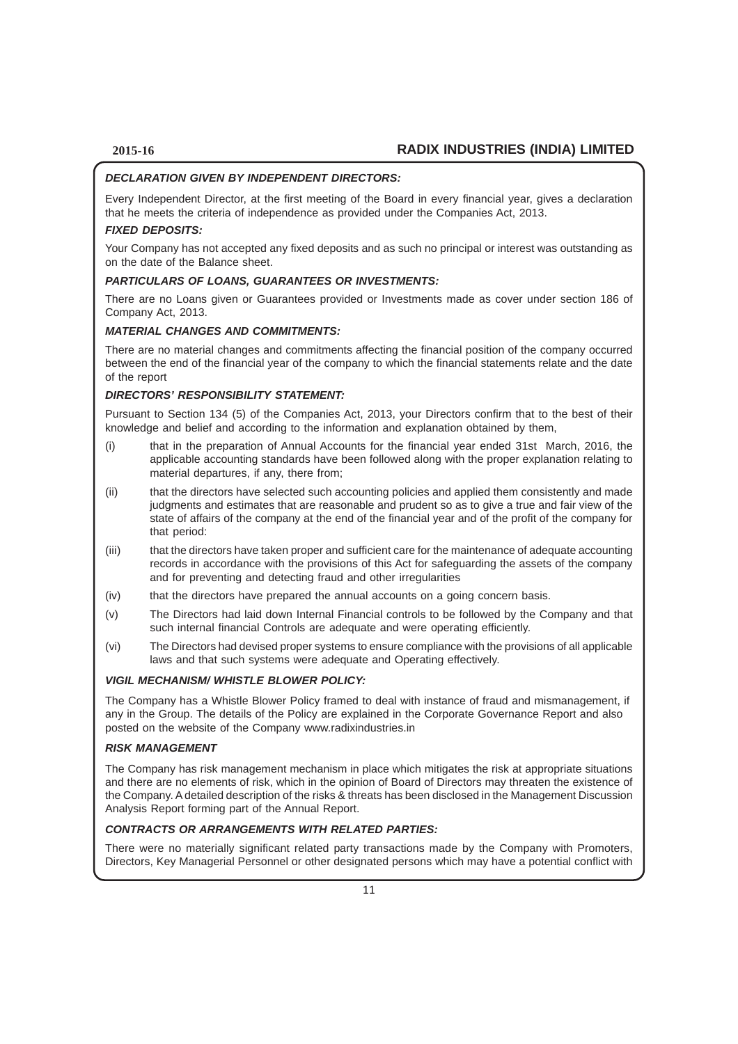### *DECLARATION GIVEN BY INDEPENDENT DIRECTORS:*

Every Independent Director, at the first meeting of the Board in every financial year, gives a declaration that he meets the criteria of independence as provided under the Companies Act, 2013.

### *FIXED DEPOSITS:*

Your Company has not accepted any fixed deposits and as such no principal or interest was outstanding as on the date of the Balance sheet.

### *PARTICULARS OF LOANS, GUARANTEES OR INVESTMENTS:*

There are no Loans given or Guarantees provided or Investments made as cover under section 186 of Company Act, 2013.

### *MATERIAL CHANGES AND COMMITMENTS:*

There are no material changes and commitments affecting the financial position of the company occurred between the end of the financial year of the company to which the financial statements relate and the date of the report

### *DIRECTORS' RESPONSIBILITY STATEMENT:*

Pursuant to Section 134 (5) of the Companies Act, 2013, your Directors confirm that to the best of their knowledge and belief and according to the information and explanation obtained by them,

(i) that in the preparation of Annual Accounts for the financial year ended 31st March, 2016, the applicable accounting standards have been followed along with the proper explanation relating to material departures, if any, there from;

(ii) that the directors have selected such accounting policies and applied them consistently and made judgments and estimates that are reasonable and prudent so as to give a true and fair view of the state of affairs of the company at the end of the financial year and of the profit of the company for that period:

(iii) that the directors have taken proper and sufficient care for the maintenance of adequate accounting records in accordance with the provisions of this Act for safeguarding the assets of the company and for preventing and detecting fraud and other irregularities

(iv) that the directors have prepared the annual accounts on a going concern basis.

(v) The Directors had laid down Internal Financial controls to be followed by the Company and that such internal financial Controls are adequate and were operating efficiently.

(vi) The Directors had devised proper systems to ensure compliance with the provisions of all applicable laws and that such systems were adequate and Operating effectively.

### *VIGIL MECHANISM/ WHISTLE BLOWER POLICY:*

The Company has a Whistle Blower Policy framed to deal with instance of fraud and mismanagement, if any in the Group. The details of the Policy are explained in the Corporate Governance Report and also posted on the website of the Company www.radixindustries.in

### *RISK MANAGEMENT*

The Company has risk management mechanism in place which mitigates the risk at appropriate situations and there are no elements of risk, which in the opinion of Board of Directors may threaten the existence of the Company. A detailed description of the risks & threats has been disclosed in the Management Discussion Analysis Report forming part of the Annual Report.

### *CONTRACTS OR ARRANGEMENTS WITH RELATED PARTIES:*

There were no materially significant related party transactions made by the Company with Promoters, Directors, Key Managerial Personnel or other designated persons which may have a potential conflict with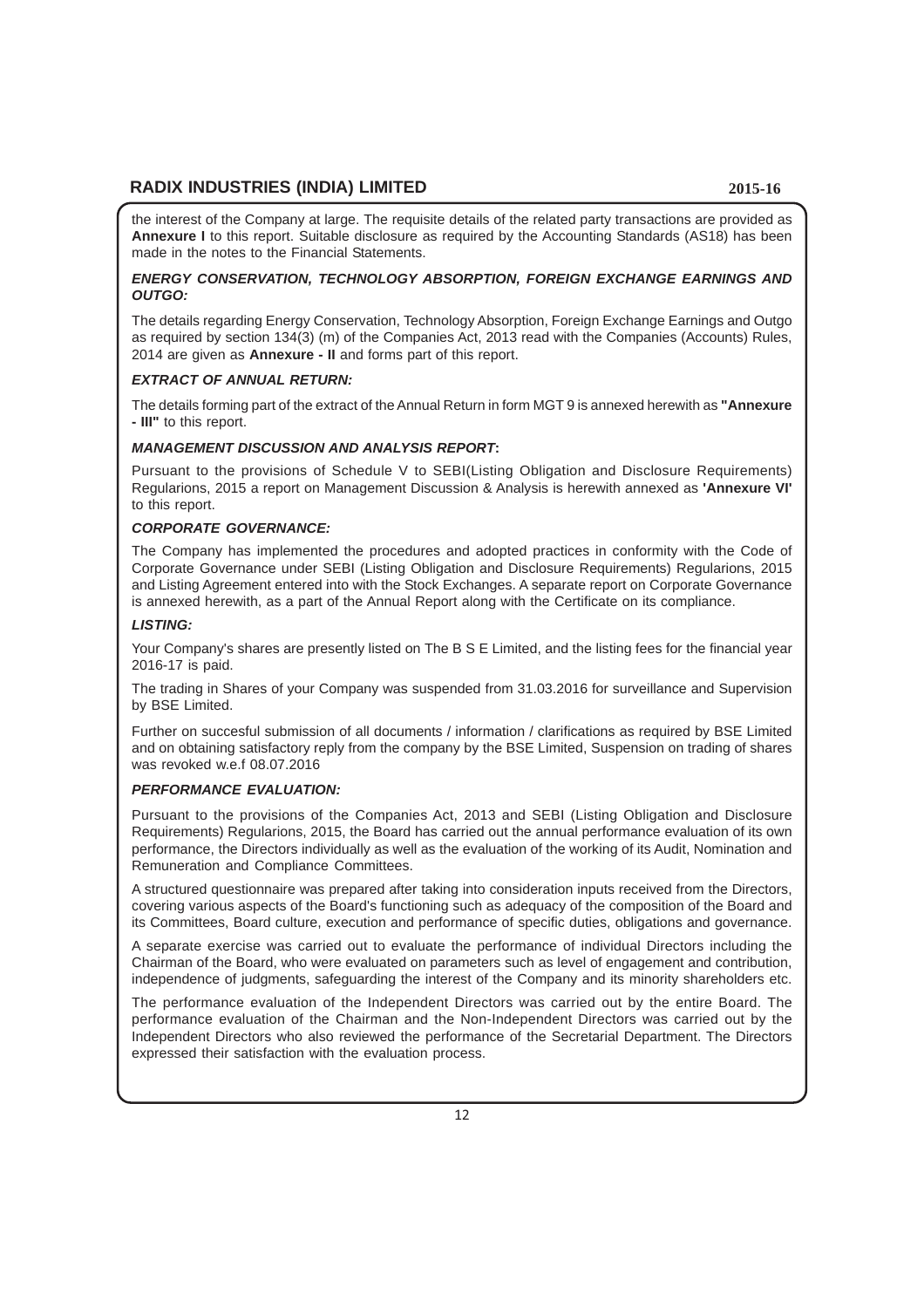the interest of the Company at large. The requisite details of the related party transactions are provided as **Annexure I** to this report. Suitable disclosure as required by the Accounting Standards (AS18) has been made in the notes to the Financial Statements.

***ENERGY CONSERVATION, TECHNOLOGY ABSORPTION, FOREIGN EXCHANGE EARNINGS AND OUTGO:***

The details regarding Energy Conservation, Technology Absorption, Foreign Exchange Earnings and Outgo as required by section 134(3) (m) of the Companies Act, 2013 read with the Companies (Accounts) Rules, 2014 are given as **Annexure - II** and forms part of this report.

***EXTRACT OF ANNUAL RETURN:***

The details forming part of the extract of the Annual Return in form MGT 9 is annexed herewith as **"Annexure - III"** to this report.

***MANAGEMENT DISCUSSION AND ANALYSIS REPORT*:**

Pursuant to the provisions of Schedule V to SEBI(Listing Obligation and Disclosure Requirements) Regularions, 2015 a report on Management Discussion & Analysis is herewith annexed as **'Annexure VI'** to this report.

***CORPORATE GOVERNANCE:***

The Company has implemented the procedures and adopted practices in conformity with the Code of Corporate Governance under SEBI (Listing Obligation and Disclosure Requirements) Regularions, 2015 and Listing Agreement entered into with the Stock Exchanges. A separate report on Corporate Governance is annexed herewith, as a part of the Annual Report along with the Certificate on its compliance.

***LISTING:***

Your Company's shares are presently listed on The B S E Limited, and the listing fees for the financial year 2016-17 is paid.

The trading in Shares of your Company was suspended from 31.03.2016 for surveillance and Supervision by BSE Limited.

Further on succesful submission of all documents / information / clarifications as required by BSE Limited and on obtaining satisfactory reply from the company by the BSE Limited, Suspension on trading of shares was revoked w.e.f 08.07.2016

***PERFORMANCE EVALUATION:***

Pursuant to the provisions of the Companies Act, 2013 and SEBI (Listing Obligation and Disclosure Requirements) Regularions, 2015, the Board has carried out the annual performance evaluation of its own performance, the Directors individually as well as the evaluation of the working of its Audit, Nomination and Remuneration and Compliance Committees.

A structured questionnaire was prepared after taking into consideration inputs received from the Directors, covering various aspects of the Board's functioning such as adequacy of the composition of the Board and its Committees, Board culture, execution and performance of specific duties, obligations and governance.

A separate exercise was carried out to evaluate the performance of individual Directors including the Chairman of the Board, who were evaluated on parameters such as level of engagement and contribution, independence of judgments, safeguarding the interest of the Company and its minority shareholders etc.

The performance evaluation of the Independent Directors was carried out by the entire Board. The performance evaluation of the Chairman and the Non-Independent Directors was carried out by the Independent Directors who also reviewed the performance of the Secretarial Department. The Directors expressed their satisfaction with the evaluation process.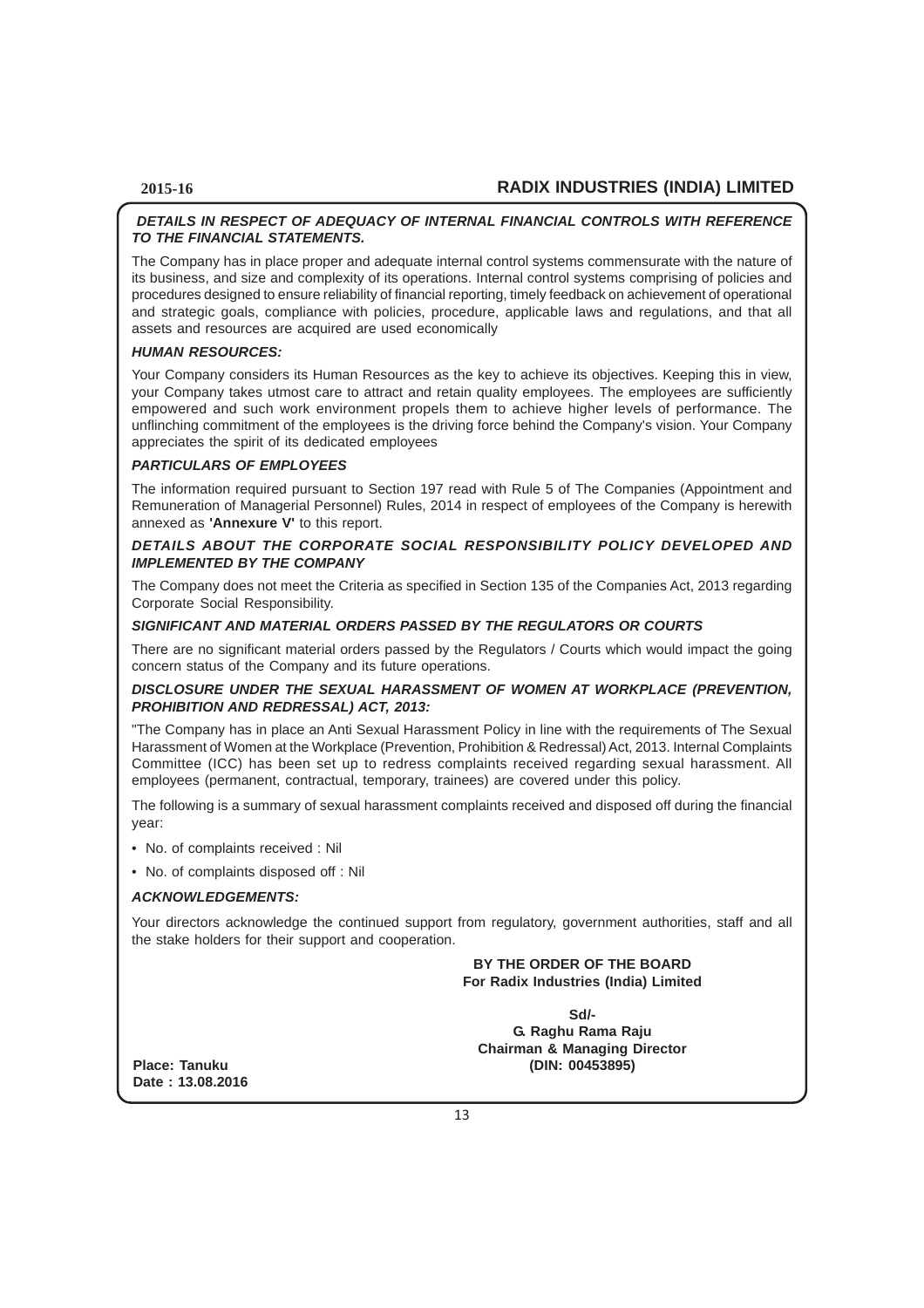***DETAILS IN RESPECT OF ADEQUACY OF INTERNAL FINANCIAL CONTROLS WITH REFERENCE TO THE FINANCIAL STATEMENTS.***

The Company has in place proper and adequate internal control systems commensurate with the nature of its business, and size and complexity of its operations. Internal control systems comprising of policies and procedures designed to ensure reliability of financial reporting, timely feedback on achievement of operational and strategic goals, compliance with policies, procedure, applicable laws and regulations, and that all assets and resources are acquired are used economically

***HUMAN RESOURCES:***

Your Company considers its Human Resources as the key to achieve its objectives. Keeping this in view, your Company takes utmost care to attract and retain quality employees. The employees are sufficiently empowered and such work environment propels them to achieve higher levels of performance. The unflinching commitment of the employees is the driving force behind the Company's vision. Your Company appreciates the spirit of its dedicated employees

***PARTICULARS OF EMPLOYEES***

The information required pursuant to Section 197 read with Rule 5 of The Companies (Appointment and Remuneration of Managerial Personnel) Rules, 2014 in respect of employees of the Company is herewith annexed as **'Annexure V'** to this report.

***DETAILS ABOUT THE CORPORATE SOCIAL RESPONSIBILITY POLICY DEVELOPED AND IMPLEMENTED BY THE COMPANY***

The Company does not meet the Criteria as specified in Section 135 of the Companies Act, 2013 regarding Corporate Social Responsibility.

***SIGNIFICANT AND MATERIAL ORDERS PASSED BY THE REGULATORS OR COURTS***

There are no significant material orders passed by the Regulators / Courts which would impact the going concern status of the Company and its future operations.

***DISCLOSURE UNDER THE SEXUAL HARASSMENT OF WOMEN AT WORKPLACE (PREVENTION, PROHIBITION AND REDRESSAL) ACT, 2013:***

"The Company has in place an Anti Sexual Harassment Policy in line with the requirements of The Sexual Harassment of Women at the Workplace (Prevention, Prohibition & Redressal) Act, 2013. Internal Complaints Committee (ICC) has been set up to redress complaints received regarding sexual harassment. All employees (permanent, contractual, temporary, trainees) are covered under this policy.

The following is a summary of sexual harassment complaints received and disposed off during the financial year:

- No. of complaints received : Nil
- No. of complaints disposed off : Nil

***ACKNOWLEDGEMENTS:***

Your directors acknowledge the continued support from regulatory, government authorities, staff and all the stake holders for their support and cooperation.

**BY THE ORDER OF THE BOARD**
**For Radix Industries (India) Limited**

**Sd/-**
**G. Raghu Rama Raju**
**Chairman & Managing Director**
**(DIN: 00453895)**

**Place: Tanuku**
**Date : 13.08.2016**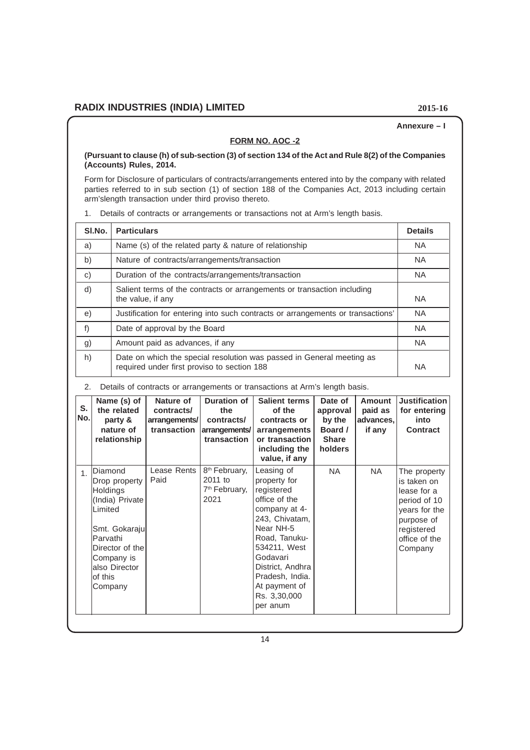Annexure – I

## FORM NO. AOC -2

**(Pursuant to clause (h) of sub-section (3) of section 134 of the Act and Rule 8(2) of the Companies (Accounts) Rules, 2014.**

Form for Disclosure of particulars of contracts/arrangements entered into by the company with related parties referred to in sub section (1) of section 188 of the Companies Act, 2013 including certain arm'slength transaction under third proviso thereto.

1. Details of contracts or arrangements or transactions not at Arm's length basis.

| Sl.No. | Particulars | Details |
|---|---|---|
| a) | Name (s) of the related party & nature of relationship | NA |
| b) | Nature of contracts/arrangements/transaction | NA |
| c) | Duration of the contracts/arrangements/transaction | NA |
| d) | Salient terms of the contracts or arrangements or transaction including the value, if any | NA |
| e) | Justification for entering into such contracts or arrangements or transactions' | NA |
| f) | Date of approval by the Board | NA |
| g) | Amount paid as advances, if any | NA |
| h) | Date on which the special resolution was passed in General meeting as required under first proviso to section 188 | NA |

2. Details of contracts or arrangements or transactions at Arm's length basis.

| S. No. | Name (s) of the related party & nature of relationship | Nature of contracts/ arrangements/ transaction | Duration of the contracts/ arrangements/ transaction | Salient terms of the contracts or arrangements or transaction including the value, if any | Date of approval by the Board / Share holders | Amount paid as advances, if any | Justification for entering into Contract |
|---|---|---|---|---|---|---|---|
| 1. | Diamond Drop property Holdings (India) Private Limited<br><br>Smt. Gokaraju Parvathi Director of the Company is also Director of this Company | Lease Rents Paid | 8th February, 2011 to 7th February, 2021 | Leasing of property for registered office of the company at 4-243, Chivatam, Near NH-5 Road, Tanuku-534211, West Godavari District, Andhra Pradesh, India. At payment of Rs. 3,30,000 per anum | NA | NA | The property is taken on lease for a period of 10 years for the purpose of registered office of the Company |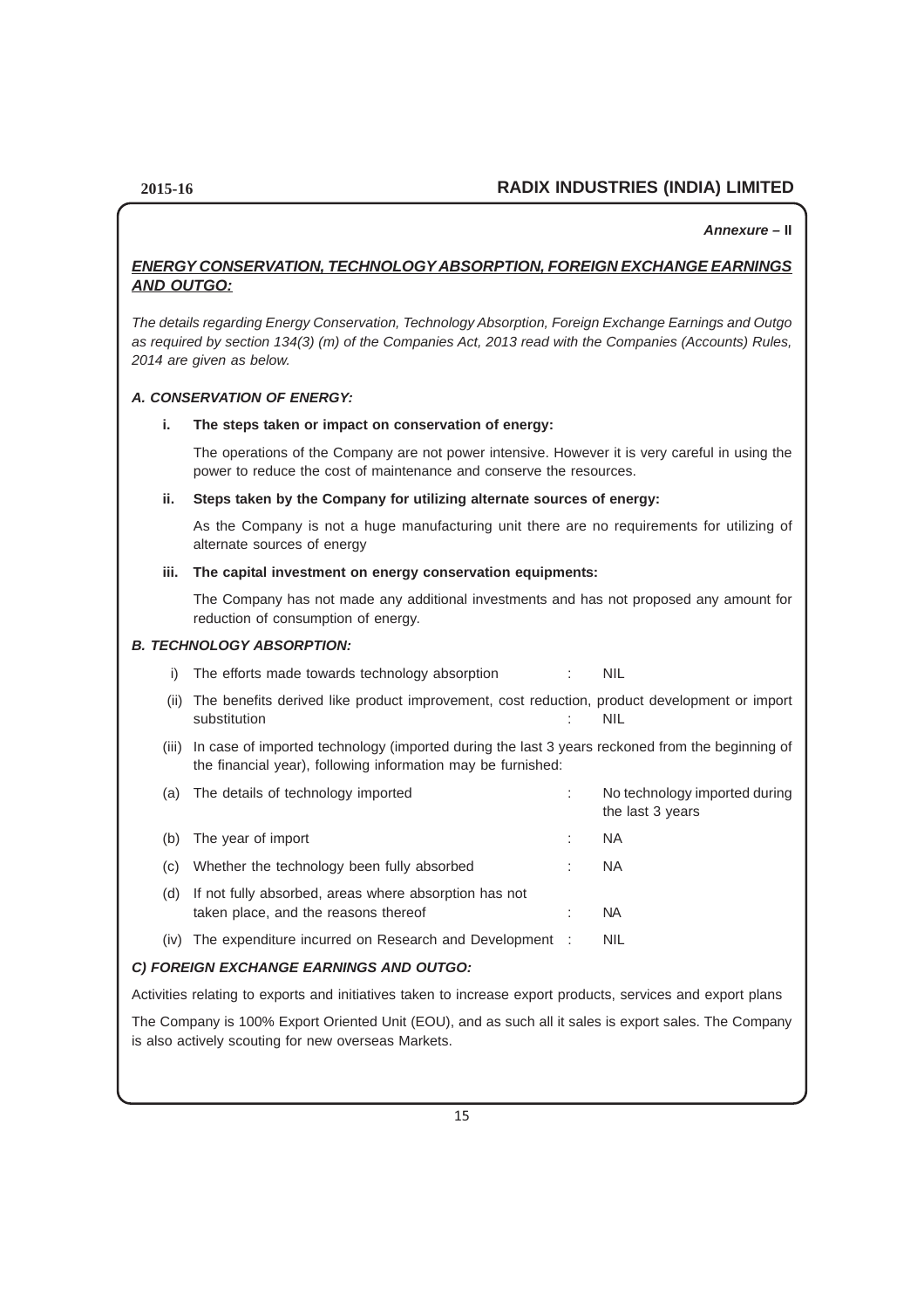*Annexure* – **II**

## ***ENERGY CONSERVATION, TECHNOLOGY ABSORPTION, FOREIGN EXCHANGE EARNINGS AND OUTGO:***

*The details regarding Energy Conservation, Technology Absorption, Foreign Exchange Earnings and Outgo as required by section 134(3) (m) of the Companies Act, 2013 read with the Companies (Accounts) Rules, 2014 are given as below.*

### *A. CONSERVATION OF ENERGY:*

**i. The steps taken or impact on conservation of energy:**

The operations of the Company are not power intensive. However it is very careful in using the power to reduce the cost of maintenance and conserve the resources.

**ii. Steps taken by the Company for utilizing alternate sources of energy:**

As the Company is not a huge manufacturing unit there are no requirements for utilizing of alternate sources of energy

**iii. The capital investment on energy conservation equipments:**

The Company has not made any additional investments and has not proposed any amount for reduction of consumption of energy.

### *B. TECHNOLOGY ABSORPTION:*

| | | | |
|---|---|---|---|
| i) | The efforts made towards technology absorption | : | NIL |
| (ii) | The benefits derived like product improvement, cost reduction, product development or import substitution | : | NIL |
| (iii) | In case of imported technology (imported during the last 3 years reckoned from the beginning of the financial year), following information may be furnished: | | |
| (a) | The details of technology imported | : | No technology imported during the last 3 years |
| (b) | The year of import | : | NA |
| (c) | Whether the technology been fully absorbed | : | NA |
| (d) | If not fully absorbed, areas where absorption has not taken place, and the reasons thereof | : | NA |
| (iv) | The expenditure incurred on Research and Development | : | NIL |

### *C) FOREIGN EXCHANGE EARNINGS AND OUTGO:*

Activities relating to exports and initiatives taken to increase export products, services and export plans

The Company is 100% Export Oriented Unit (EOU), and as such all it sales is export sales. The Company is also actively scouting for new overseas Markets.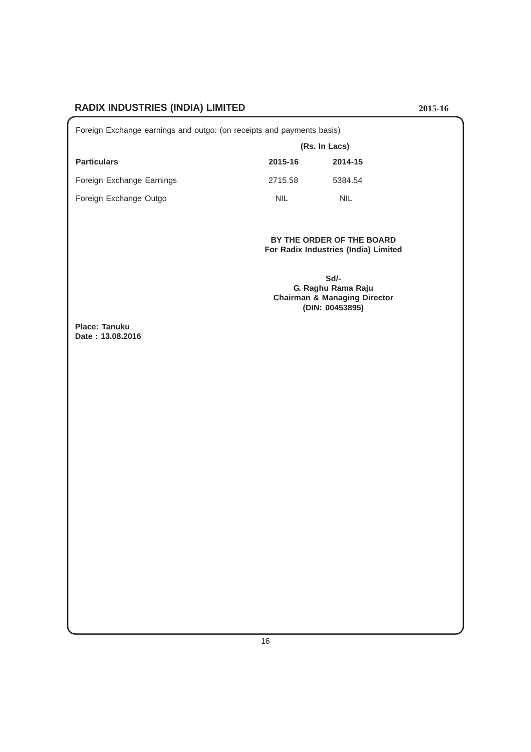Foreign Exchange earnings and outgo: (on receipts and payments basis)

| | (Rs. In Lacs) | |
|---|---|---|
| **Particulars** | **2015-16** | **2014-15** |
| Foreign Exchange Earnings | 2715.58 | 5384.54 |
| Foreign Exchange Outgo | NIL | NIL |

**BY THE ORDER OF THE BOARD**
**For Radix Industries (India) Limited**

**Sd/-**
**G. Raghu Rama Raju**
**Chairman & Managing Director**
**(DIN: 00453895)**

**Place: Tanuku**
**Date : 13.08.2016**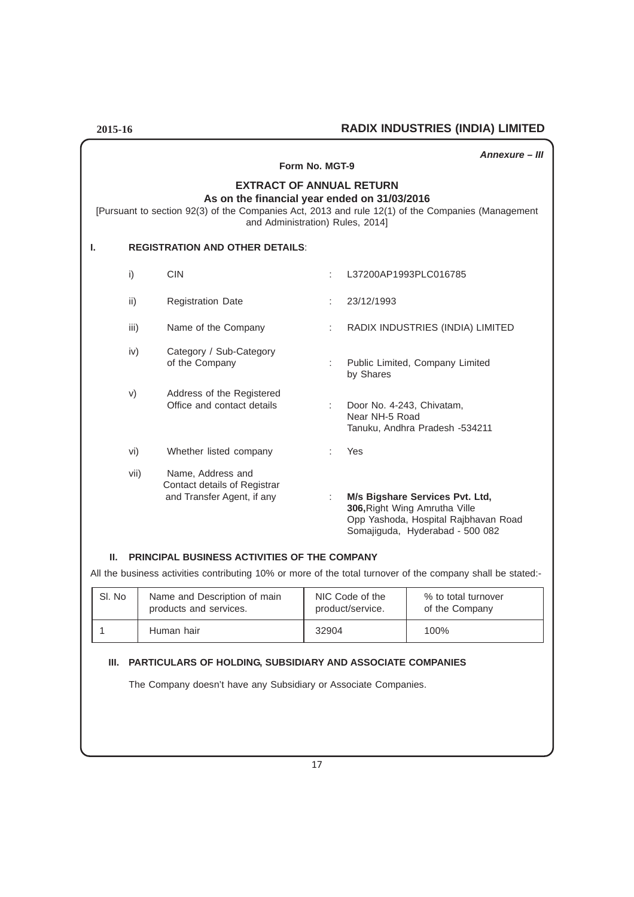*Annexure – III*

**Form No. MGT-9**

## EXTRACT OF ANNUAL RETURN

**As on the financial year ended on 31/03/2016**

[Pursuant to section 92(3) of the Companies Act, 2013 and rule 12(1) of the Companies (Management and Administration) Rules, 2014]

### I. REGISTRATION AND OTHER DETAILS:

| | | | |
|---|---|---|---|
| i) | CIN | : | L37200AP1993PLC016785 |
| ii) | Registration Date | : | 23/12/1993 |
| iii) | Name of the Company | : | RADIX INDUSTRIES (INDIA) LIMITED |
| iv) | Category / Sub-Category of the Company | : | Public Limited, Company Limited by Shares |
| v) | Address of the Registered Office and contact details | : | Door No. 4-243, Chivatam, Near NH-5 Road Tanuku, Andhra Pradesh -534211 |
| vi) | Whether listed company | : | Yes |
| vii) | Name, Address and Contact details of Registrar and Transfer Agent, if any | : | **M/s Bigshare Services Pvt. Ltd, 306,** Right Wing Amrutha Ville Opp Yashoda, Hospital Rajbhavan Road Somajiguda, Hyderabad - 500 082 |

### II. PRINCIPAL BUSINESS ACTIVITIES OF THE COMPANY

All the business activities contributing 10% or more of the total turnover of the company shall be stated:-

| Sl. No | Name and Description of main products and services. | NIC Code of the product/service. | % to total turnover of the Company |
|---|---|---|---|
| 1 | Human hair | 32904 | 100% |

### III. PARTICULARS OF HOLDING, SUBSIDIARY AND ASSOCIATE COMPANIES

The Company doesn't have any Subsidiary or Associate Companies.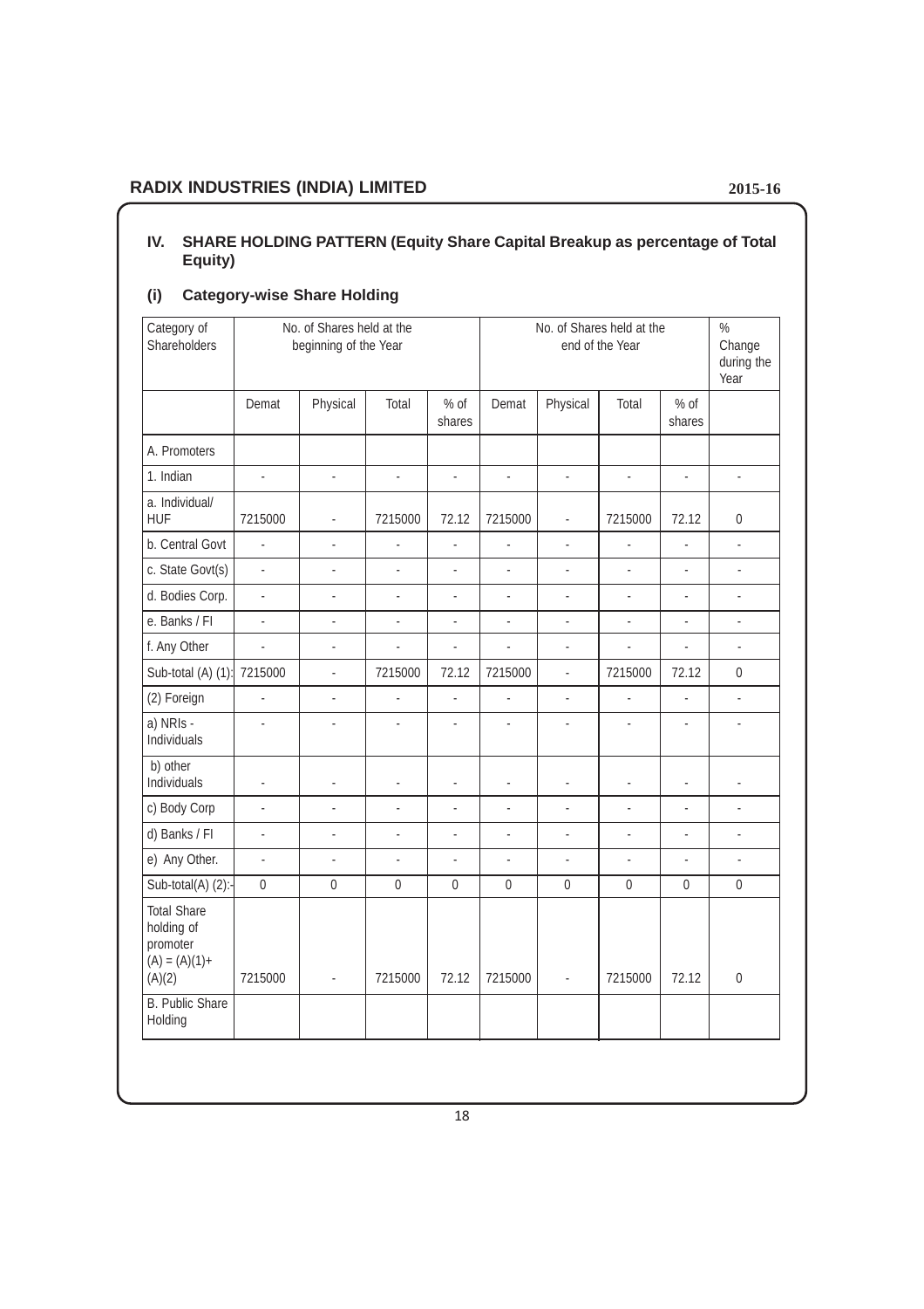## IV. SHARE HOLDING PATTERN (Equity Share Capital Breakup as percentage of Total Equity)

### (i) Category-wise Share Holding

| Category of Shareholders | No. of Shares held at the beginning of the Year | | | | No. of Shares held at the end of the Year | | | | % Change during the Year |
|---|---|---|---|---|---|---|---|---|---|
| | Demat | Physical | Total | % of shares | Demat | Physical | Total | % of shares | |
| A. Promoters | | | | | | | | | |
| 1. Indian | - | - | - | - | - | - | - | - | - |
| a. Individual/ HUF | 7215000 | - | 7215000 | 72.12 | 7215000 | - | 7215000 | 72.12 | 0 |
| b. Central Govt | - | - | - | - | - | - | - | - | - |
| c. State Govt(s) | - | - | - | - | - | - | - | - | - |
| d. Bodies Corp. | - | - | - | - | - | - | - | - | - |
| e. Banks / FI | - | - | - | - | - | - | - | - | - |
| f. Any Other | - | - | - | - | - | - | - | - | - |
| Sub-total (A) (1): | 7215000 | - | 7215000 | 72.12 | 7215000 | - | 7215000 | 72.12 | 0 |
| (2) Foreign | - | - | - | - | - | - | - | - | - |
| a) NRIs - Individuals | - | - | - | - | - | - | - | - | - |
| b) other Individuals | - | - | - | - | - | - | - | - | - |
| c) Body Corp | - | - | - | - | - | - | - | - | - |
| d) Banks / FI | - | - | - | - | - | - | - | - | - |
| e) Any Other. | - | - | - | - | - | - | - | - | - |
| Sub-total(A) (2):- | 0 | 0 | 0 | 0 | 0 | 0 | 0 | 0 | 0 |
| Total Share holding of promoter (A) = (A)(1)+ (A)(2) | 7215000 | - | 7215000 | 72.12 | 7215000 | - | 7215000 | 72.12 | 0 |
| B. Public Share Holding | | | | | | | | | |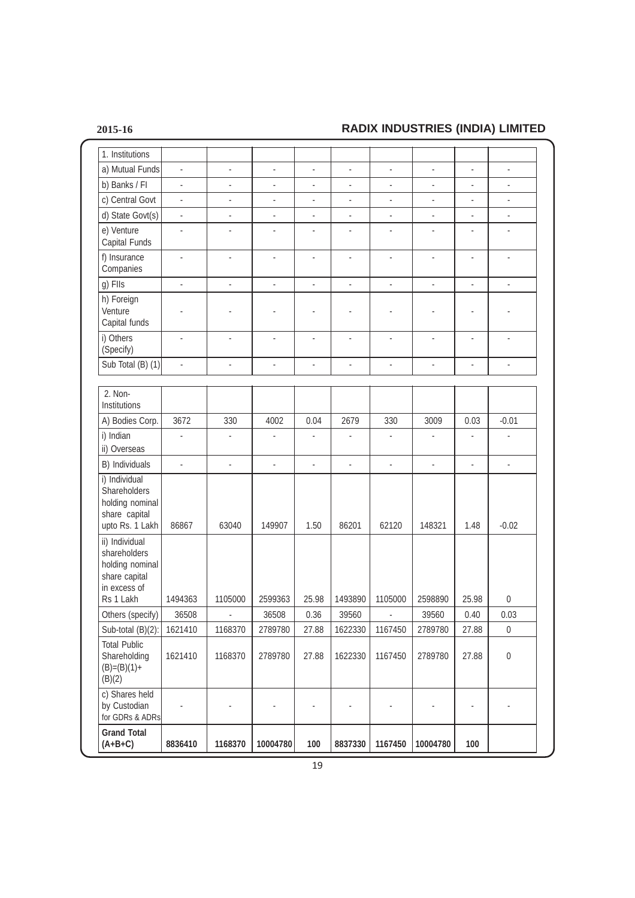| 1. Institutions | | | | | | | | | |
|---|---|---|---|---|---|---|---|---|---|
| a) Mutual Funds | - | - | - | - | - | - | - | - | - |
| b) Banks / FI | - | - | - | - | - | - | - | - | - |
| c) Central Govt | - | - | - | - | - | - | - | - | - |
| d) State Govt(s) | - | - | - | - | - | - | - | - | - |
| e) Venture Capital Funds | - | - | - | - | - | - | - | - | - |
| f) Insurance Companies | - | - | - | - | - | - | - | - | - |
| g) FIIs | - | - | - | - | - | - | - | - | - |
| h) Foreign Venture Capital funds | - | - | - | - | - | - | - | - | - |
| i) Others (Specify) | - | - | - | - | - | - | - | - | - |
| Sub Total (B) (1) | - | - | - | - | - | - | - | - | - |
| 2. Non-Institutions | | | | | | | | | |
| A) Bodies Corp. | 3672 | 330 | 4002 | 0.04 | 2679 | 330 | 3009 | 0.03 | -0.01 |
| i) Indian<br>ii) Overseas | - | - | - | - | - | - | - | - | - |
| B) Individuals | - | - | - | - | - | - | - | - | - |
| i) Individual Shareholders holding nominal share capital upto Rs. 1 Lakh | 86867 | 63040 | 149907 | 1.50 | 86201 | 62120 | 148321 | 1.48 | -0.02 |
| ii) Individual shareholders holding nominal share capital in excess of Rs 1 Lakh | 1494363 | 1105000 | 2599363 | 25.98 | 1493890 | 1105000 | 2598890 | 25.98 | 0 |
| Others (specify) | 36508 | - | 36508 | 0.36 | 39560 | - | 39560 | 0.40 | 0.03 |
| Sub-total (B)(2): | 1621410 | 1168370 | 2789780 | 27.88 | 1622330 | 1167450 | 2789780 | 27.88 | 0 |
| Total Public Shareholding (B)=(B)(1)+(B)(2) | 1621410 | 1168370 | 2789780 | 27.88 | 1622330 | 1167450 | 2789780 | 27.88 | 0 |
| c) Shares held by Custodian for GDRs & ADRs | - | - | - | - | - | - | - | - | - |
| **Grand Total (A+B+C)** | **8836410** | **1168370** | **10004780** | **100** | **8837330** | **1167450** | **10004780** | **100** | |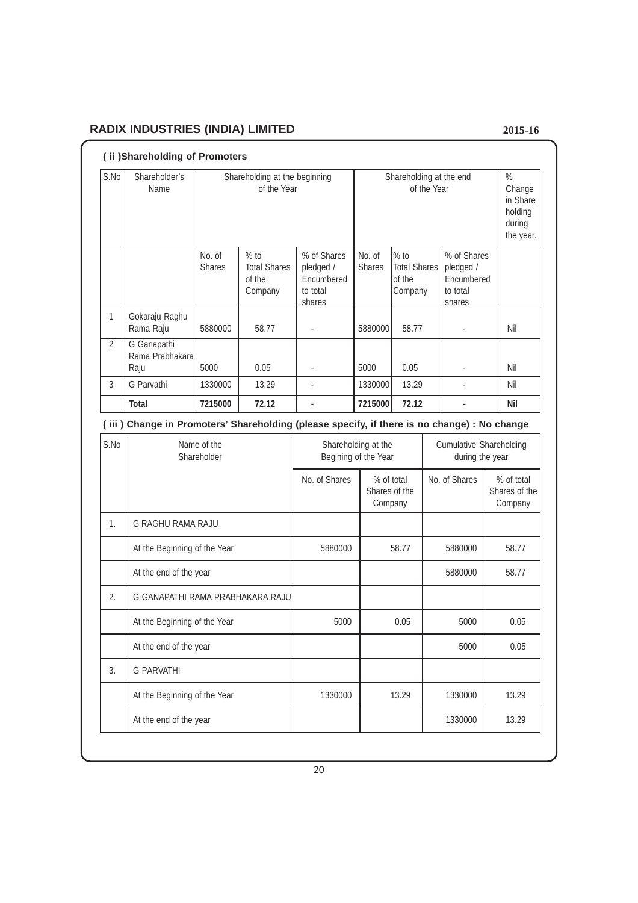## ( ii )Shareholding of Promoters

| S.No | Shareholder's Name | Shareholding at the beginning of the Year | | | Shareholding at the end of the Year | | | % Change in Share holding during the year. |
|---|---|---|---|---|---|---|---|---|
| | | No. of Shares | % to Total Shares of the Company | % of Shares pledged / Encumbered to total shares | No. of Shares | % to Total Shares of the Company | % of Shares pledged / Encumbered to total shares | |
| 1 | Gokaraju Raghu Rama Raju | 5880000 | 58.77 | - | 5880000 | 58.77 | - | Nil |
| 2 | G Ganapathi Rama Prabhakara Raju | 5000 | 0.05 | - | 5000 | 0.05 | - | Nil |
| 3 | G Parvathi | 1330000 | 13.29 | - | 1330000 | 13.29 | - | Nil |
| | **Total** | **7215000** | **72.12** | **-** | **7215000** | **72.12** | **-** | **Nil** |

## ( iii ) Change in Promoters' Shareholding (please specify, if there is no change) : No change

| S.No | Name of the Shareholder | Shareholding at the Begining of the Year | | Cumulative Shareholding during the year | |
|---|---|---|---|---|---|
| | | No. of Shares | % of total Shares of the Company | No. of Shares | % of total Shares of the Company |
| 1. | G RAGHU RAMA RAJU | | | | |
| | At the Beginning of the Year | 5880000 | 58.77 | 5880000 | 58.77 |
| | At the end of the year | | | 5880000 | 58.77 |
| 2. | G GANAPATHI RAMA PRABHAKARA RAJU | | | | |
| | At the Beginning of the Year | 5000 | 0.05 | 5000 | 0.05 |
| | At the end of the year | | | 5000 | 0.05 |
| 3. | G PARVATHI | | | | |
| | At the Beginning of the Year | 1330000 | 13.29 | 1330000 | 13.29 |
| | At the end of the year | | | 1330000 | 13.29 |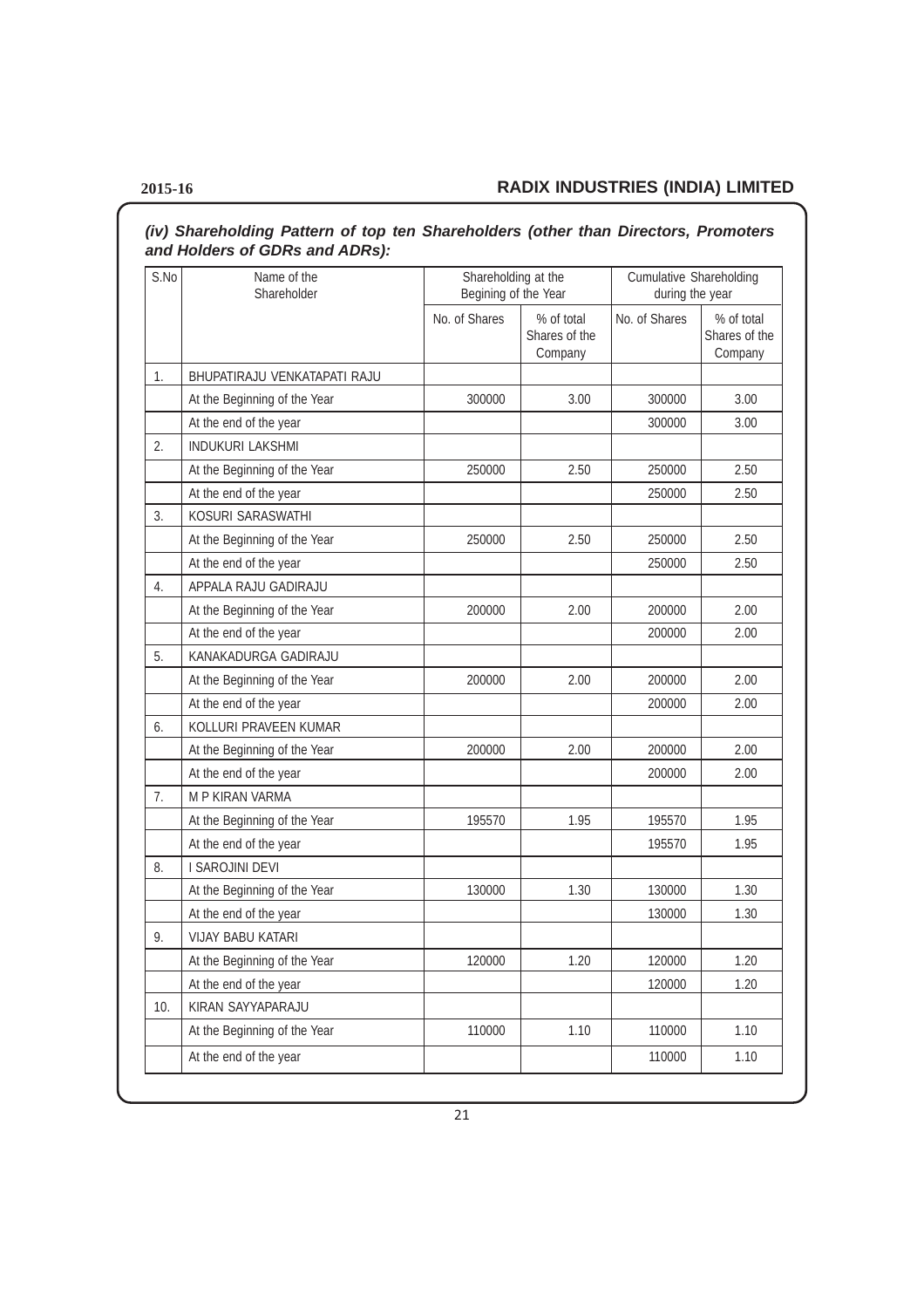### *(iv) Shareholding Pattern of top ten Shareholders (other than Directors, Promoters and Holders of GDRs and ADRs):*

| S.No | Name of the Shareholder | Shareholding at the Begining of the Year | | Cumulative Shareholding during the year | |
|---|---|---|---|---|---|
| | | No. of Shares | % of total Shares of the Company | No. of Shares | % of total Shares of the Company |
| 1. | BHUPATIRAJU VENKATAPATI RAJU | | | | |
| | At the Beginning of the Year | 300000 | 3.00 | 300000 | 3.00 |
| | At the end of the year | | | 300000 | 3.00 |
| 2. | INDUKURI LAKSHMI | | | | |
| | At the Beginning of the Year | 250000 | 2.50 | 250000 | 2.50 |
| | At the end of the year | | | 250000 | 2.50 |
| 3. | KOSURI SARASWATHI | | | | |
| | At the Beginning of the Year | 250000 | 2.50 | 250000 | 2.50 |
| | At the end of the year | | | 250000 | 2.50 |
| 4. | APPALA RAJU GADIRAJU | | | | |
| | At the Beginning of the Year | 200000 | 2.00 | 200000 | 2.00 |
| | At the end of the year | | | 200000 | 2.00 |
| 5. | KANAKADURGA GADIRAJU | | | | |
| | At the Beginning of the Year | 200000 | 2.00 | 200000 | 2.00 |
| | At the end of the year | | | 200000 | 2.00 |
| 6. | KOLLURI PRAVEEN KUMAR | | | | |
| | At the Beginning of the Year | 200000 | 2.00 | 200000 | 2.00 |
| | At the end of the year | | | 200000 | 2.00 |
| 7. | M P KIRAN VARMA | | | | |
| | At the Beginning of the Year | 195570 | 1.95 | 195570 | 1.95 |
| | At the end of the year | | | 195570 | 1.95 |
| 8. | I SAROJINI DEVI | | | | |
| | At the Beginning of the Year | 130000 | 1.30 | 130000 | 1.30 |
| | At the end of the year | | | 130000 | 1.30 |
| 9. | VIJAY BABU KATARI | | | | |
| | At the Beginning of the Year | 120000 | 1.20 | 120000 | 1.20 |
| | At the end of the year | | | 120000 | 1.20 |
| 10. | KIRAN SAYYAPARAJU | | | | |
| | At the Beginning of the Year | 110000 | 1.10 | 110000 | 1.10 |
| | At the end of the year | | | 110000 | 1.10 |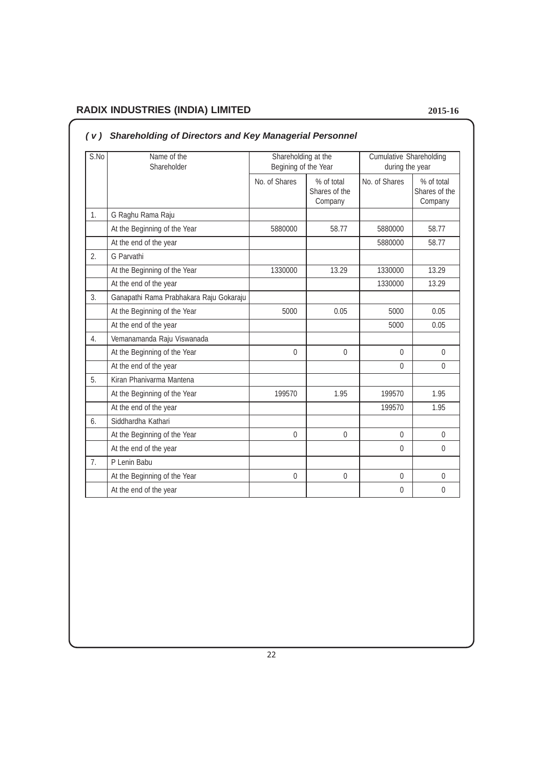### ( v ) Shareholding of Directors and Key Managerial Personnel

| S.No | Name of the Shareholder | Shareholding at the Begining of the Year | | Cumulative Shareholding during the year | |
|---|---|---|---|---|---|
| | | No. of Shares | % of total Shares of the Company | No. of Shares | % of total Shares of the Company |
| 1. | G Raghu Rama Raju | | | | |
| | At the Beginning of the Year | 5880000 | 58.77 | 5880000 | 58.77 |
| | At the end of the year | | | 5880000 | 58.77 |
| 2. | G Parvathi | | | | |
| | At the Beginning of the Year | 1330000 | 13.29 | 1330000 | 13.29 |
| | At the end of the year | | | 1330000 | 13.29 |
| 3. | Ganapathi Rama Prabhakara Raju Gokaraju | | | | |
| | At the Beginning of the Year | 5000 | 0.05 | 5000 | 0.05 |
| | At the end of the year | | | 5000 | 0.05 |
| 4. | Vemanamanda Raju Viswanada | | | | |
| | At the Beginning of the Year | 0 | 0 | 0 | 0 |
| | At the end of the year | | | 0 | 0 |
| 5. | Kiran Phanivarma Mantena | | | | |
| | At the Beginning of the Year | 199570 | 1.95 | 199570 | 1.95 |
| | At the end of the year | | | 199570 | 1.95 |
| 6. | Siddhardha Kathari | | | | |
| | At the Beginning of the Year | 0 | 0 | 0 | 0 |
| | At the end of the year | | | 0 | 0 |
| 7. | P Lenin Babu | | | | |
| | At the Beginning of the Year | 0 | 0 | 0 | 0 |
| | At the end of the year | | | 0 | 0 |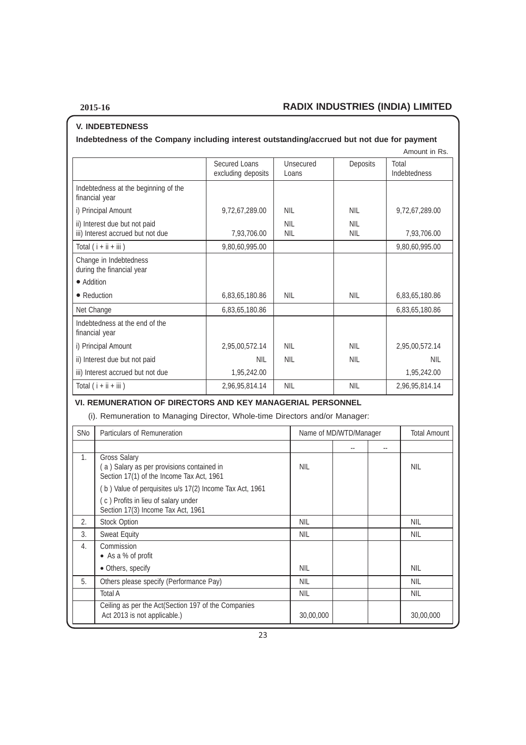### V. INDEBTEDNESS

**Indebtedness of the Company including interest outstanding/accrued but not due for payment**

Amount in Rs.

| | Secured Loans excluding deposits | Unsecured Loans | Deposits | Total Indebtedness |
|---|---|---|---|---|
| Indebtedness at the beginning of the financial year | | | | |
| i) Principal Amount | 9,72,67,289.00 | NIL | NIL | 9,72,67,289.00 |
| ii) Interest due but not paid | | NIL | NIL | |
| iii) Interest accrued but not due | 7,93,706.00 | NIL | NIL | 7,93,706.00 |
| Total ( i + ii + iii ) | 9,80,60,995.00 | | | 9,80,60,995.00 |
| Change in Indebtedness during the financial year | | | | |
| • Addition | | | | |
| • Reduction | 6,83,65,180.86 | NIL | NIL | 6,83,65,180.86 |
| Net Change | 6,83,65,180.86 | | | 6,83,65,180.86 |
| Indebtedness at the end of the financial year | | | | |
| i) Principal Amount | 2,95,00,572.14 | NIL | NIL | 2,95,00,572.14 |
| ii) Interest due but not paid | NIL | NIL | NIL | NIL |
| iii) Interest accrued but not due | 1,95,242.00 | | | 1,95,242.00 |
| Total ( i + ii + iii ) | 2,96,95,814.14 | NIL | NIL | 2,96,95,814.14 |

### VI. REMUNERATION OF DIRECTORS AND KEY MANAGERIAL PERSONNEL

(i). Remuneration to Managing Director, Whole-time Directors and/or Manager:

| SNo | Particulars of Remuneration | Name of MD/WTD/Manager | | | Total Amount |
|---|---|---|---|---|---|
| | | | -- | -- | |
| 1. | Gross Salary<br>( a ) Salary as per provisions contained in Section 17(1) of the Income Tax Act, 1961 | NIL | | | NIL |
| | ( b ) Value of perquisites u/s 17(2) Income Tax Act, 1961 | | | | |
| | ( c ) Profits in lieu of salary under Section 17(3) Income Tax Act, 1961 | | | | |
| 2. | Stock Option | NIL | | | NIL |
| 3. | Sweat Equity | NIL | | | NIL |
| 4. | Commission<br>• As a % of profit | | | | |
| | • Others, specify | NIL | | | NIL |
| 5. | Others please specify (Performance Pay) | NIL | | | NIL |
| | Total A | NIL | | | NIL |
| | Ceiling as per the Act(Section 197 of the Companies Act 2013 is not applicable.) | 30,00,000 | | | 30,00,000 |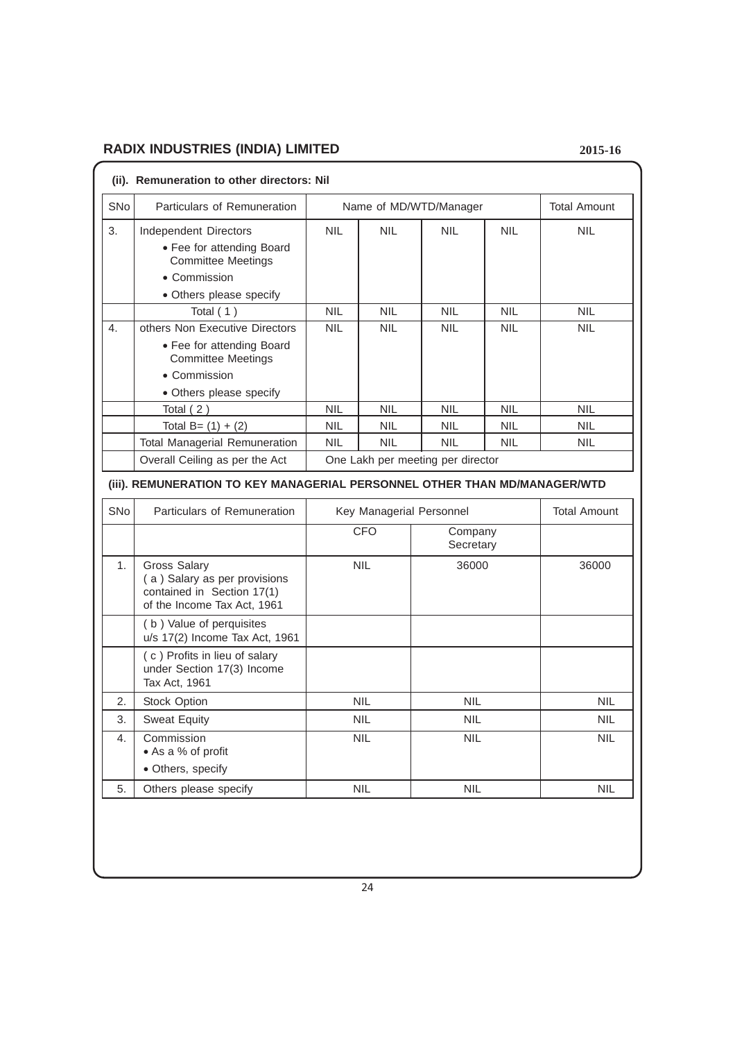### (ii). Remuneration to other directors: Nil

| SNo | Particulars of Remuneration | Name of MD/WTD/Manager | | | | Total Amount |
|---|---|---|---|---|---|---|
| 3. | Independent Directors<br>• Fee for attending Board Committee Meetings<br>• Commission<br>• Others please specify | NIL | NIL | NIL | NIL | NIL |
| | Total ( 1 ) | NIL | NIL | NIL | NIL | NIL |
| 4. | others Non Executive Directors<br>• Fee for attending Board Committee Meetings<br>• Commission<br>• Others please specify | NIL | NIL | NIL | NIL | NIL |
| | Total ( 2 ) | NIL | NIL | NIL | NIL | NIL |
| | Total B= (1) + (2) | NIL | NIL | NIL | NIL | NIL |
| | Total Managerial Remuneration | NIL | NIL | NIL | NIL | NIL |
| | Overall Ceiling as per the Act | One Lakh per meeting per director | | | | |

### (iii). REMUNERATION TO KEY MANAGERIAL PERSONNEL OTHER THAN MD/MANAGER/WTD

| SNo | Particulars of Remuneration | Key Managerial Personnel | | Total Amount |
|---|---|---|---|---|
| | | CFO | Company Secretary | |
| 1. | Gross Salary<br>( a ) Salary as per provisions contained in Section 17(1) of the Income Tax Act, 1961 | NIL | 36000 | 36000 |
| | ( b ) Value of perquisites u/s 17(2) Income Tax Act, 1961 | | | |
| | ( c ) Profits in lieu of salary under Section 17(3) Income Tax Act, 1961 | | | |
| 2. | Stock Option | NIL | NIL | NIL |
| 3. | Sweat Equity | NIL | NIL | NIL |
| 4. | Commission<br>• As a % of profit<br>• Others, specify | NIL | NIL | NIL |
| 5. | Others please specify | NIL | NIL | NIL |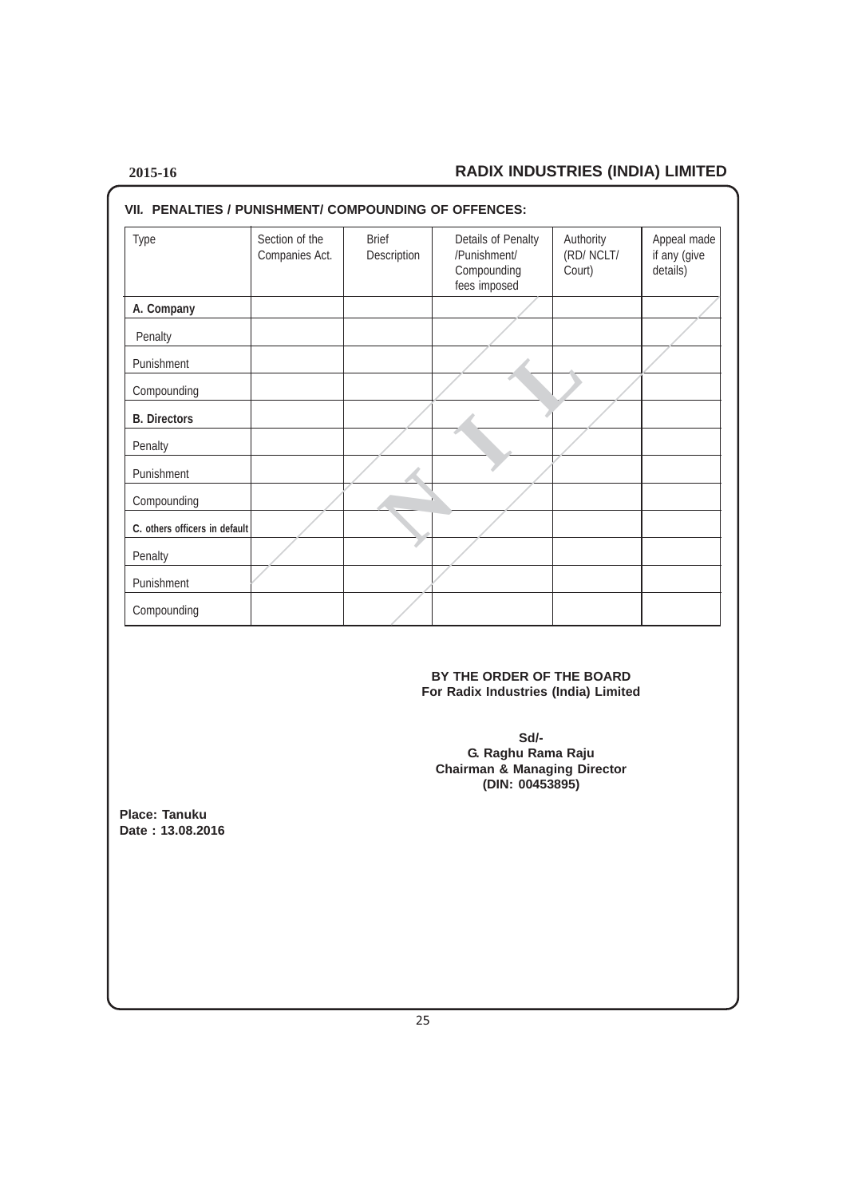### VII. PENALTIES / PUNISHMENT/ COMPOUNDING OF OFFENCES:

| Type | Section of the Companies Act. | Brief Description | Details of Penalty /Punishment/ Compounding fees imposed | Authority (RD/ NCLT/ Court) | Appeal made if any (give details) |
|---|---|---|---|---|---|
| **A. Company** | | | | | |
| Penalty | | | | | |
| Punishment | | | | | |
| Compounding | | | | | |
| **B. Directors** | | | | | |
| Penalty | | | | | |
| Punishment | | | | | |
| Compounding | | | | | |
| **C. others officers in default** | | | | | |
| Penalty | | | | | |
| Punishment | | | | | |
| Compounding | | | | | |

NIL

**BY THE ORDER OF THE BOARD**
**For Radix Industries (India) Limited**

**Sd/-**
**G. Raghu Rama Raju**
**Chairman & Managing Director**
**(DIN: 00453895)**

**Place: Tanuku**
**Date : 13.08.2016**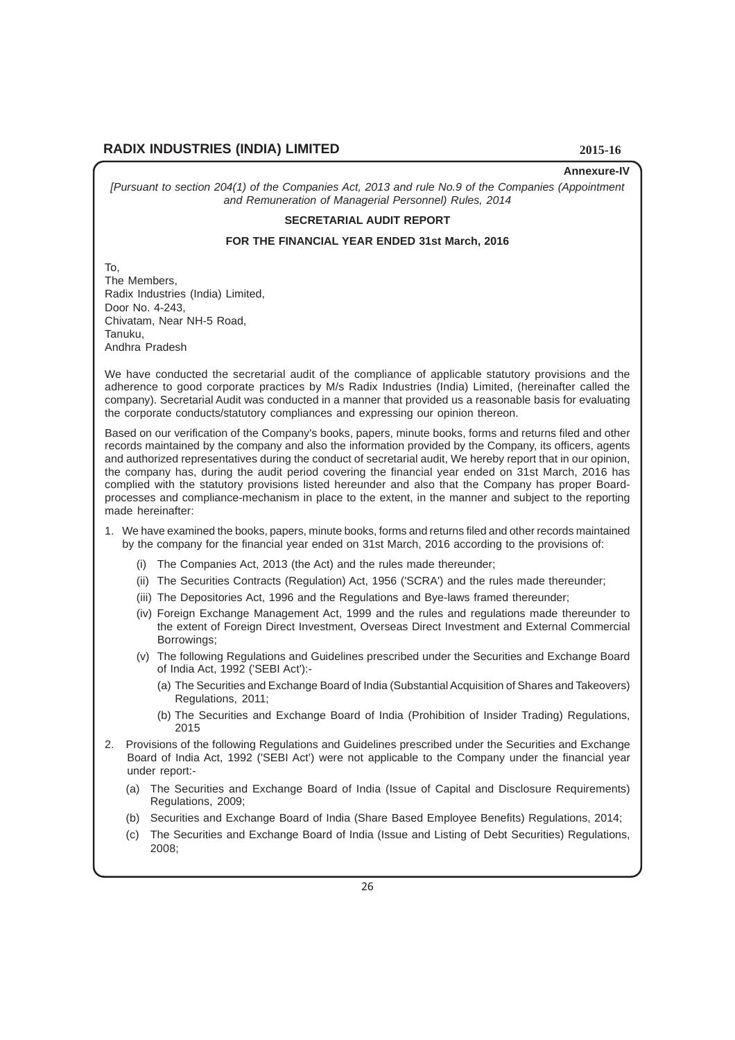**Annexure-IV**

*[Pursuant to section 204(1) of the Companies Act, 2013 and rule No.9 of the Companies (Appointment and Remuneration of Managerial Personnel) Rules, 2014*

## SECRETARIAL AUDIT REPORT

## FOR THE FINANCIAL YEAR ENDED 31st March, 2016

To,
The Members,
Radix Industries (India) Limited,
Door No. 4-243,
Chivatam, Near NH-5 Road,
Tanuku,
Andhra Pradesh

We have conducted the secretarial audit of the compliance of applicable statutory provisions and the adherence to good corporate practices by M/s Radix Industries (India) Limited, (hereinafter called the company). Secretarial Audit was conducted in a manner that provided us a reasonable basis for evaluating the corporate conducts/statutory compliances and expressing our opinion thereon.

Based on our verification of the Company's books, papers, minute books, forms and returns filed and other records maintained by the company and also the information provided by the Company, its officers, agents and authorized representatives during the conduct of secretarial audit, We hereby report that in our opinion, the company has, during the audit period covering the financial year ended on 31st March, 2016 has complied with the statutory provisions listed hereunder and also that the Company has proper Board-processes and compliance-mechanism in place to the extent, in the manner and subject to the reporting made hereinafter:

1. We have examined the books, papers, minute books, forms and returns filed and other records maintained by the company for the financial year ended on 31st March, 2016 according to the provisions of:
   - (i) The Companies Act, 2013 (the Act) and the rules made thereunder;
   - (ii) The Securities Contracts (Regulation) Act, 1956 ('SCRA') and the rules made thereunder;
   - (iii) The Depositories Act, 1996 and the Regulations and Bye-laws framed thereunder;
   - (iv) Foreign Exchange Management Act, 1999 and the rules and regulations made thereunder to the extent of Foreign Direct Investment, Overseas Direct Investment and External Commercial Borrowings;
   - (v) The following Regulations and Guidelines prescribed under the Securities and Exchange Board of India Act, 1992 ('SEBI Act'):-
     - (a) The Securities and Exchange Board of India (Substantial Acquisition of Shares and Takeovers) Regulations, 2011;
     - (b) The Securities and Exchange Board of India (Prohibition of Insider Trading) Regulations, 2015
2. Provisions of the following Regulations and Guidelines prescribed under the Securities and Exchange Board of India Act, 1992 ('SEBI Act') were not applicable to the Company under the financial year under report:-
   - (a) The Securities and Exchange Board of India (Issue of Capital and Disclosure Requirements) Regulations, 2009;
   - (b) Securities and Exchange Board of India (Share Based Employee Benefits) Regulations, 2014;
   - (c) The Securities and Exchange Board of India (Issue and Listing of Debt Securities) Regulations, 2008;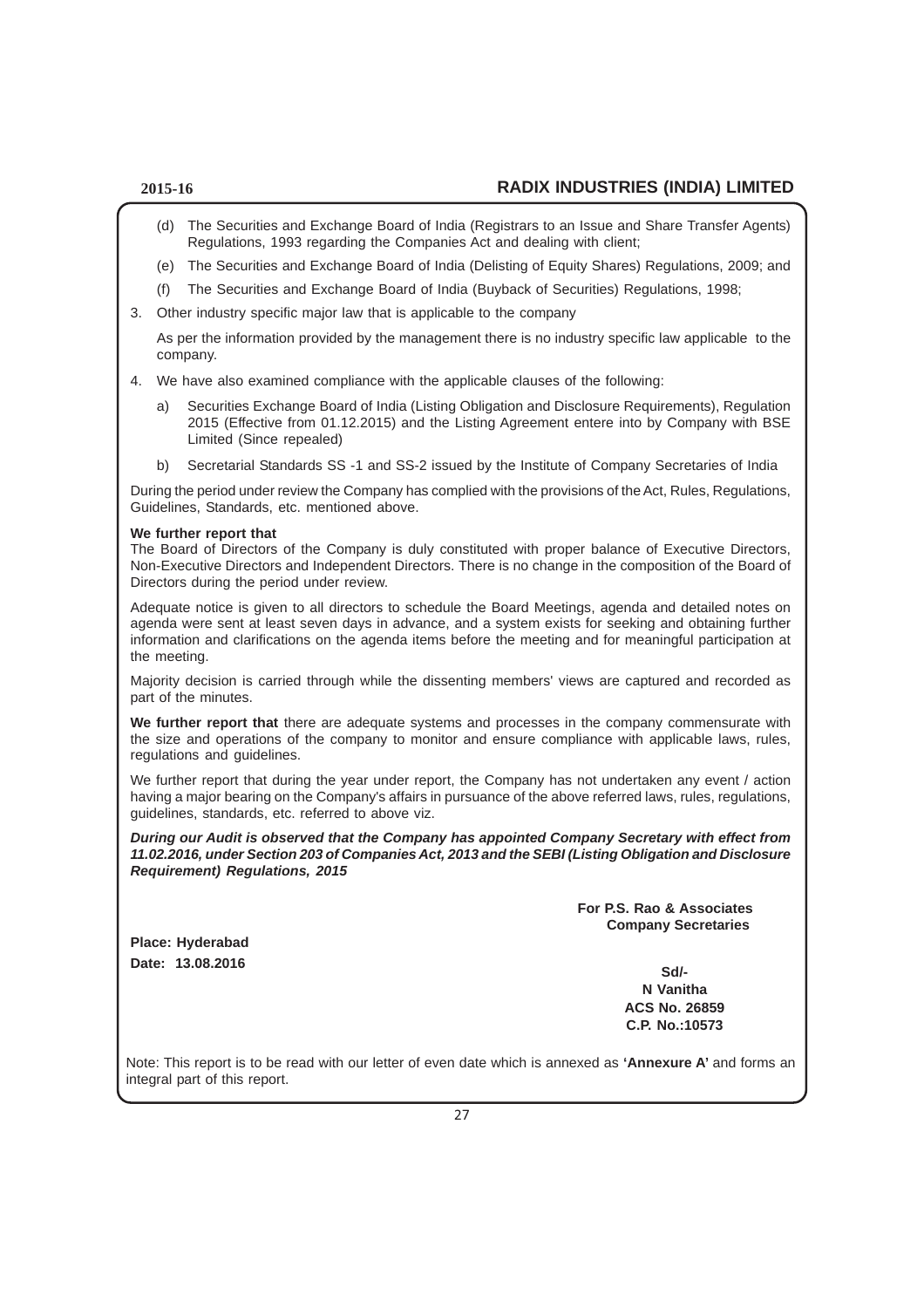(d) The Securities and Exchange Board of India (Registrars to an Issue and Share Transfer Agents) Regulations, 1993 regarding the Companies Act and dealing with client;

(e) The Securities and Exchange Board of India (Delisting of Equity Shares) Regulations, 2009; and

(f) The Securities and Exchange Board of India (Buyback of Securities) Regulations, 1998;

3. Other industry specific major law that is applicable to the company

   As per the information provided by the management there is no industry specific law applicable to the company.

4. We have also examined compliance with the applicable clauses of the following:

   a) Securities Exchange Board of India (Listing Obligation and Disclosure Requirements), Regulation 2015 (Effective from 01.12.2015) and the Listing Agreement entere into by Company with BSE Limited (Since repealed)

   b) Secretarial Standards SS -1 and SS-2 issued by the Institute of Company Secretaries of India

During the period under review the Company has complied with the provisions of the Act, Rules, Regulations, Guidelines, Standards, etc. mentioned above.

**We further report that**
The Board of Directors of the Company is duly constituted with proper balance of Executive Directors, Non-Executive Directors and Independent Directors. There is no change in the composition of the Board of Directors during the period under review.

Adequate notice is given to all directors to schedule the Board Meetings, agenda and detailed notes on agenda were sent at least seven days in advance, and a system exists for seeking and obtaining further information and clarifications on the agenda items before the meeting and for meaningful participation at the meeting.

Majority decision is carried through while the dissenting members' views are captured and recorded as part of the minutes.

**We further report that** there are adequate systems and processes in the company commensurate with the size and operations of the company to monitor and ensure compliance with applicable laws, rules, regulations and guidelines.

We further report that during the year under report, the Company has not undertaken any event / action having a major bearing on the Company's affairs in pursuance of the above referred laws, rules, regulations, guidelines, standards, etc. referred to above viz.

***During our Audit is observed that the Company has appointed Company Secretary with effect from 11.02.2016, under Section 203 of Companies Act, 2013 and the SEBI (Listing Obligation and Disclosure Requirement) Regulations, 2015***

**For P.S. Rao & Associates**
**Company Secretaries**

**Place: Hyderabad**
**Date: 13.08.2016**

**Sd/-**
**N Vanitha**
**ACS No. 26859**
**C.P. No.:10573**

Note: This report is to be read with our letter of even date which is annexed as **'Annexure A'** and forms an integral part of this report.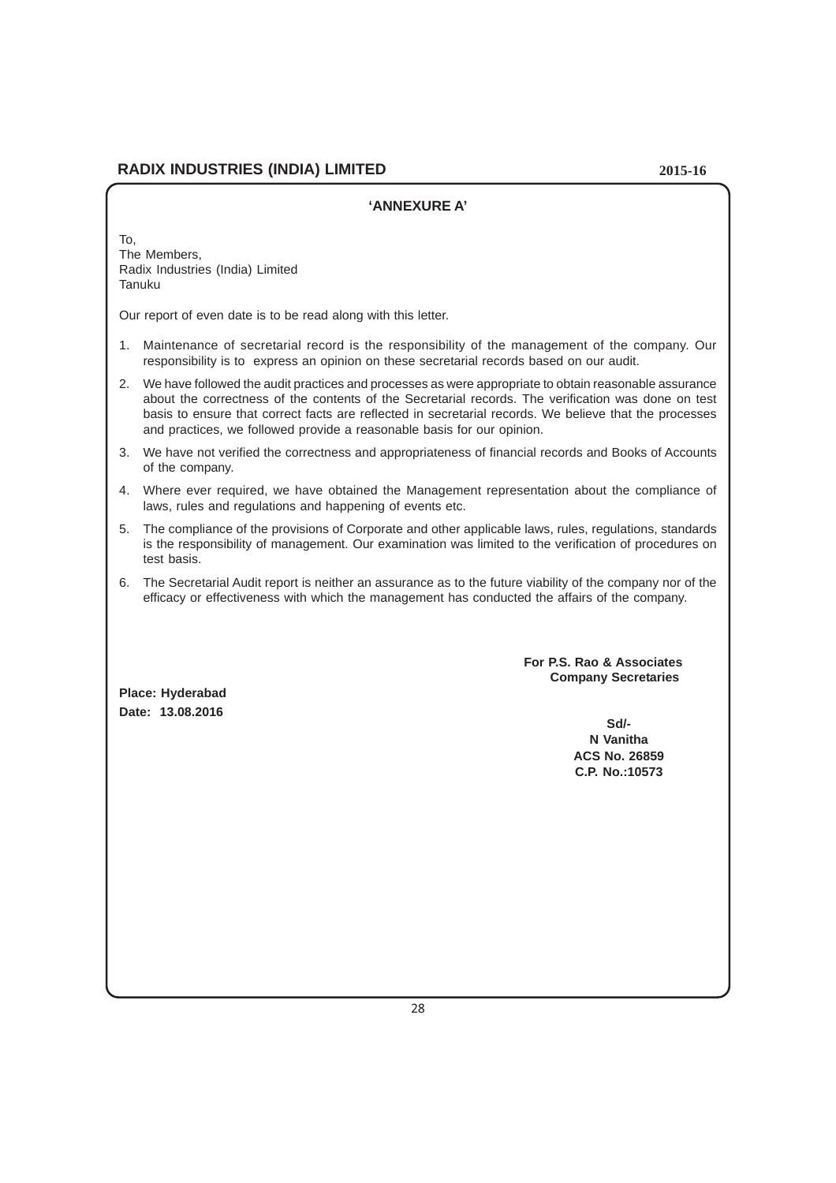## 'ANNEXURE A'

To,
The Members,
Radix Industries (India) Limited
Tanuku

Our report of even date is to be read along with this letter.

1. Maintenance of secretarial record is the responsibility of the management of the company. Our responsibility is to express an opinion on these secretarial records based on our audit.
2. We have followed the audit practices and processes as were appropriate to obtain reasonable assurance about the correctness of the contents of the Secretarial records. The verification was done on test basis to ensure that correct facts are reflected in secretarial records. We believe that the processes and practices, we followed provide a reasonable basis for our opinion.
3. We have not verified the correctness and appropriateness of financial records and Books of Accounts of the company.
4. Where ever required, we have obtained the Management representation about the compliance of laws, rules and regulations and happening of events etc.
5. The compliance of the provisions of Corporate and other applicable laws, rules, regulations, standards is the responsibility of management. Our examination was limited to the verification of procedures on test basis.
6. The Secretarial Audit report is neither an assurance as to the future viability of the company nor of the efficacy or effectiveness with which the management has conducted the affairs of the company.

**For P.S. Rao & Associates**
**Company Secretaries**

**Place: Hyderabad**
**Date: 13.08.2016**

**Sd/-**
**N Vanitha**
**ACS No. 26859**
**C.P. No.:10573**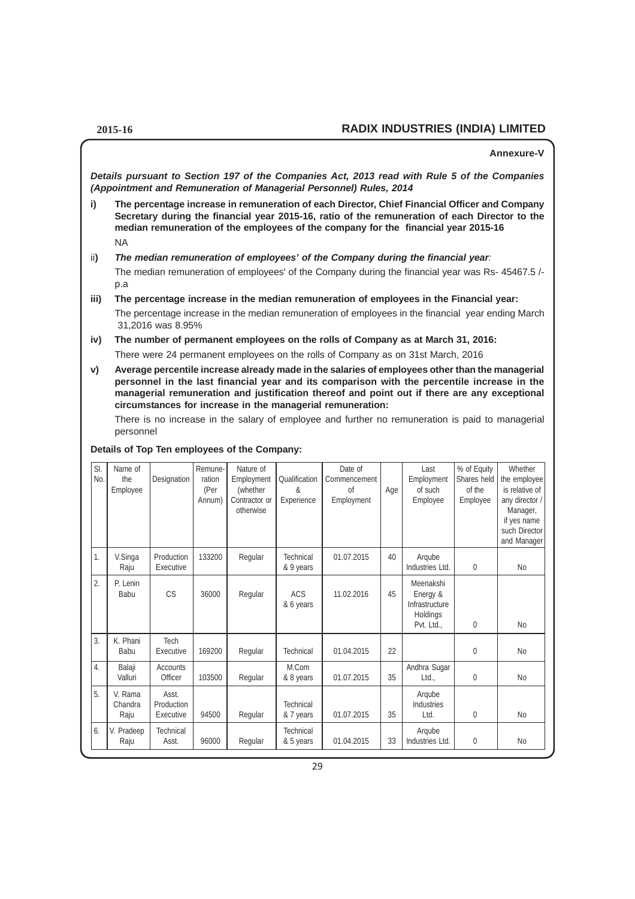**Annexure-V**

***Details pursuant to Section 197 of the Companies Act, 2013 read with Rule 5 of the Companies (Appointment and Remuneration of Managerial Personnel) Rules, 2014***

**i) The percentage increase in remuneration of each Director, Chief Financial Officer and Company Secretary during the financial year 2015-16, ratio of the remuneration of each Director to the median remuneration of the employees of the company for the financial year 2015-16**

NA

**ii) *The median remuneration of employees' of the Company during the financial year:***

The median remuneration of employees' of the Company during the financial year was Rs- 45467.5 /- p.a

**iii) The percentage increase in the median remuneration of employees in the Financial year:**

The percentage increase in the median remuneration of employees in the financial year ending March 31,2016 was 8.95%

**iv) The number of permanent employees on the rolls of Company as at March 31, 2016:**

There were 24 permanent employees on the rolls of Company as on 31st March, 2016

**v) Average percentile increase already made in the salaries of employees other than the managerial personnel in the last financial year and its comparison with the percentile increase in the managerial remuneration and justification thereof and point out if there are any exceptional circumstances for increase in the managerial remuneration:**

There is no increase in the salary of employee and further no remuneration is paid to managerial personnel

**Details of Top Ten employees of the Company:**

| Sl. No. | Name of the Employee | Designation | Remuneration (Per Annum) | Nature of Employment (whether Contractor or otherwise | Qualification & Experience | Date of Commencement of Employment | Age | Last Employment of such Employee | % of Equity Shares held of the Employee | Whether the employee is relative of any director / Manager, if yes name such Director and Manager |
|---|---|---|---|---|---|---|---|---|---|---|
| 1. | V.Singa Raju | Production Executive | 133200 | Regular | Technical & 9 years | 01.07.2015 | 40 | Arqube Industries Ltd. | 0 | No |
| 2. | P. Lenin Babu | CS | 36000 | Regular | ACS & 6 years | 11.02.2016 | 45 | Meenakshi Energy & Infrastructure Holdings Pvt. Ltd., | 0 | No |
| 3. | K. Phani Babu | Tech Executive | 169200 | Regular | Technical | 01.04.2015 | 22 | | 0 | No |
| 4. | Balaji Valluri | Accounts Officer | 103500 | Regular | M.Com & 8 years | 01.07.2015 | 35 | Andhra Sugar Ltd., | 0 | No |
| 5. | V. Rama Chandra Raju | Asst. Production Executive | 94500 | Regular | Technical & 7 years | 01.07.2015 | 35 | Arqube Industries Ltd. | 0 | No |
| 6. | V. Pradeep Raju | Technical Asst. | 96000 | Regular | Technical & 5 years | 01.04.2015 | 33 | Arqube Industries Ltd. | 0 | No |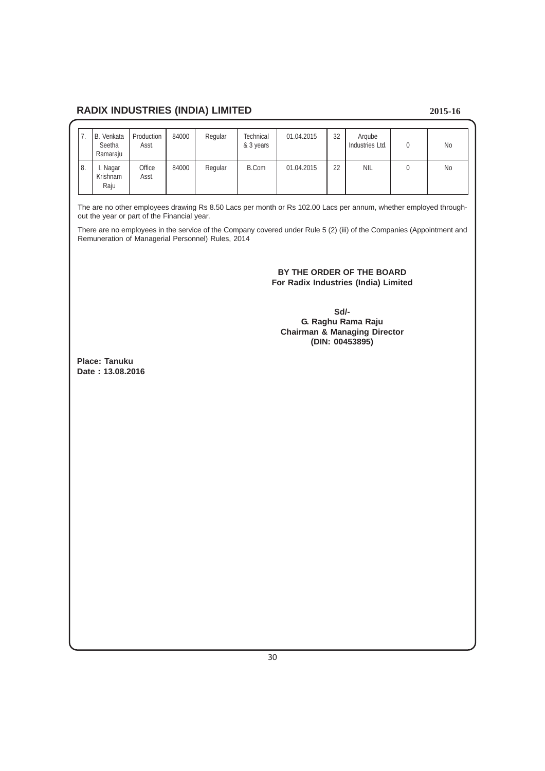| 7. | B. Venkata Seetha Ramaraju | Production Asst. | 84000 | Regular | Technical & 3 years | 01.04.2015 | 32 | Arqube Industries Ltd. | 0 | No |
|---|---|---|---|---|---|---|---|---|---|---|
| 8. | I. Nagar Krishnam Raju | Office Asst. | 84000 | Regular | B.Com | 01.04.2015 | 22 | NIL | 0 | No |

The are no other employees drawing Rs 8.50 Lacs per month or Rs 102.00 Lacs per annum, whether employed throughout the year or part of the Financial year.

There are no employees in the service of the Company covered under Rule 5 (2) (iii) of the Companies (Appointment and Remuneration of Managerial Personnel) Rules, 2014

**BY THE ORDER OF THE BOARD**
**For Radix Industries (India) Limited**

**Sd/-**
**G. Raghu Rama Raju**
**Chairman & Managing Director**
**(DIN: 00453895)**

**Place: Tanuku**
**Date : 13.08.2016**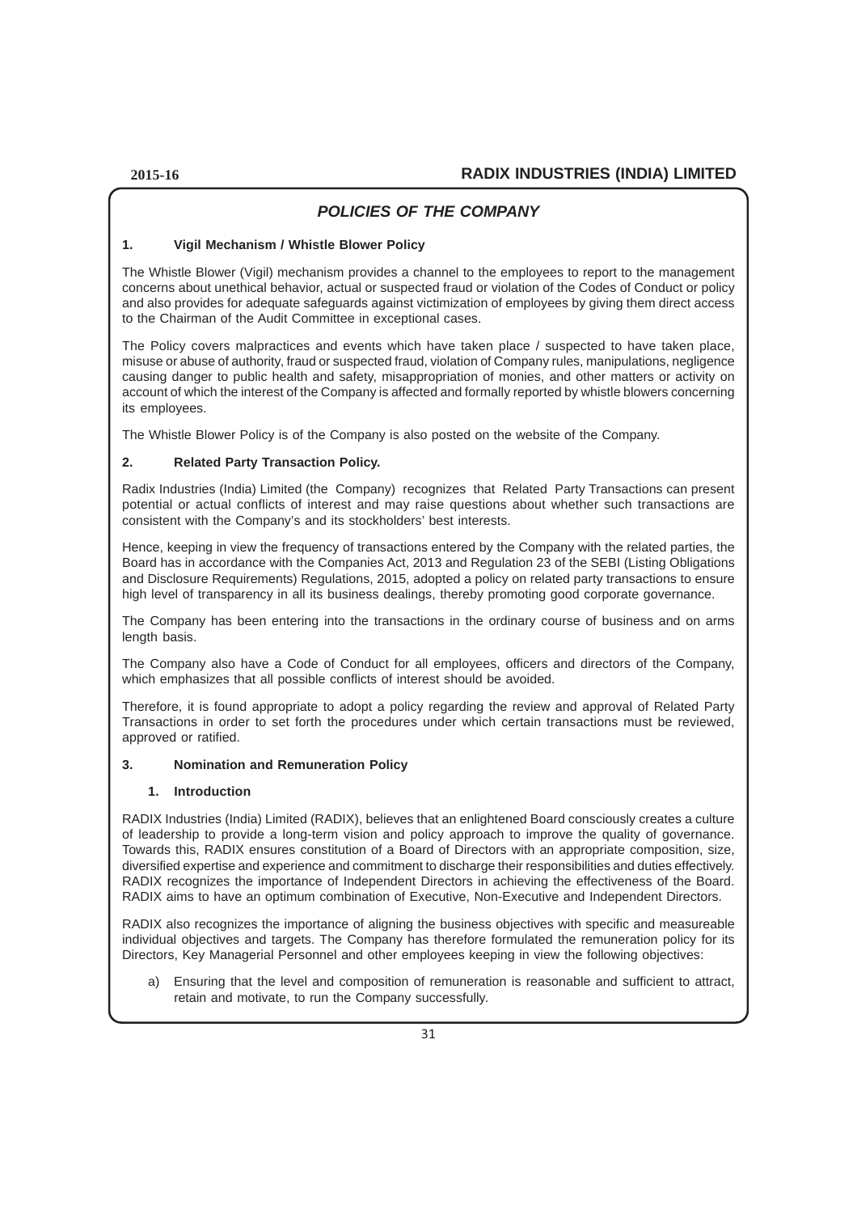## *POLICIES OF THE COMPANY*

### 1. Vigil Mechanism / Whistle Blower Policy

The Whistle Blower (Vigil) mechanism provides a channel to the employees to report to the management concerns about unethical behavior, actual or suspected fraud or violation of the Codes of Conduct or policy and also provides for adequate safeguards against victimization of employees by giving them direct access to the Chairman of the Audit Committee in exceptional cases.

The Policy covers malpractices and events which have taken place / suspected to have taken place, misuse or abuse of authority, fraud or suspected fraud, violation of Company rules, manipulations, negligence causing danger to public health and safety, misappropriation of monies, and other matters or activity on account of which the interest of the Company is affected and formally reported by whistle blowers concerning its employees.

The Whistle Blower Policy is of the Company is also posted on the website of the Company.

### 2. Related Party Transaction Policy.

Radix Industries (India) Limited (the Company) recognizes that Related Party Transactions can present potential or actual conflicts of interest and may raise questions about whether such transactions are consistent with the Company's and its stockholders' best interests.

Hence, keeping in view the frequency of transactions entered by the Company with the related parties, the Board has in accordance with the Companies Act, 2013 and Regulation 23 of the SEBI (Listing Obligations and Disclosure Requirements) Regulations, 2015, adopted a policy on related party transactions to ensure high level of transparency in all its business dealings, thereby promoting good corporate governance.

The Company has been entering into the transactions in the ordinary course of business and on arms length basis.

The Company also have a Code of Conduct for all employees, officers and directors of the Company, which emphasizes that all possible conflicts of interest should be avoided.

Therefore, it is found appropriate to adopt a policy regarding the review and approval of Related Party Transactions in order to set forth the procedures under which certain transactions must be reviewed, approved or ratified.

### 3. Nomination and Remuneration Policy

#### 1. Introduction

RADIX Industries (India) Limited (RADIX), believes that an enlightened Board consciously creates a culture of leadership to provide a long-term vision and policy approach to improve the quality of governance. Towards this, RADIX ensures constitution of a Board of Directors with an appropriate composition, size, diversified expertise and experience and commitment to discharge their responsibilities and duties effectively. RADIX recognizes the importance of Independent Directors in achieving the effectiveness of the Board. RADIX aims to have an optimum combination of Executive, Non-Executive and Independent Directors.

RADIX also recognizes the importance of aligning the business objectives with specific and measureable individual objectives and targets. The Company has therefore formulated the remuneration policy for its Directors, Key Managerial Personnel and other employees keeping in view the following objectives:

a) Ensuring that the level and composition of remuneration is reasonable and sufficient to attract, retain and motivate, to run the Company successfully.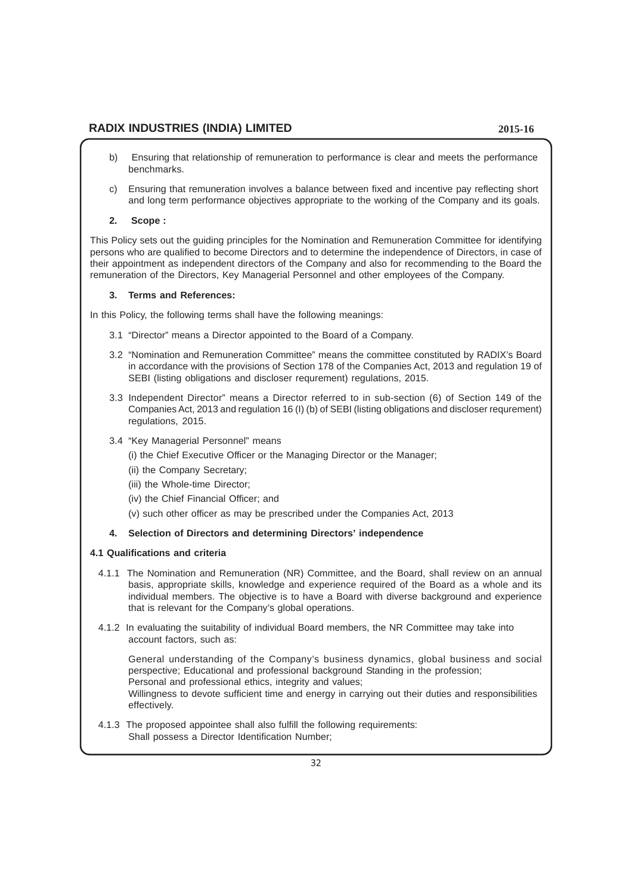b) Ensuring that relationship of remuneration to performance is clear and meets the performance benchmarks.

c) Ensuring that remuneration involves a balance between fixed and incentive pay reflecting short and long term performance objectives appropriate to the working of the Company and its goals.

**2. Scope :**

This Policy sets out the guiding principles for the Nomination and Remuneration Committee for identifying persons who are qualified to become Directors and to determine the independence of Directors, in case of their appointment as independent directors of the Company and also for recommending to the Board the remuneration of the Directors, Key Managerial Personnel and other employees of the Company.

**3. Terms and References:**

In this Policy, the following terms shall have the following meanings:

3.1 "Director" means a Director appointed to the Board of a Company.

3.2 "Nomination and Remuneration Committee" means the committee constituted by RADIX's Board in accordance with the provisions of Section 178 of the Companies Act, 2013 and regulation 19 of SEBI (listing obligations and discloser requrement) regulations, 2015.

3.3 Independent Director" means a Director referred to in sub-section (6) of Section 149 of the Companies Act, 2013 and regulation 16 (I) (b) of SEBI (listing obligations and discloser requrement) regulations, 2015.

3.4 "Key Managerial Personnel" means

(i) the Chief Executive Officer or the Managing Director or the Manager;

(ii) the Company Secretary;

(iii) the Whole-time Director;

(iv) the Chief Financial Officer; and

(v) such other officer as may be prescribed under the Companies Act, 2013

**4. Selection of Directors and determining Directors' independence**

**4.1 Qualifications and criteria**

4.1.1 The Nomination and Remuneration (NR) Committee, and the Board, shall review on an annual basis, appropriate skills, knowledge and experience required of the Board as a whole and its individual members. The objective is to have a Board with diverse background and experience that is relevant for the Company's global operations.

4.1.2 In evaluating the suitability of individual Board members, the NR Committee may take into account factors, such as:

General understanding of the Company's business dynamics, global business and social perspective; Educational and professional background Standing in the profession;
Personal and professional ethics, integrity and values;
Willingness to devote sufficient time and energy in carrying out their duties and responsibilities effectively.

4.1.3 The proposed appointee shall also fulfill the following requirements:
Shall possess a Director Identification Number;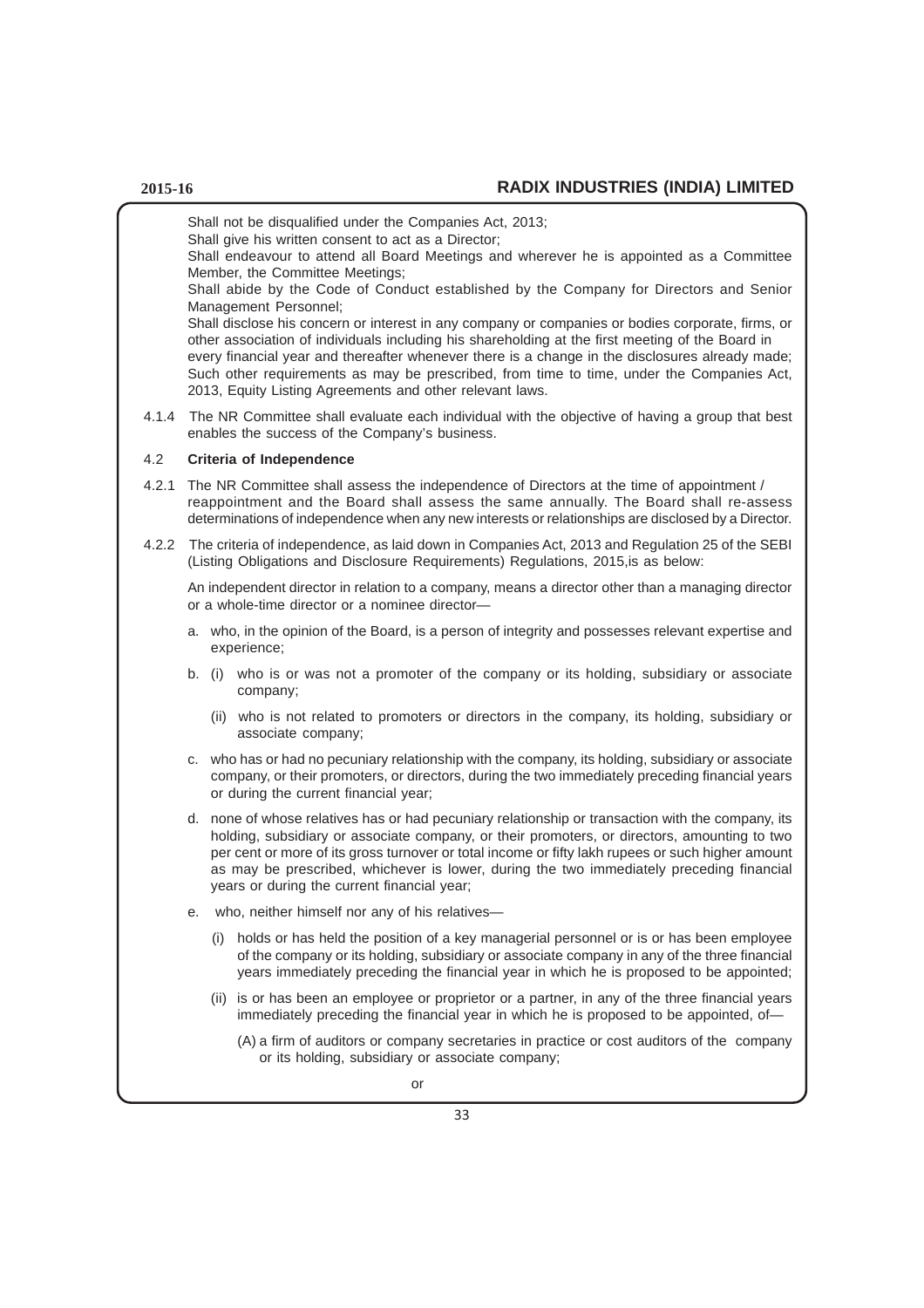Shall not be disqualified under the Companies Act, 2013;
Shall give his written consent to act as a Director;
Shall endeavour to attend all Board Meetings and wherever he is appointed as a Committee Member, the Committee Meetings;
Shall abide by the Code of Conduct established by the Company for Directors and Senior Management Personnel;
Shall disclose his concern or interest in any company or companies or bodies corporate, firms, or other association of individuals including his shareholding at the first meeting of the Board in every financial year and thereafter whenever there is a change in the disclosures already made;
Such other requirements as may be prescribed, from time to time, under the Companies Act, 2013, Equity Listing Agreements and other relevant laws.

4.1.4 The NR Committee shall evaluate each individual with the objective of having a group that best enables the success of the Company's business.

4.2 **Criteria of Independence**

4.2.1 The NR Committee shall assess the independence of Directors at the time of appointment / reappointment and the Board shall assess the same annually. The Board shall re-assess determinations of independence when any new interests or relationships are disclosed by a Director.

4.2.2 The criteria of independence, as laid down in Companies Act, 2013 and Regulation 25 of the SEBI (Listing Obligations and Disclosure Requirements) Regulations, 2015,is as below:

An independent director in relation to a company, means a director other than a managing director or a whole-time director or a nominee director—

a. who, in the opinion of the Board, is a person of integrity and possesses relevant expertise and experience;

b. (i) who is or was not a promoter of the company or its holding, subsidiary or associate company;

   (ii) who is not related to promoters or directors in the company, its holding, subsidiary or associate company;

c. who has or had no pecuniary relationship with the company, its holding, subsidiary or associate company, or their promoters, or directors, during the two immediately preceding financial years or during the current financial year;

d. none of whose relatives has or had pecuniary relationship or transaction with the company, its holding, subsidiary or associate company, or their promoters, or directors, amounting to two per cent or more of its gross turnover or total income or fifty lakh rupees or such higher amount as may be prescribed, whichever is lower, during the two immediately preceding financial years or during the current financial year;

e. who, neither himself nor any of his relatives—

   (i) holds or has held the position of a key managerial personnel or is or has been employee of the company or its holding, subsidiary or associate company in any of the three financial years immediately preceding the financial year in which he is proposed to be appointed;

   (ii) is or has been an employee or proprietor or a partner, in any of the three financial years immediately preceding the financial year in which he is proposed to be appointed, of—

      (A) a firm of auditors or company secretaries in practice or cost auditors of the company or its holding, subsidiary or associate company;

      or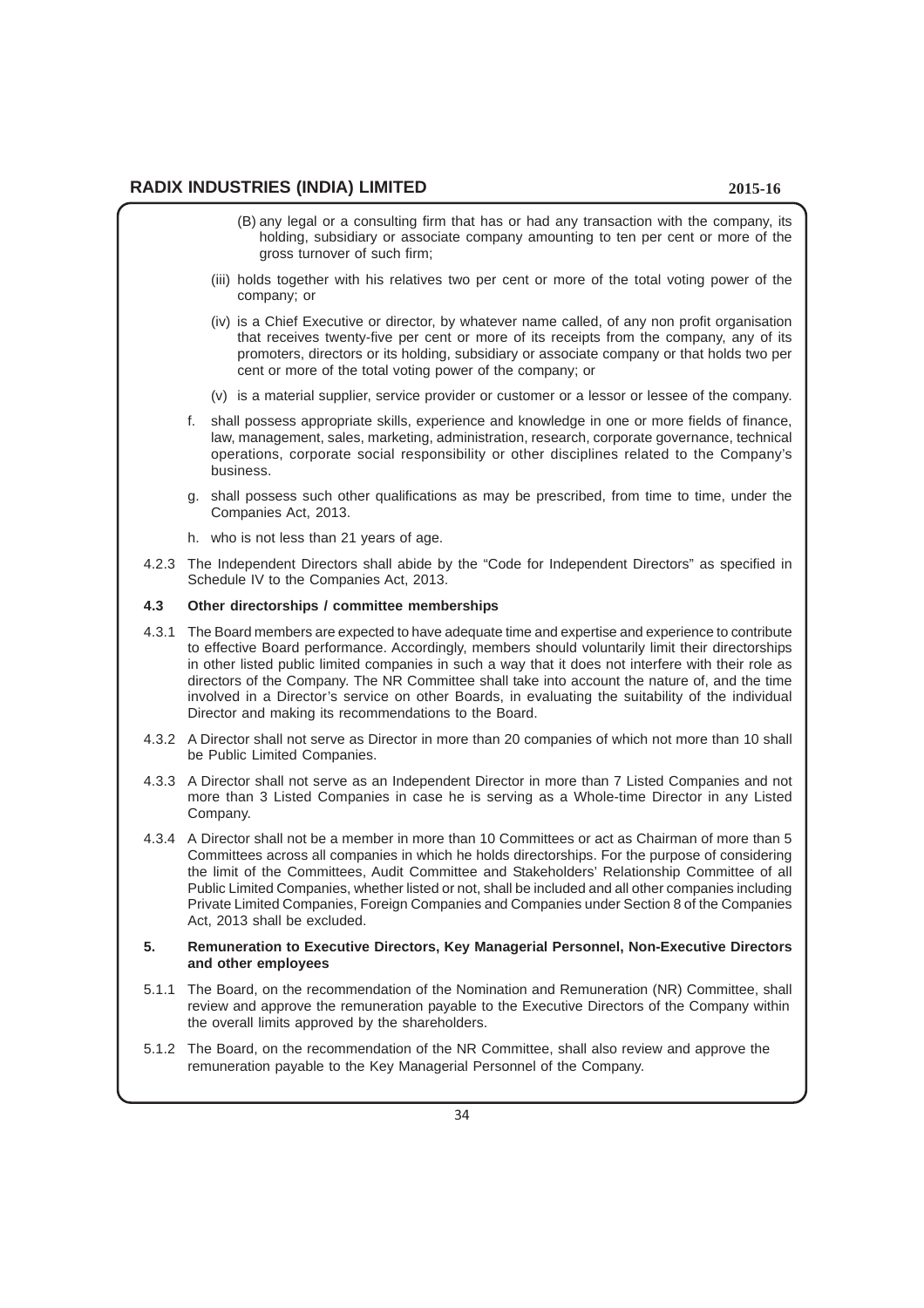(B) any legal or a consulting firm that has or had any transaction with the company, its holding, subsidiary or associate company amounting to ten per cent or more of the gross turnover of such firm;

(iii) holds together with his relatives two per cent or more of the total voting power of the company; or

(iv) is a Chief Executive or director, by whatever name called, of any non profit organisation that receives twenty-five per cent or more of its receipts from the company, any of its promoters, directors or its holding, subsidiary or associate company or that holds two per cent or more of the total voting power of the company; or

(v) is a material supplier, service provider or customer or a lessor or lessee of the company.

f. shall possess appropriate skills, experience and knowledge in one or more fields of finance, law, management, sales, marketing, administration, research, corporate governance, technical operations, corporate social responsibility or other disciplines related to the Company's business.

g. shall possess such other qualifications as may be prescribed, from time to time, under the Companies Act, 2013.

h. who is not less than 21 years of age.

4.2.3 The Independent Directors shall abide by the "Code for Independent Directors" as specified in Schedule IV to the Companies Act, 2013.

**4.3 Other directorships / committee memberships**

4.3.1 The Board members are expected to have adequate time and expertise and experience to contribute to effective Board performance. Accordingly, members should voluntarily limit their directorships in other listed public limited companies in such a way that it does not interfere with their role as directors of the Company. The NR Committee shall take into account the nature of, and the time involved in a Director's service on other Boards, in evaluating the suitability of the individual Director and making its recommendations to the Board.

4.3.2 A Director shall not serve as Director in more than 20 companies of which not more than 10 shall be Public Limited Companies.

4.3.3 A Director shall not serve as an Independent Director in more than 7 Listed Companies and not more than 3 Listed Companies in case he is serving as a Whole-time Director in any Listed Company.

4.3.4 A Director shall not be a member in more than 10 Committees or act as Chairman of more than 5 Committees across all companies in which he holds directorships. For the purpose of considering the limit of the Committees, Audit Committee and Stakeholders' Relationship Committee of all Public Limited Companies, whether listed or not, shall be included and all other companies including Private Limited Companies, Foreign Companies and Companies under Section 8 of the Companies Act, 2013 shall be excluded.

**5. Remuneration to Executive Directors, Key Managerial Personnel, Non-Executive Directors and other employees**

5.1.1 The Board, on the recommendation of the Nomination and Remuneration (NR) Committee, shall review and approve the remuneration payable to the Executive Directors of the Company within the overall limits approved by the shareholders.

5.1.2 The Board, on the recommendation of the NR Committee, shall also review and approve the remuneration payable to the Key Managerial Personnel of the Company.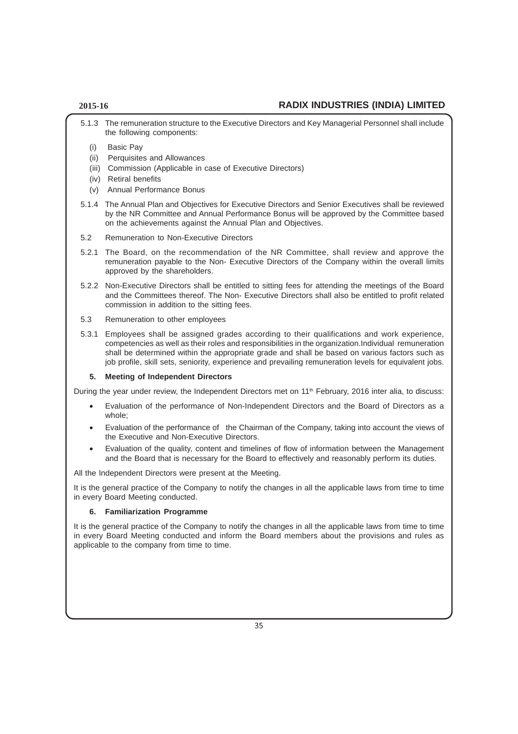5.1.3 The remuneration structure to the Executive Directors and Key Managerial Personnel shall include the following components:

(i) Basic Pay
(ii) Perquisites and Allowances
(iii) Commission (Applicable in case of Executive Directors)
(iv) Retiral benefits
(v) Annual Performance Bonus

5.1.4 The Annual Plan and Objectives for Executive Directors and Senior Executives shall be reviewed by the NR Committee and Annual Performance Bonus will be approved by the Committee based on the achievements against the Annual Plan and Objectives.

5.2 Remuneration to Non-Executive Directors

5.2.1 The Board, on the recommendation of the NR Committee, shall review and approve the remuneration payable to the Non- Executive Directors of the Company within the overall limits approved by the shareholders.

5.2.2 Non-Executive Directors shall be entitled to sitting fees for attending the meetings of the Board and the Committees thereof. The Non- Executive Directors shall also be entitled to profit related commission in addition to the sitting fees.

5.3 Remuneration to other employees

5.3.1 Employees shall be assigned grades according to their qualifications and work experience, competencies as well as their roles and responsibilities in the organization.Individual remuneration shall be determined within the appropriate grade and shall be based on various factors such as job profile, skill sets, seniority, experience and prevailing remuneration levels for equivalent jobs.

**5. Meeting of Independent Directors**

During the year under review, the Independent Directors met on 11th February, 2016 inter alia, to discuss:

- Evaluation of the performance of Non-Independent Directors and the Board of Directors as a whole;
- Evaluation of the performance of the Chairman of the Company, taking into account the views of the Executive and Non-Executive Directors.
- Evaluation of the quality, content and timelines of flow of information between the Management and the Board that is necessary for the Board to effectively and reasonably perform its duties.

All the Independent Directors were present at the Meeting.

It is the general practice of the Company to notify the changes in all the applicable laws from time to time in every Board Meeting conducted.

**6. Familiarization Programme**

It is the general practice of the Company to notify the changes in all the applicable laws from time to time in every Board Meeting conducted and inform the Board members about the provisions and rules as applicable to the company from time to time.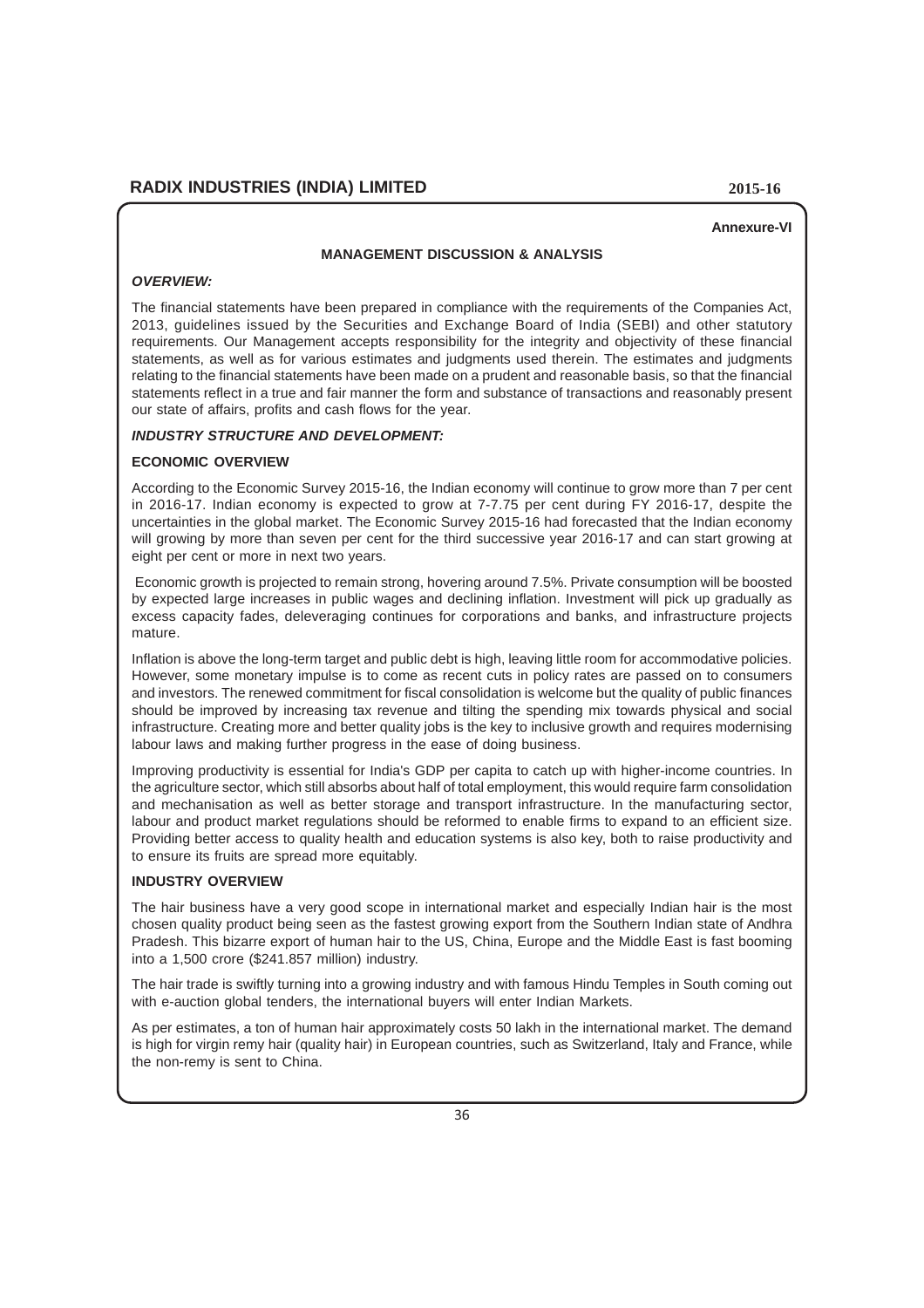Annexure-VI

## MANAGEMENT DISCUSSION & ANALYSIS

### *OVERVIEW:*

The financial statements have been prepared in compliance with the requirements of the Companies Act, 2013, guidelines issued by the Securities and Exchange Board of India (SEBI) and other statutory requirements. Our Management accepts responsibility for the integrity and objectivity of these financial statements, as well as for various estimates and judgments used therein. The estimates and judgments relating to the financial statements have been made on a prudent and reasonable basis, so that the financial statements reflect in a true and fair manner the form and substance of transactions and reasonably present our state of affairs, profits and cash flows for the year.

### *INDUSTRY STRUCTURE AND DEVELOPMENT:*

#### ECONOMIC OVERVIEW

According to the Economic Survey 2015-16, the Indian economy will continue to grow more than 7 per cent in 2016-17. Indian economy is expected to grow at 7-7.75 per cent during FY 2016-17, despite the uncertainties in the global market. The Economic Survey 2015-16 had forecasted that the Indian economy will growing by more than seven per cent for the third successive year 2016-17 and can start growing at eight per cent or more in next two years.

Economic growth is projected to remain strong, hovering around 7.5%. Private consumption will be boosted by expected large increases in public wages and declining inflation. Investment will pick up gradually as excess capacity fades, deleveraging continues for corporations and banks, and infrastructure projects mature.

Inflation is above the long-term target and public debt is high, leaving little room for accommodative policies. However, some monetary impulse is to come as recent cuts in policy rates are passed on to consumers and investors. The renewed commitment for fiscal consolidation is welcome but the quality of public finances should be improved by increasing tax revenue and tilting the spending mix towards physical and social infrastructure. Creating more and better quality jobs is the key to inclusive growth and requires modernising labour laws and making further progress in the ease of doing business.

Improving productivity is essential for India's GDP per capita to catch up with higher-income countries. In the agriculture sector, which still absorbs about half of total employment, this would require farm consolidation and mechanisation as well as better storage and transport infrastructure. In the manufacturing sector, labour and product market regulations should be reformed to enable firms to expand to an efficient size. Providing better access to quality health and education systems is also key, both to raise productivity and to ensure its fruits are spread more equitably.

#### INDUSTRY OVERVIEW

The hair business have a very good scope in international market and especially Indian hair is the most chosen quality product being seen as the fastest growing export from the Southern Indian state of Andhra Pradesh. This bizarre export of human hair to the US, China, Europe and the Middle East is fast booming into a 1,500 crore ($241.857 million) industry.

The hair trade is swiftly turning into a growing industry and with famous Hindu Temples in South coming out with e-auction global tenders, the international buyers will enter Indian Markets.

As per estimates, a ton of human hair approximately costs 50 lakh in the international market. The demand is high for virgin remy hair (quality hair) in European countries, such as Switzerland, Italy and France, while the non-remy is sent to China.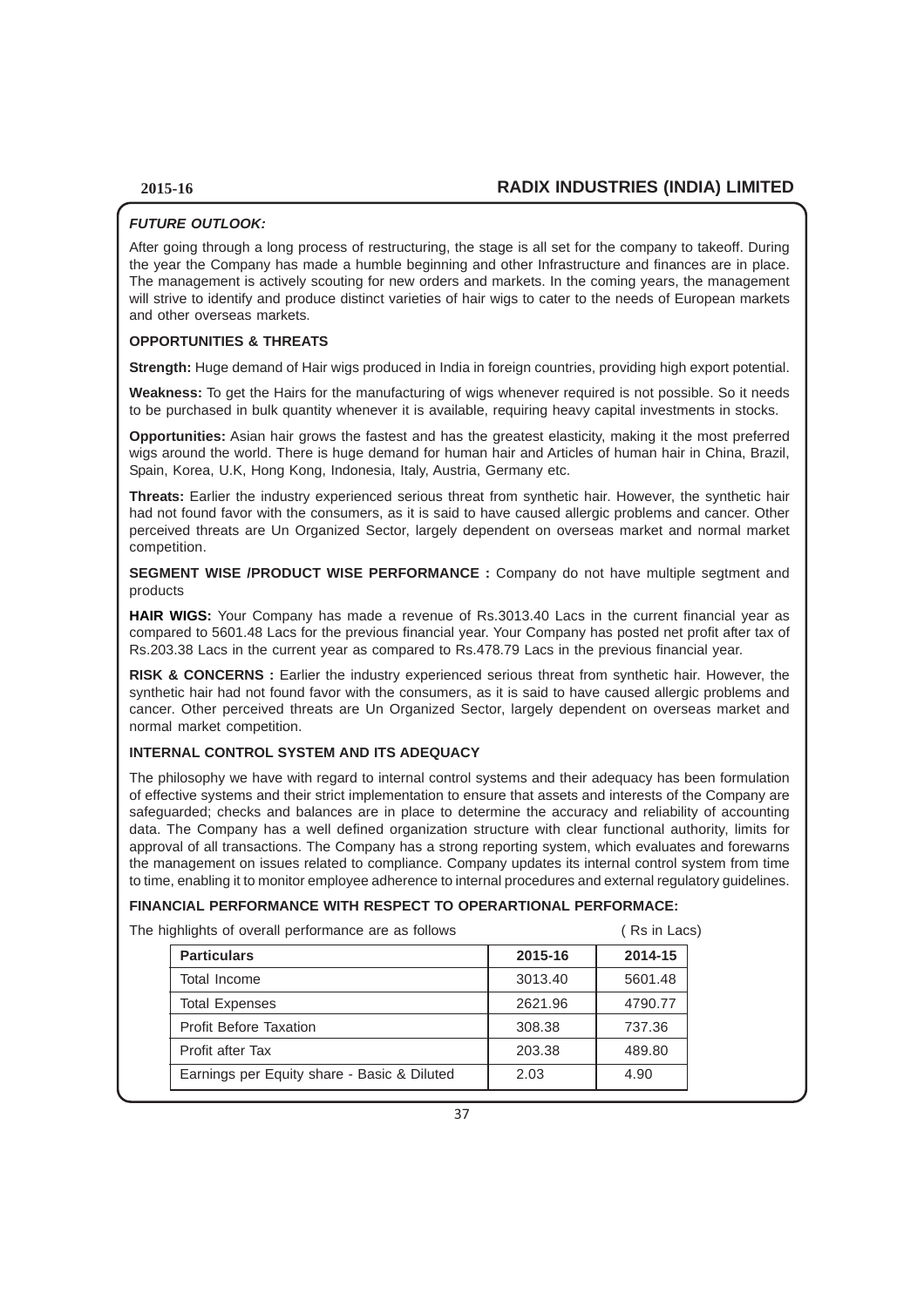***FUTURE OUTLOOK:***

After going through a long process of restructuring, the stage is all set for the company to takeoff. During the year the Company has made a humble beginning and other Infrastructure and finances are in place. The management is actively scouting for new orders and markets. In the coming years, the management will strive to identify and produce distinct varieties of hair wigs to cater to the needs of European markets and other overseas markets.

**OPPORTUNITIES & THREATS**

**Strength:** Huge demand of Hair wigs produced in India in foreign countries, providing high export potential.

**Weakness:** To get the Hairs for the manufacturing of wigs whenever required is not possible. So it needs to be purchased in bulk quantity whenever it is available, requiring heavy capital investments in stocks.

**Opportunities:** Asian hair grows the fastest and has the greatest elasticity, making it the most preferred wigs around the world. There is huge demand for human hair and Articles of human hair in China, Brazil, Spain, Korea, U.K, Hong Kong, Indonesia, Italy, Austria, Germany etc.

**Threats:** Earlier the industry experienced serious threat from synthetic hair. However, the synthetic hair had not found favor with the consumers, as it is said to have caused allergic problems and cancer. Other perceived threats are Un Organized Sector, largely dependent on overseas market and normal market competition.

**SEGMENT WISE /PRODUCT WISE PERFORMANCE :** Company do not have multiple segtment and products

**HAIR WIGS:** Your Company has made a revenue of Rs.3013.40 Lacs in the current financial year as compared to 5601.48 Lacs for the previous financial year. Your Company has posted net profit after tax of Rs.203.38 Lacs in the current year as compared to Rs.478.79 Lacs in the previous financial year.

**RISK & CONCERNS :** Earlier the industry experienced serious threat from synthetic hair. However, the synthetic hair had not found favor with the consumers, as it is said to have caused allergic problems and cancer. Other perceived threats are Un Organized Sector, largely dependent on overseas market and normal market competition.

**INTERNAL CONTROL SYSTEM AND ITS ADEQUACY**

The philosophy we have with regard to internal control systems and their adequacy has been formulation of effective systems and their strict implementation to ensure that assets and interests of the Company are safeguarded; checks and balances are in place to determine the accuracy and reliability of accounting data. The Company has a well defined organization structure with clear functional authority, limits for approval of all transactions. The Company has a strong reporting system, which evaluates and forewarns the management on issues related to compliance. Company updates its internal control system from time to time, enabling it to monitor employee adherence to internal procedures and external regulatory guidelines.

**FINANCIAL PERFORMANCE WITH RESPECT TO OPERARTIONAL PERFORMACE:**

The highlights of overall performance are as follows ( Rs in Lacs)

| Particulars | 2015-16 | 2014-15 |
|---|---|---|
| Total Income | 3013.40 | 5601.48 |
| Total Expenses | 2621.96 | 4790.77 |
| Profit Before Taxation | 308.38 | 737.36 |
| Profit after Tax | 203.38 | 489.80 |
| Earnings per Equity share - Basic & Diluted | 2.03 | 4.90 |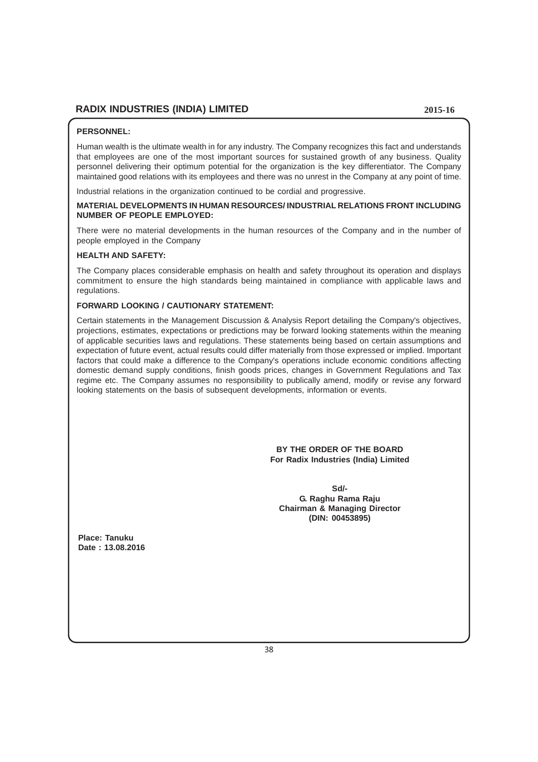**PERSONNEL:**

Human wealth is the ultimate wealth in for any industry. The Company recognizes this fact and understands that employees are one of the most important sources for sustained growth of any business. Quality personnel delivering their optimum potential for the organization is the key differentiator. The Company maintained good relations with its employees and there was no unrest in the Company at any point of time.

Industrial relations in the organization continued to be cordial and progressive.

**MATERIAL DEVELOPMENTS IN HUMAN RESOURCES/ INDUSTRIAL RELATIONS FRONT INCLUDING NUMBER OF PEOPLE EMPLOYED:**

There were no material developments in the human resources of the Company and in the number of people employed in the Company

**HEALTH AND SAFETY:**

The Company places considerable emphasis on health and safety throughout its operation and displays commitment to ensure the high standards being maintained in compliance with applicable laws and regulations.

**FORWARD LOOKING / CAUTIONARY STATEMENT:**

Certain statements in the Management Discussion & Analysis Report detailing the Company's objectives, projections, estimates, expectations or predictions may be forward looking statements within the meaning of applicable securities laws and regulations. These statements being based on certain assumptions and expectation of future event, actual results could differ materially from those expressed or implied. Important factors that could make a difference to the Company's operations include economic conditions affecting domestic demand supply conditions, finish goods prices, changes in Government Regulations and Tax regime etc. The Company assumes no responsibility to publically amend, modify or revise any forward looking statements on the basis of subsequent developments, information or events.

**BY THE ORDER OF THE BOARD**
**For Radix Industries (India) Limited**

**Sd/-**
**G. Raghu Rama Raju**
**Chairman & Managing Director**
**(DIN: 00453895)**

**Place: Tanuku**
**Date : 13.08.2016**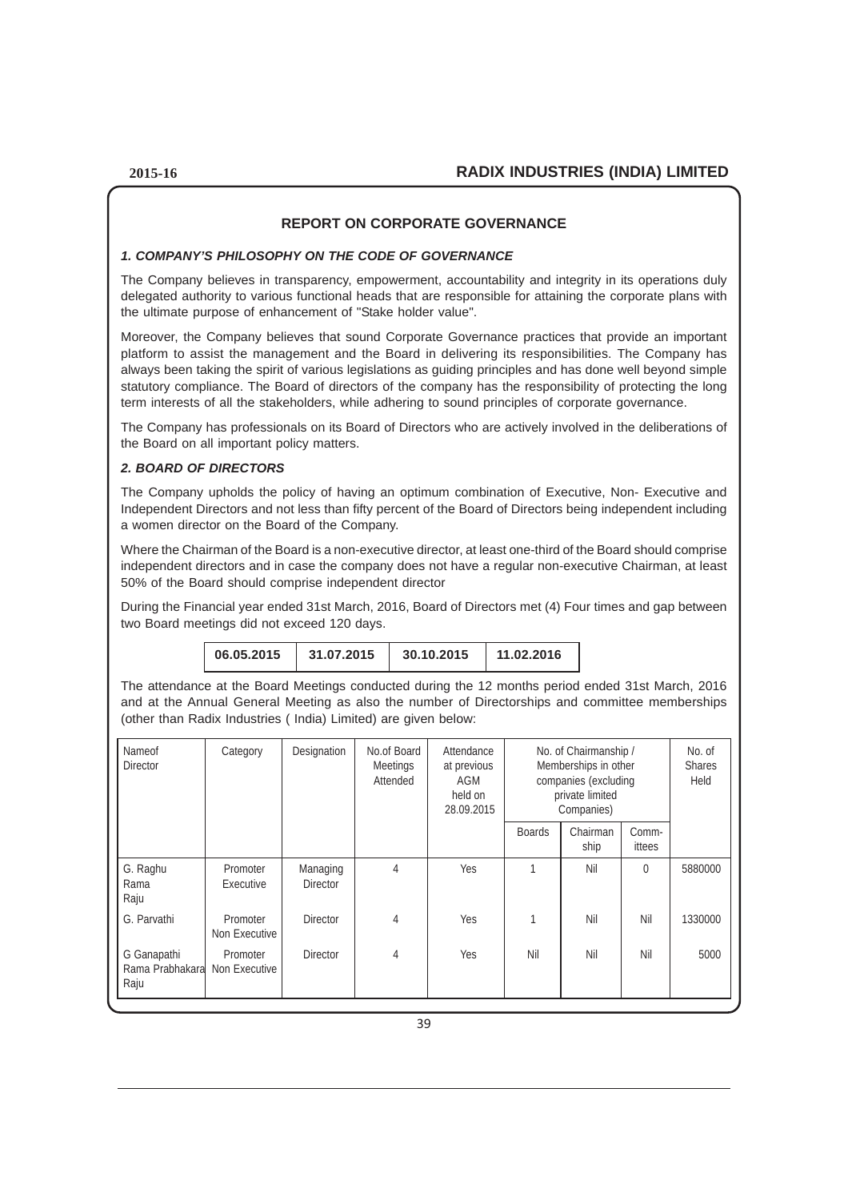## REPORT ON CORPORATE GOVERNANCE

### *1. COMPANY'S PHILOSOPHY ON THE CODE OF GOVERNANCE*

The Company believes in transparency, empowerment, accountability and integrity in its operations duly delegated authority to various functional heads that are responsible for attaining the corporate plans with the ultimate purpose of enhancement of "Stake holder value".

Moreover, the Company believes that sound Corporate Governance practices that provide an important platform to assist the management and the Board in delivering its responsibilities. The Company has always been taking the spirit of various legislations as guiding principles and has done well beyond simple statutory compliance. The Board of directors of the company has the responsibility of protecting the long term interests of all the stakeholders, while adhering to sound principles of corporate governance.

The Company has professionals on its Board of Directors who are actively involved in the deliberations of the Board on all important policy matters.

### *2. BOARD OF DIRECTORS*

The Company upholds the policy of having an optimum combination of Executive, Non- Executive and Independent Directors and not less than fifty percent of the Board of Directors being independent including a women director on the Board of the Company.

Where the Chairman of the Board is a non-executive director, at least one-third of the Board should comprise independent directors and in case the company does not have a regular non-executive Chairman, at least 50% of the Board should comprise independent director

During the Financial year ended 31st March, 2016, Board of Directors met (4) Four times and gap between two Board meetings did not exceed 120 days.

| 06.05.2015 | 31.07.2015 | 30.10.2015 | 11.02.2016 |
|---|---|---|---|

The attendance at the Board Meetings conducted during the 12 months period ended 31st March, 2016 and at the Annual General Meeting as also the number of Directorships and committee memberships (other than Radix Industries ( India) Limited) are given below:

| Nameof Director | Category | Designation | No.of Board Meetings Attended | Attendance at previous AGM held on 28.09.2015 | No. of Chairmanship / Memberships in other companies (excluding private limited Companies) | | | No. of Shares Held |
|---|---|---|---|---|---|---|---|---|
| | | | | | Boards | Chairman ship | Comm-ittees | |
| G. Raghu Rama Raju | Promoter Executive | Managing Director | 4 | Yes | 1 | Nil | 0 | 5880000 |
| G. Parvathi | Promoter Non Executive | Director | 4 | Yes | 1 | Nil | Nil | 1330000 |
| G Ganapathi Rama Prabhakara Raju | Promoter Non Executive | Director | 4 | Yes | Nil | Nil | Nil | 5000 |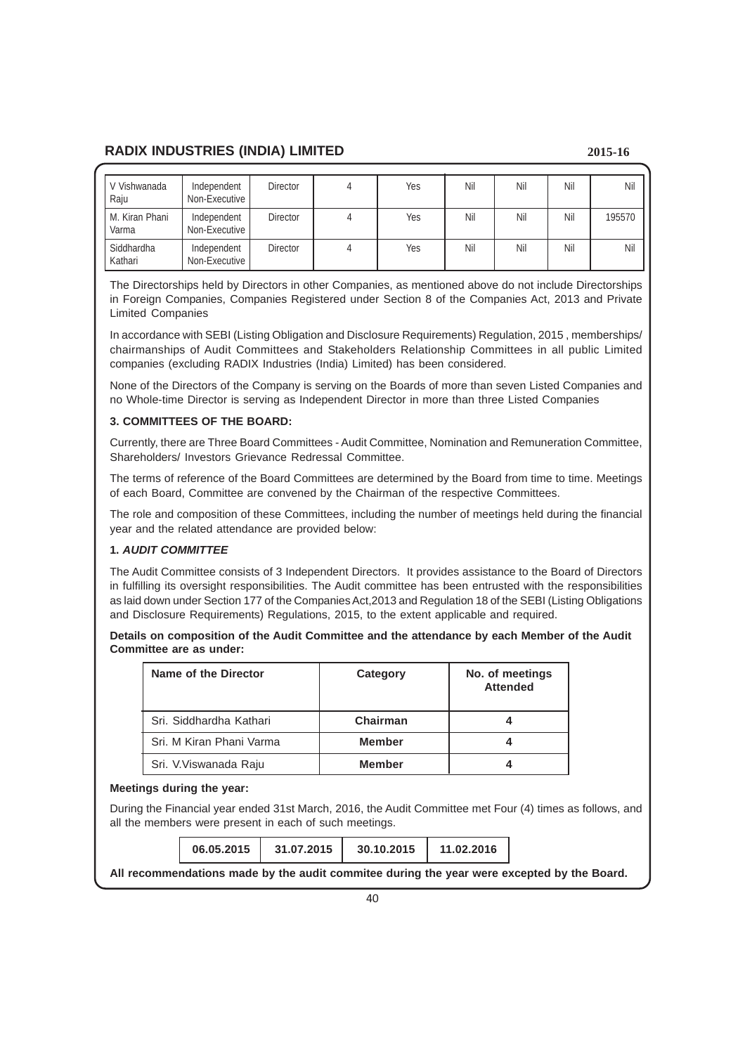| | | | | | | | | |
|---|---|---|---|---|---|---|---|---|
| V Vishwanada Raju | Independent Non-Executive | Director | 4 | Yes | Nil | Nil | Nil | Nil |
| M. Kiran Phani Varma | Independent Non-Executive | Director | 4 | Yes | Nil | Nil | Nil | 195570 |
| Siddhardha Kathari | Independent Non-Executive | Director | 4 | Yes | Nil | Nil | Nil | Nil |

The Directorships held by Directors in other Companies, as mentioned above do not include Directorships in Foreign Companies, Companies Registered under Section 8 of the Companies Act, 2013 and Private Limited Companies

In accordance with SEBI (Listing Obligation and Disclosure Requirements) Regulation, 2015 , memberships/ chairmanships of Audit Committees and Stakeholders Relationship Committees in all public Limited companies (excluding RADIX Industries (India) Limited) has been considered.

None of the Directors of the Company is serving on the Boards of more than seven Listed Companies and no Whole-time Director is serving as Independent Director in more than three Listed Companies

**3. COMMITTEES OF THE BOARD:**

Currently, there are Three Board Committees - Audit Committee, Nomination and Remuneration Committee, Shareholders/ Investors Grievance Redressal Committee.

The terms of reference of the Board Committees are determined by the Board from time to time. Meetings of each Board, Committee are convened by the Chairman of the respective Committees.

The role and composition of these Committees, including the number of meetings held during the financial year and the related attendance are provided below:

**1. *AUDIT COMMITTEE***

The Audit Committee consists of 3 Independent Directors. It provides assistance to the Board of Directors in fulfilling its oversight responsibilities. The Audit committee has been entrusted with the responsibilities as laid down under Section 177 of the Companies Act,2013 and Regulation 18 of the SEBI (Listing Obligations and Disclosure Requirements) Regulations, 2015, to the extent applicable and required.

**Details on composition of the Audit Committee and the attendance by each Member of the Audit Committee are as under:**

| Name of the Director | Category | No. of meetings Attended |
|---|---|---|
| Sri. Siddhardha Kathari | **Chairman** | **4** |
| Sri. M Kiran Phani Varma | **Member** | **4** |
| Sri. V.Viswanada Raju | **Member** | **4** |

**Meetings during the year:**

During the Financial year ended 31st March, 2016, the Audit Committee met Four (4) times as follows, and all the members were present in each of such meetings.

| 06.05.2015 | 31.07.2015 | 30.10.2015 | 11.02.2016 |
|---|---|---|---|

**All recommendations made by the audit commitee during the year were excepted by the Board.**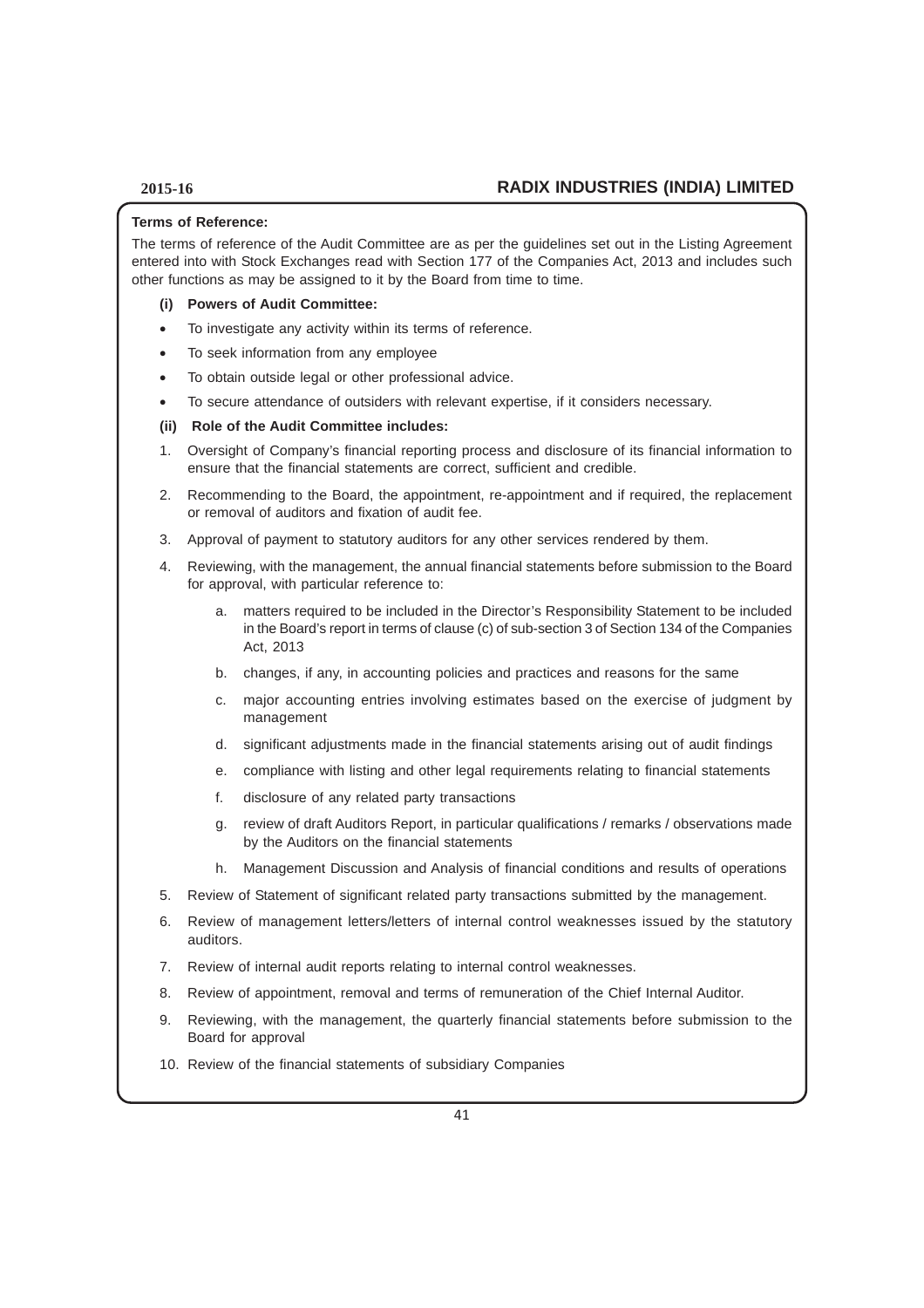**Terms of Reference:**

The terms of reference of the Audit Committee are as per the guidelines set out in the Listing Agreement entered into with Stock Exchanges read with Section 177 of the Companies Act, 2013 and includes such other functions as may be assigned to it by the Board from time to time.

**(i) Powers of Audit Committee:**

- To investigate any activity within its terms of reference.
- To seek information from any employee
- To obtain outside legal or other professional advice.
- To secure attendance of outsiders with relevant expertise, if it considers necessary.

**(ii) Role of the Audit Committee includes:**

1. Oversight of Company's financial reporting process and disclosure of its financial information to ensure that the financial statements are correct, sufficient and credible.
2. Recommending to the Board, the appointment, re-appointment and if required, the replacement or removal of auditors and fixation of audit fee.
3. Approval of payment to statutory auditors for any other services rendered by them.
4. Reviewing, with the management, the annual financial statements before submission to the Board for approval, with particular reference to:
   a. matters required to be included in the Director's Responsibility Statement to be included in the Board's report in terms of clause (c) of sub-section 3 of Section 134 of the Companies Act, 2013
   b. changes, if any, in accounting policies and practices and reasons for the same
   c. major accounting entries involving estimates based on the exercise of judgment by management
   d. significant adjustments made in the financial statements arising out of audit findings
   e. compliance with listing and other legal requirements relating to financial statements
   f. disclosure of any related party transactions
   g. review of draft Auditors Report, in particular qualifications / remarks / observations made by the Auditors on the financial statements
   h. Management Discussion and Analysis of financial conditions and results of operations
5. Review of Statement of significant related party transactions submitted by the management.
6. Review of management letters/letters of internal control weaknesses issued by the statutory auditors.
7. Review of internal audit reports relating to internal control weaknesses.
8. Review of appointment, removal and terms of remuneration of the Chief Internal Auditor.
9. Reviewing, with the management, the quarterly financial statements before submission to the Board for approval
10. Review of the financial statements of subsidiary Companies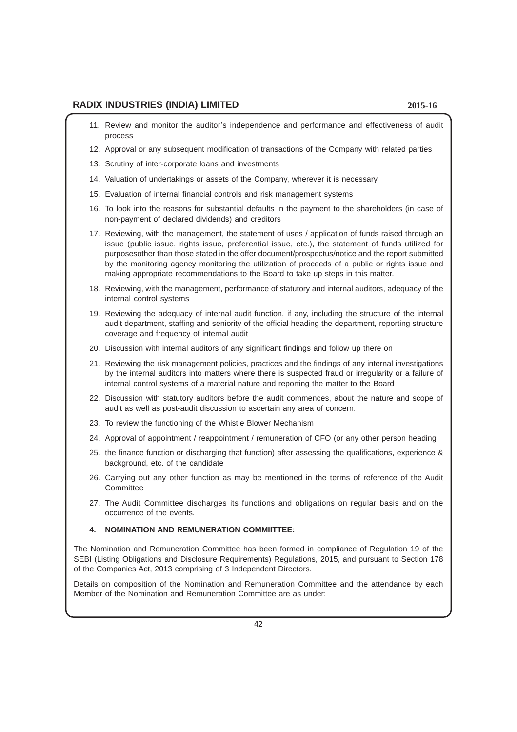11. Review and monitor the auditor's independence and performance and effectiveness of audit process
12. Approval or any subsequent modification of transactions of the Company with related parties
13. Scrutiny of inter-corporate loans and investments
14. Valuation of undertakings or assets of the Company, wherever it is necessary
15. Evaluation of internal financial controls and risk management systems
16. To look into the reasons for substantial defaults in the payment to the shareholders (in case of non-payment of declared dividends) and creditors
17. Reviewing, with the management, the statement of uses / application of funds raised through an issue (public issue, rights issue, preferential issue, etc.), the statement of funds utilized for purposesother than those stated in the offer document/prospectus/notice and the report submitted by the monitoring agency monitoring the utilization of proceeds of a public or rights issue and making appropriate recommendations to the Board to take up steps in this matter.
18. Reviewing, with the management, performance of statutory and internal auditors, adequacy of the internal control systems
19. Reviewing the adequacy of internal audit function, if any, including the structure of the internal audit department, staffing and seniority of the official heading the department, reporting structure coverage and frequency of internal audit
20. Discussion with internal auditors of any significant findings and follow up there on
21. Reviewing the risk management policies, practices and the findings of any internal investigations by the internal auditors into matters where there is suspected fraud or irregularity or a failure of internal control systems of a material nature and reporting the matter to the Board
22. Discussion with statutory auditors before the audit commences, about the nature and scope of audit as well as post-audit discussion to ascertain any area of concern.
23. To review the functioning of the Whistle Blower Mechanism
24. Approval of appointment / reappointment / remuneration of CFO (or any other person heading
25. the finance function or discharging that function) after assessing the qualifications, experience & background, etc. of the candidate
26. Carrying out any other function as may be mentioned in the terms of reference of the Audit Committee
27. The Audit Committee discharges its functions and obligations on regular basis and on the occurrence of the events.

### 4. NOMINATION AND REMUNERATION COMMIITTEE:

The Nomination and Remuneration Committee has been formed in compliance of Regulation 19 of the SEBI (Listing Obligations and Disclosure Requirements) Regulations, 2015, and pursuant to Section 178 of the Companies Act, 2013 comprising of 3 Independent Directors.

Details on composition of the Nomination and Remuneration Committee and the attendance by each Member of the Nomination and Remuneration Committee are as under: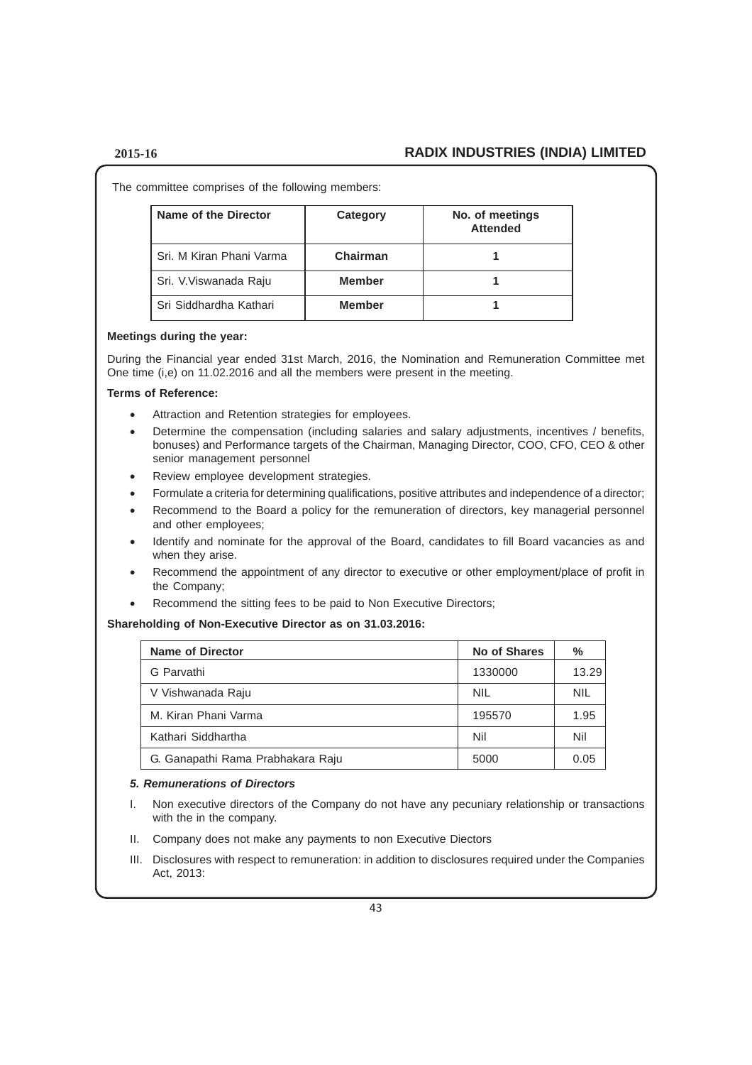The committee comprises of the following members:

| Name of the Director | Category | No. of meetings Attended |
|---|---|---|
| Sri. M Kiran Phani Varma | **Chairman** | **1** |
| Sri. V.Viswanada Raju | **Member** | **1** |
| Sri Siddhardha Kathari | **Member** | **1** |

**Meetings during the year:**

During the Financial year ended 31st March, 2016, the Nomination and Remuneration Committee met One time (i,e) on 11.02.2016 and all the members were present in the meeting.

**Terms of Reference:**

- Attraction and Retention strategies for employees.
- Determine the compensation (including salaries and salary adjustments, incentives / benefits, bonuses) and Performance targets of the Chairman, Managing Director, COO, CFO, CEO & other senior management personnel
- Review employee development strategies.
- Formulate a criteria for determining qualifications, positive attributes and independence of a director;
- Recommend to the Board a policy for the remuneration of directors, key managerial personnel and other employees;
- Identify and nominate for the approval of the Board, candidates to fill Board vacancies as and when they arise.
- Recommend the appointment of any director to executive or other employment/place of profit in the Company;
- Recommend the sitting fees to be paid to Non Executive Directors;

**Shareholding of Non-Executive Director as on 31.03.2016:**

| Name of Director | No of Shares | % |
|---|---|---|
| G Parvathi | 1330000 | 13.29 |
| V Vishwanada Raju | NIL | NIL |
| M. Kiran Phani Varma | 195570 | 1.95 |
| Kathari Siddhartha | Nil | Nil |
| G. Ganapathi Rama Prabhakara Raju | 5000 | 0.05 |

***5. Remunerations of Directors***

I. Non executive directors of the Company do not have any pecuniary relationship or transactions with the in the company.

II. Company does not make any payments to non Executive Diectors

III. Disclosures with respect to remuneration: in addition to disclosures required under the Companies Act, 2013: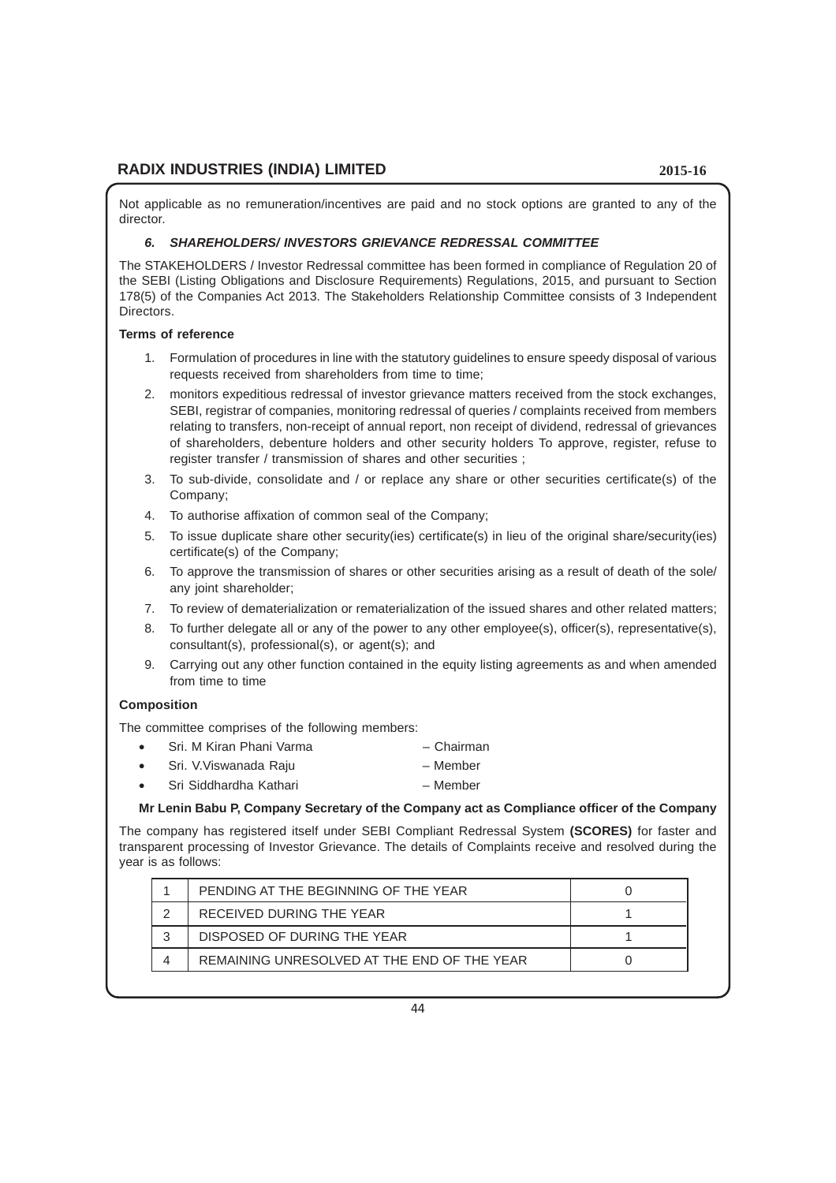Not applicable as no remuneration/incentives are paid and no stock options are granted to any of the director.

### *6. SHAREHOLDERS/ INVESTORS GRIEVANCE REDRESSAL COMMITTEE*

The STAKEHOLDERS / Investor Redressal committee has been formed in compliance of Regulation 20 of the SEBI (Listing Obligations and Disclosure Requirements) Regulations, 2015, and pursuant to Section 178(5) of the Companies Act 2013. The Stakeholders Relationship Committee consists of 3 Independent Directors.

**Terms of reference**

1. Formulation of procedures in line with the statutory guidelines to ensure speedy disposal of various requests received from shareholders from time to time;
2. monitors expeditious redressal of investor grievance matters received from the stock exchanges, SEBI, registrar of companies, monitoring redressal of queries / complaints received from members relating to transfers, non-receipt of annual report, non receipt of dividend, redressal of grievances of shareholders, debenture holders and other security holders To approve, register, refuse to register transfer / transmission of shares and other securities ;
3. To sub-divide, consolidate and / or replace any share or other securities certificate(s) of the Company;
4. To authorise affixation of common seal of the Company;
5. To issue duplicate share other security(ies) certificate(s) in lieu of the original share/security(ies) certificate(s) of the Company;
6. To approve the transmission of shares or other securities arising as a result of death of the sole/ any joint shareholder;
7. To review of dematerialization or rematerialization of the issued shares and other related matters;
8. To further delegate all or any of the power to any other employee(s), officer(s), representative(s), consultant(s), professional(s), or agent(s); and
9. Carrying out any other function contained in the equity listing agreements as and when amended from time to time

**Composition**

The committee comprises of the following members:

- Sri. M Kiran Phani Varma – Chairman
- Sri. V.Viswanada Raju – Member
- Sri Siddhardha Kathari – Member

**Mr Lenin Babu P, Company Secretary of the Company act as Compliance officer of the Company**

The company has registered itself under SEBI Compliant Redressal System **(SCORES)** for faster and transparent processing of Investor Grievance. The details of Complaints receive and resolved during the year is as follows:

| | | |
|---|---|---|
| 1 | PENDING AT THE BEGINNING OF THE YEAR | 0 |
| 2 | RECEIVED DURING THE YEAR | 1 |
| 3 | DISPOSED OF DURING THE YEAR | 1 |
| 4 | REMAINING UNRESOLVED AT THE END OF THE YEAR | 0 |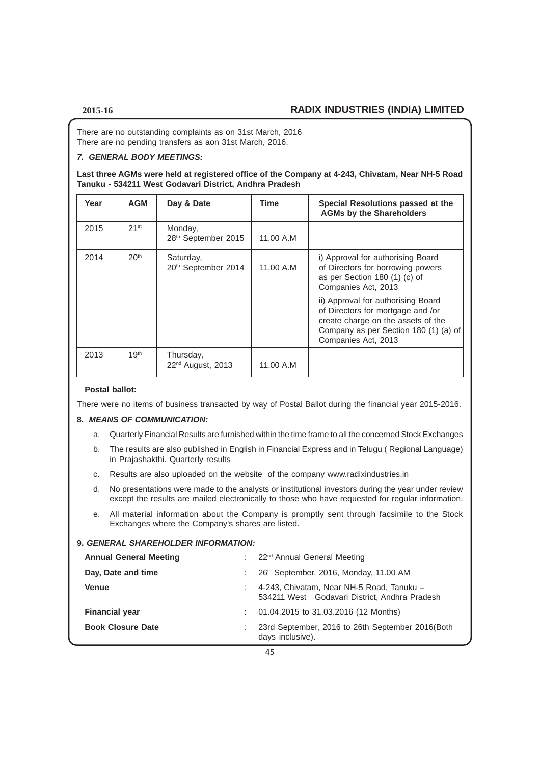There are no outstanding complaints as on 31st March, 2016
There are no pending transfers as aon 31st March, 2016.

### *7. GENERAL BODY MEETINGS:*

**Last three AGMs were held at registered office of the Company at 4-243, Chivatam, Near NH-5 Road Tanuku - 534211 West Godavari District, Andhra Pradesh**

| Year | AGM | Day & Date | Time | Special Resolutions passed at the AGMs by the Shareholders |
|---|---|---|---|---|
| 2015 | 21st | Monday, 28th September 2015 | 11.00 A.M | |
| 2014 | 20th | Saturday, 20th September 2014 | 11.00 A.M | i) Approval for authorising Board of Directors for borrowing powers as per Section 180 (1) (c) of Companies Act, 2013<br>ii) Approval for authorising Board of Directors for mortgage and /or create charge on the assets of the Company as per Section 180 (1) (a) of Companies Act, 2013 |
| 2013 | 19th | Thursday, 22nd August, 2013 | 11.00 A.M | |

**Postal ballot:**

There were no items of business transacted by way of Postal Ballot during the financial year 2015-2016.

### 8. *MEANS OF COMMUNICATION:*

a. Quarterly Financial Results are furnished within the time frame to all the concerned Stock Exchanges

b. The results are also published in English in Financial Express and in Telugu ( Regional Language) in Prajashakthi. Quarterly results

c. Results are also uploaded on the website of the company www.radixindustries.in

d. No presentations were made to the analysts or institutional investors during the year under review except the results are mailed electronically to those who have requested for regular information.

e. All material information about the Company is promptly sent through facsimile to the Stock Exchanges where the Company's shares are listed.

### 9. *GENERAL SHAREHOLDER INFORMATION:*

| | | |
|---|---|---|
| **Annual General Meeting** | : | 22nd Annual General Meeting |
| **Day, Date and time** | : | 26th September, 2016, Monday, 11.00 AM |
| **Venue** | : | 4-243, Chivatam, Near NH-5 Road, Tanuku – 534211 West Godavari District, Andhra Pradesh |
| **Financial year** | : | 01.04.2015 to 31.03.2016 (12 Months) |
| **Book Closure Date** | : | 23rd September, 2016 to 26th September 2016(Both days inclusive). |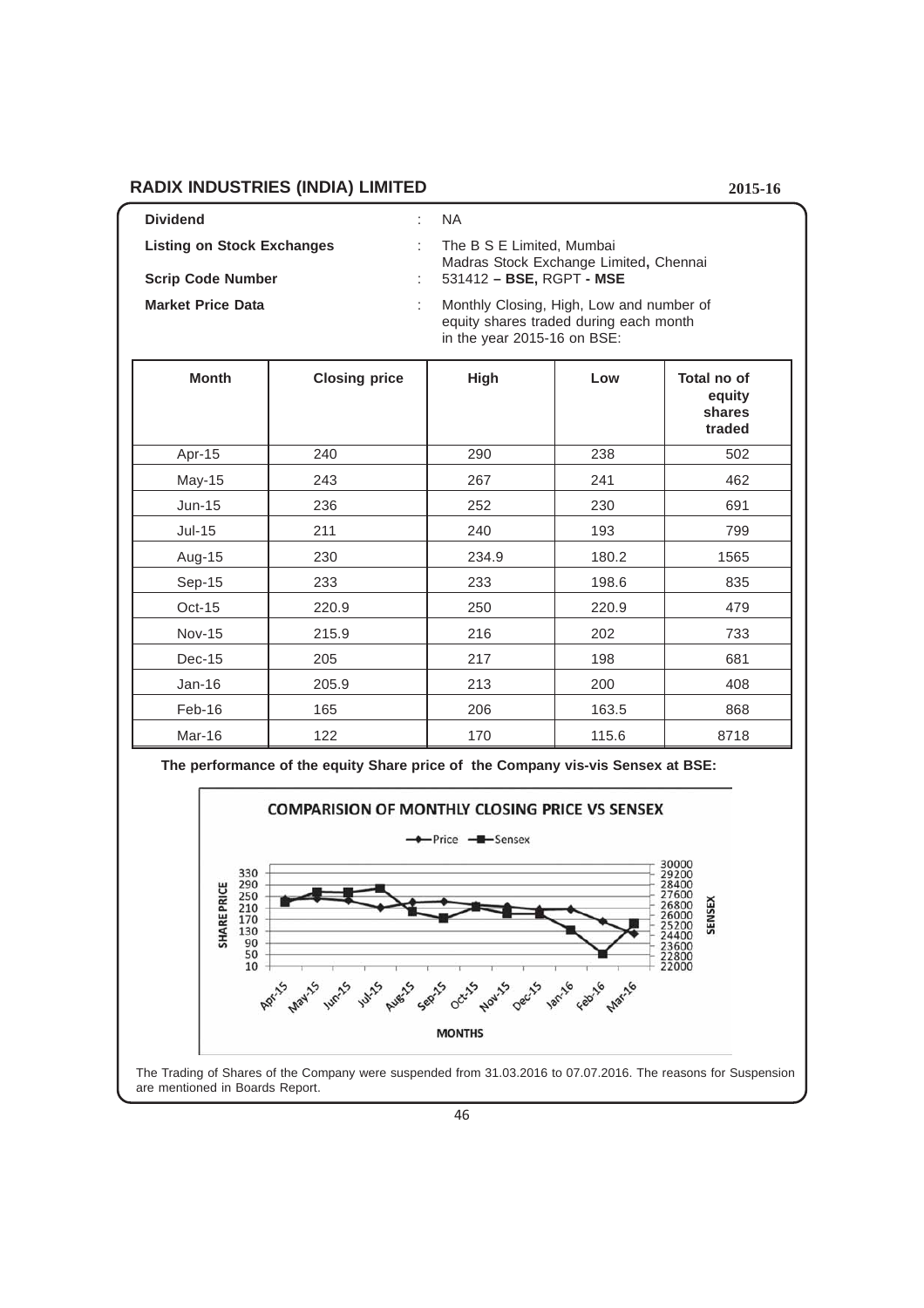| | | |
|---|---|---|
| **Dividend** | : | NA |
| **Listing on Stock Exchanges** | : | The B S E Limited, Mumbai<br>Madras Stock Exchange Limited**,** Chennai |
| **Scrip Code Number** | : | 531412 **– BSE,** RGPT **- MSE** |
| **Market Price Data** | : | Monthly Closing, High, Low and number of equity shares traded during each month in the year 2015-16 on BSE: |

| Month | Closing price | High | Low | Total no of equity shares traded |
|---|---|---|---|---|
| Apr-15 | 240 | 290 | 238 | 502 |
| May-15 | 243 | 267 | 241 | 462 |
| Jun-15 | 236 | 252 | 230 | 691 |
| Jul-15 | 211 | 240 | 193 | 799 |
| Aug-15 | 230 | 234.9 | 180.2 | 1565 |
| Sep-15 | 233 | 233 | 198.6 | 835 |
| Oct-15 | 220.9 | 250 | 220.9 | 479 |
| Nov-15 | 215.9 | 216 | 202 | 733 |
| Dec-15 | 205 | 217 | 198 | 681 |
| Jan-16 | 205.9 | 213 | 200 | 408 |
| Feb-16 | 165 | 206 | 163.5 | 868 |
| Mar-16 | 122 | 170 | 115.6 | 8718 |

**The performance of the equity Share price of the Company vis-vis Sensex at BSE:**

COMPARISION OF MONTHLY CLOSING PRICE VS SENSEX

The Trading of Shares of the Company were suspended from 31.03.2016 to 07.07.2016. The reasons for Suspension are mentioned in Boards Report.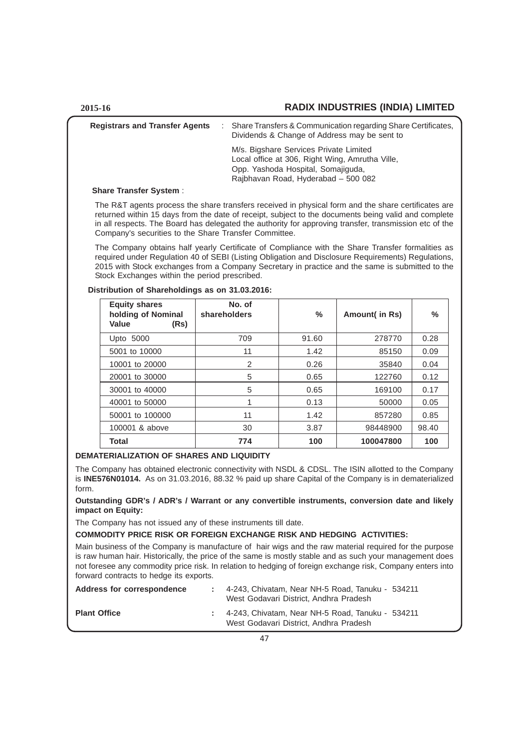**Registrars and Transfer Agents** : Share Transfers & Communication regarding Share Certificates, Dividends & Change of Address may be sent to

M/s. Bigshare Services Private Limited
Local office at 306, Right Wing, Amrutha Ville,
Opp. Yashoda Hospital, Somajiguda,
Rajbhavan Road, Hyderabad – 500 082

**Share Transfer System** :

The R&T agents process the share transfers received in physical form and the share certificates are returned within 15 days from the date of receipt, subject to the documents being valid and complete in all respects. The Board has delegated the authority for approving transfer, transmission etc of the Company's securities to the Share Transfer Committee.

The Company obtains half yearly Certificate of Compliance with the Share Transfer formalities as required under Regulation 40 of SEBI (Listing Obligation and Disclosure Requirements) Regulations, 2015 with Stock exchanges from a Company Secretary in practice and the same is submitted to the Stock Exchanges within the period prescribed.

**Distribution of Shareholdings as on 31.03.2016:**

| Equity shares holding of Nominal Value (Rs) | No. of shareholders | % | Amount( in Rs) | % |
|---|---|---|---|---|
| Upto 5000 | 709 | 91.60 | 278770 | 0.28 |
| 5001 to 10000 | 11 | 1.42 | 85150 | 0.09 |
| 10001 to 20000 | 2 | 0.26 | 35840 | 0.04 |
| 20001 to 30000 | 5 | 0.65 | 122760 | 0.12 |
| 30001 to 40000 | 5 | 0.65 | 169100 | 0.17 |
| 40001 to 50000 | 1 | 0.13 | 50000 | 0.05 |
| 50001 to 100000 | 11 | 1.42 | 857280 | 0.85 |
| 100001 & above | 30 | 3.87 | 98448900 | 98.40 |
| **Total** | **774** | **100** | **100047800** | **100** |

**DEMATERIALIZATION OF SHARES AND LIQUIDITY**

The Company has obtained electronic connectivity with NSDL & CDSL. The ISIN allotted to the Company is **INE576N01014.** As on 31.03.2016, 88.32 % paid up share Capital of the Company is in dematerialized form.

**Outstanding GDR's / ADR's / Warrant or any convertible instruments, conversion date and likely impact on Equity:**

The Company has not issued any of these instruments till date.

**COMMODITY PRICE RISK OR FOREIGN EXCHANGE RISK AND HEDGING ACTIVITIES:**

Main business of the Company is manufacture of hair wigs and the raw material required for the purpose is raw human hair. Historically, the price of the same is mostly stable and as such your management does not foresee any commodity price risk. In relation to hedging of foreign exchange risk, Company enters into forward contracts to hedge its exports.

**Address for correspondence** : 4-243, Chivatam, Near NH-5 Road, Tanuku - 534211
West Godavari District, Andhra Pradesh

**Plant Office** : 4-243, Chivatam, Near NH-5 Road, Tanuku - 534211
West Godavari District, Andhra Pradesh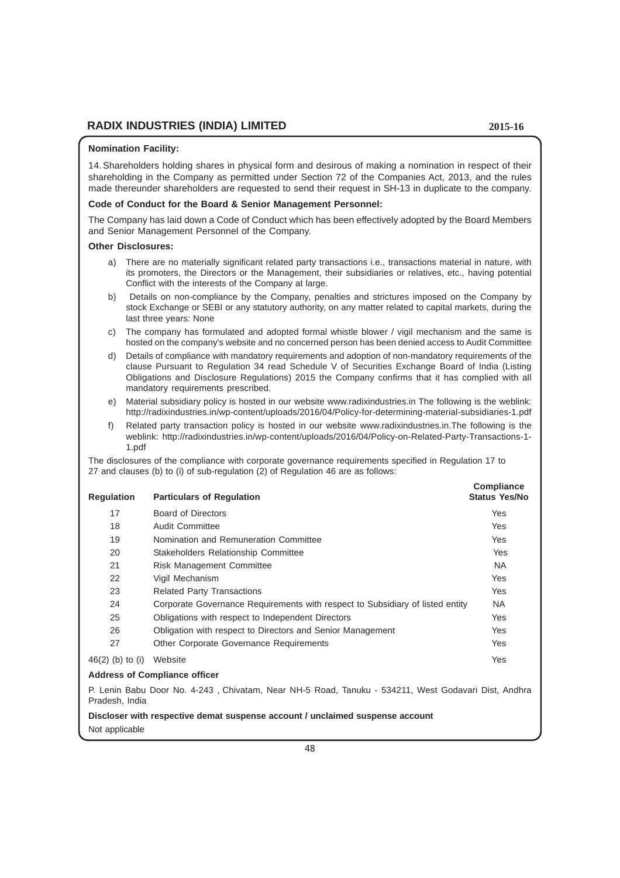**Nomination Facility:**

14. Shareholders holding shares in physical form and desirous of making a nomination in respect of their shareholding in the Company as permitted under Section 72 of the Companies Act, 2013, and the rules made thereunder shareholders are requested to send their request in SH-13 in duplicate to the company.

**Code of Conduct for the Board & Senior Management Personnel:**

The Company has laid down a Code of Conduct which has been effectively adopted by the Board Members and Senior Management Personnel of the Company.

**Other Disclosures:**

a) There are no materially significant related party transactions i.e., transactions material in nature, with its promoters, the Directors or the Management, their subsidiaries or relatives, etc., having potential Conflict with the interests of the Company at large.

b) Details on non-compliance by the Company, penalties and strictures imposed on the Company by stock Exchange or SEBI or any statutory authority, on any matter related to capital markets, during the last three years: None

c) The company has formulated and adopted formal whistle blower / vigil mechanism and the same is hosted on the company's website and no concerned person has been denied access to Audit Committee

d) Details of compliance with mandatory requirements and adoption of non-mandatory requirements of the clause Pursuant to Regulation 34 read Schedule V of Securities Exchange Board of India (Listing Obligations and Disclosure Regulations) 2015 the Company confirms that it has complied with all mandatory requirements prescribed.

e) Material subsidiary policy is hosted in our website www.radixindustries.in The following is the weblink: http://radixindustries.in/wp-content/uploads/2016/04/Policy-for-determining-material-subsidiaries-1.pdf

f) Related party transaction policy is hosted in our website www.radixindustries.in.The following is the weblink: http://radixindustries.in/wp-content/uploads/2016/04/Policy-on-Related-Party-Transactions-1-1.pdf

The disclosures of the compliance with corporate governance requirements specified in Regulation 17 to 27 and clauses (b) to (i) of sub-regulation (2) of Regulation 46 are as follows:

| Regulation | Particulars of Regulation | Compliance Status Yes/No |
|---|---|---|
| 17 | Board of Directors | Yes |
| 18 | Audit Committee | Yes |
| 19 | Nomination and Remuneration Committee | Yes |
| 20 | Stakeholders Relationship Committee | Yes |
| 21 | Risk Management Committee | NA |
| 22 | Vigil Mechanism | Yes |
| 23 | Related Party Transactions | Yes |
| 24 | Corporate Governance Requirements with respect to Subsidiary of listed entity | NA |
| 25 | Obligations with respect to Independent Directors | Yes |
| 26 | Obligation with respect to Directors and Senior Management | Yes |
| 27 | Other Corporate Governance Requirements | Yes |
| 46(2) (b) to (i) | Website | Yes |

**Address of Compliance officer**

P. Lenin Babu Door No. 4-243 , Chivatam, Near NH-5 Road, Tanuku - 534211, West Godavari Dist, Andhra Pradesh, India

**Discloser with respective demat suspense account / unclaimed suspense account**

Not applicable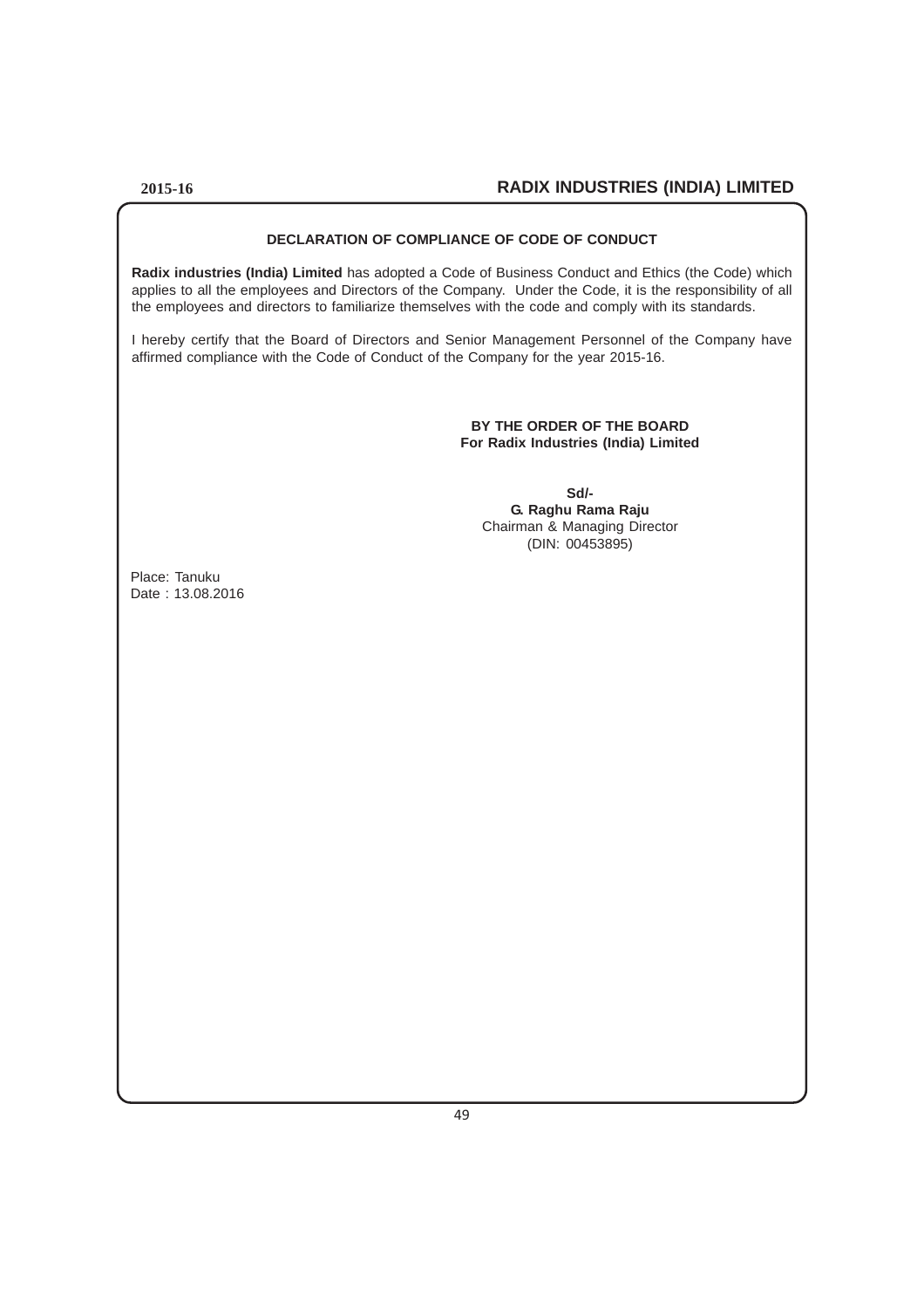## DECLARATION OF COMPLIANCE OF CODE OF CONDUCT

**Radix industries (India) Limited** has adopted a Code of Business Conduct and Ethics (the Code) which applies to all the employees and Directors of the Company. Under the Code, it is the responsibility of all the employees and directors to familiarize themselves with the code and comply with its standards.

I hereby certify that the Board of Directors and Senior Management Personnel of the Company have affirmed compliance with the Code of Conduct of the Company for the year 2015-16.

**BY THE ORDER OF THE BOARD**
**For Radix Industries (India) Limited**

**Sd/-**
**G. Raghu Rama Raju**
Chairman & Managing Director
(DIN: 00453895)

Place: Tanuku
Date : 13.08.2016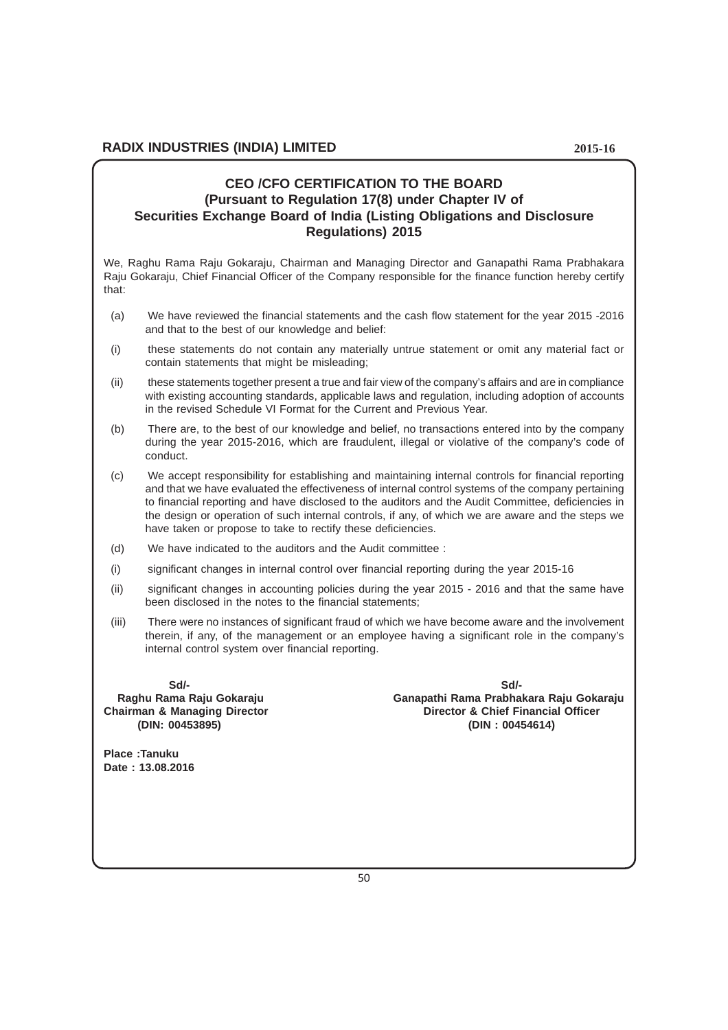## CEO /CFO CERTIFICATION TO THE BOARD
### (Pursuant to Regulation 17(8) under Chapter IV of Securities Exchange Board of India (Listing Obligations and Disclosure Regulations) 2015

We, Raghu Rama Raju Gokaraju, Chairman and Managing Director and Ganapathi Rama Prabhakara Raju Gokaraju, Chief Financial Officer of the Company responsible for the finance function hereby certify that:

(a) We have reviewed the financial statements and the cash flow statement for the year 2015 -2016 and that to the best of our knowledge and belief:

(i) these statements do not contain any materially untrue statement or omit any material fact or contain statements that might be misleading;

(ii) these statements together present a true and fair view of the company's affairs and are in compliance with existing accounting standards, applicable laws and regulation, including adoption of accounts in the revised Schedule VI Format for the Current and Previous Year.

(b) There are, to the best of our knowledge and belief, no transactions entered into by the company during the year 2015-2016, which are fraudulent, illegal or violative of the company's code of conduct.

(c) We accept responsibility for establishing and maintaining internal controls for financial reporting and that we have evaluated the effectiveness of internal control systems of the company pertaining to financial reporting and have disclosed to the auditors and the Audit Committee, deficiencies in the design or operation of such internal controls, if any, of which we are aware and the steps we have taken or propose to take to rectify these deficiencies.

(d) We have indicated to the auditors and the Audit committee :

(i) significant changes in internal control over financial reporting during the year 2015-16

(ii) significant changes in accounting policies during the year 2015 - 2016 and that the same have been disclosed in the notes to the financial statements;

(iii) There were no instances of significant fraud of which we have become aware and the involvement therein, if any, of the management or an employee having a significant role in the company's internal control system over financial reporting.

**Sd/-**
**Raghu Rama Raju Gokaraju**
**Chairman & Managing Director**
**(DIN: 00453895)**

**Sd/-**
**Ganapathi Rama Prabhakara Raju Gokaraju**
**Director & Chief Financial Officer**
**(DIN : 00454614)**

**Place :Tanuku**
**Date : 13.08.2016**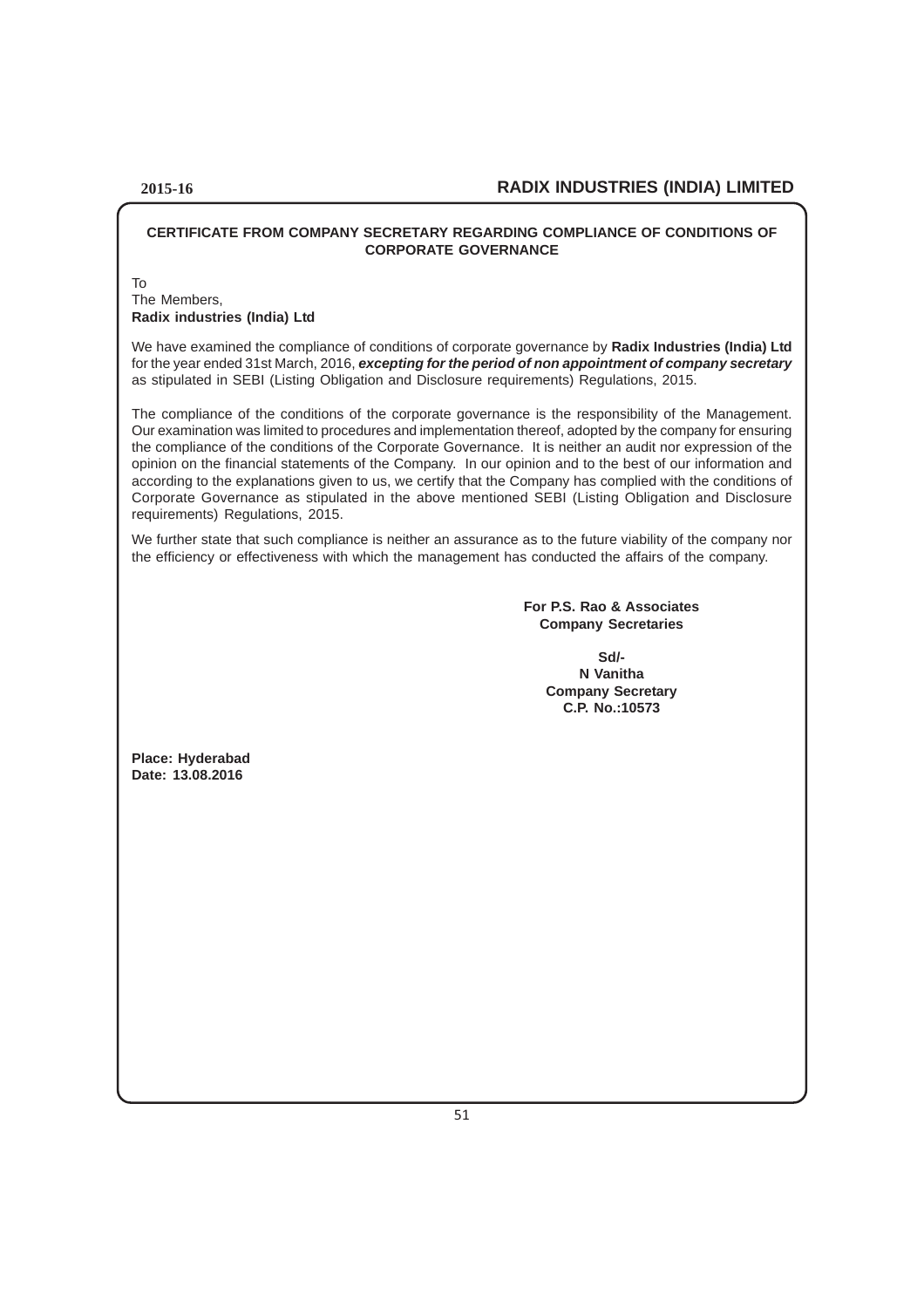## CERTIFICATE FROM COMPANY SECRETARY REGARDING COMPLIANCE OF CONDITIONS OF CORPORATE GOVERNANCE

To
The Members,
**Radix industries (India) Ltd**

We have examined the compliance of conditions of corporate governance by **Radix Industries (India) Ltd** for the year ended 31st March, 2016, ***excepting for the period of non appointment of company secretary*** as stipulated in SEBI (Listing Obligation and Disclosure requirements) Regulations, 2015.

The compliance of the conditions of the corporate governance is the responsibility of the Management. Our examination was limited to procedures and implementation thereof, adopted by the company for ensuring the compliance of the conditions of the Corporate Governance. It is neither an audit nor expression of the opinion on the financial statements of the Company. In our opinion and to the best of our information and according to the explanations given to us, we certify that the Company has complied with the conditions of Corporate Governance as stipulated in the above mentioned SEBI (Listing Obligation and Disclosure requirements) Regulations, 2015.

We further state that such compliance is neither an assurance as to the future viability of the company nor the efficiency or effectiveness with which the management has conducted the affairs of the company.

**For P.S. Rao & Associates**
**Company Secretaries**

**Sd/-**
**N Vanitha**
**Company Secretary**
**C.P. No.:10573**

**Place: Hyderabad**
**Date: 13.08.2016**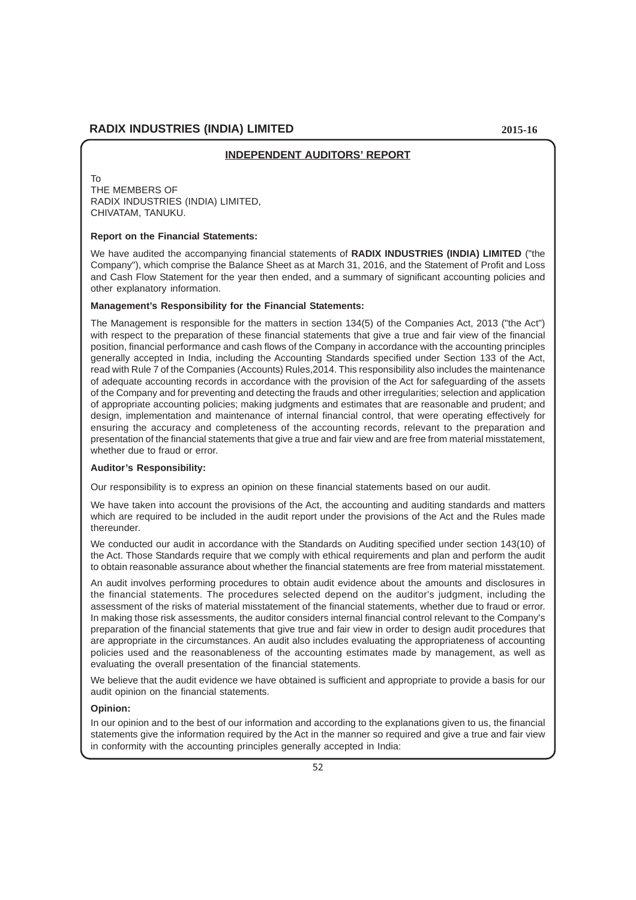## INDEPENDENT AUDITORS' REPORT

To
THE MEMBERS OF
RADIX INDUSTRIES (INDIA) LIMITED,
CHIVATAM, TANUKU.

**Report on the Financial Statements:**

We have audited the accompanying financial statements of **RADIX INDUSTRIES (INDIA) LIMITED** ("the Company"), which comprise the Balance Sheet as at March 31, 2016, and the Statement of Profit and Loss and Cash Flow Statement for the year then ended, and a summary of significant accounting policies and other explanatory information.

**Management's Responsibility for the Financial Statements:**

The Management is responsible for the matters in section 134(5) of the Companies Act, 2013 ("the Act") with respect to the preparation of these financial statements that give a true and fair view of the financial position, financial performance and cash flows of the Company in accordance with the accounting principles generally accepted in India, including the Accounting Standards specified under Section 133 of the Act, read with Rule 7 of the Companies (Accounts) Rules,2014. This responsibility also includes the maintenance of adequate accounting records in accordance with the provision of the Act for safeguarding of the assets of the Company and for preventing and detecting the frauds and other irregularities; selection and application of appropriate accounting policies; making judgments and estimates that are reasonable and prudent; and design, implementation and maintenance of internal financial control, that were operating effectively for ensuring the accuracy and completeness of the accounting records, relevant to the preparation and presentation of the financial statements that give a true and fair view and are free from material misstatement, whether due to fraud or error.

**Auditor's Responsibility:**

Our responsibility is to express an opinion on these financial statements based on our audit.

We have taken into account the provisions of the Act, the accounting and auditing standards and matters which are required to be included in the audit report under the provisions of the Act and the Rules made thereunder.

We conducted our audit in accordance with the Standards on Auditing specified under section 143(10) of the Act. Those Standards require that we comply with ethical requirements and plan and perform the audit to obtain reasonable assurance about whether the financial statements are free from material misstatement.

An audit involves performing procedures to obtain audit evidence about the amounts and disclosures in the financial statements. The procedures selected depend on the auditor's judgment, including the assessment of the risks of material misstatement of the financial statements, whether due to fraud or error. In making those risk assessments, the auditor considers internal financial control relevant to the Company's preparation of the financial statements that give true and fair view in order to design audit procedures that are appropriate in the circumstances. An audit also includes evaluating the appropriateness of accounting policies used and the reasonableness of the accounting estimates made by management, as well as evaluating the overall presentation of the financial statements.

We believe that the audit evidence we have obtained is sufficient and appropriate to provide a basis for our audit opinion on the financial statements.

**Opinion:**

In our opinion and to the best of our information and according to the explanations given to us, the financial statements give the information required by the Act in the manner so required and give a true and fair view in conformity with the accounting principles generally accepted in India: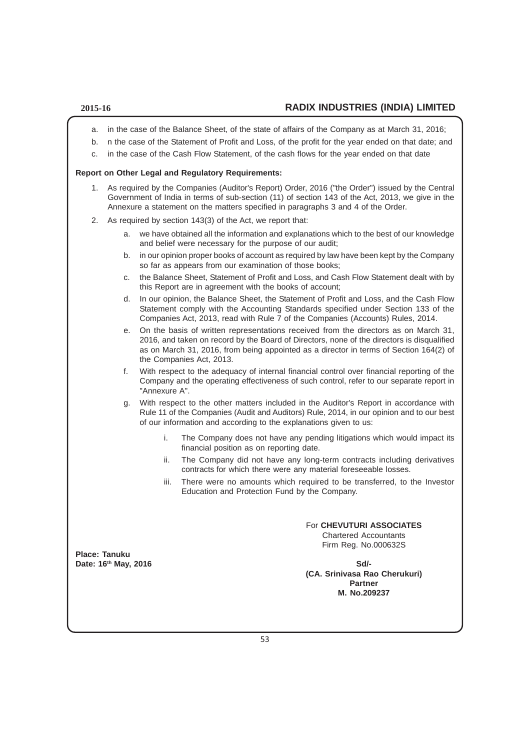a. in the case of the Balance Sheet, of the state of affairs of the Company as at March 31, 2016;
b. n the case of the Statement of Profit and Loss, of the profit for the year ended on that date; and
c. in the case of the Cash Flow Statement, of the cash flows for the year ended on that date

**Report on Other Legal and Regulatory Requirements:**

1. As required by the Companies (Auditor's Report) Order, 2016 ("the Order") issued by the Central Government of India in terms of sub-section (11) of section 143 of the Act, 2013, we give in the Annexure a statement on the matters specified in paragraphs 3 and 4 of the Order.
2. As required by section 143(3) of the Act, we report that:
   a. we have obtained all the information and explanations which to the best of our knowledge and belief were necessary for the purpose of our audit;
   b. in our opinion proper books of account as required by law have been kept by the Company so far as appears from our examination of those books;
   c. the Balance Sheet, Statement of Profit and Loss, and Cash Flow Statement dealt with by this Report are in agreement with the books of account;
   d. In our opinion, the Balance Sheet, the Statement of Profit and Loss, and the Cash Flow Statement comply with the Accounting Standards specified under Section 133 of the Companies Act, 2013, read with Rule 7 of the Companies (Accounts) Rules, 2014.
   e. On the basis of written representations received from the directors as on March 31, 2016, and taken on record by the Board of Directors, none of the directors is disqualified as on March 31, 2016, from being appointed as a director in terms of Section 164(2) of the Companies Act, 2013.
   f. With respect to the adequacy of internal financial control over financial reporting of the Company and the operating effectiveness of such control, refer to our separate report in "Annexure A".
   g. With respect to the other matters included in the Auditor's Report in accordance with Rule 11 of the Companies (Audit and Auditors) Rule, 2014, in our opinion and to our best of our information and according to the explanations given to us:
      i. The Company does not have any pending litigations which would impact its financial position as on reporting date.
      ii. The Company did not have any long-term contracts including derivatives contracts for which there were any material foreseeable losses.
      iii. There were no amounts which required to be transferred, to the Investor Education and Protection Fund by the Company.

For **CHEVUTURI ASSOCIATES**
Chartered Accountants
Firm Reg. No.000632S

**Place: Tanuku**
**Date: 16th May, 2016**

**Sd/-**
**(CA. Srinivasa Rao Cherukuri)**
**Partner**
**M. No.209237**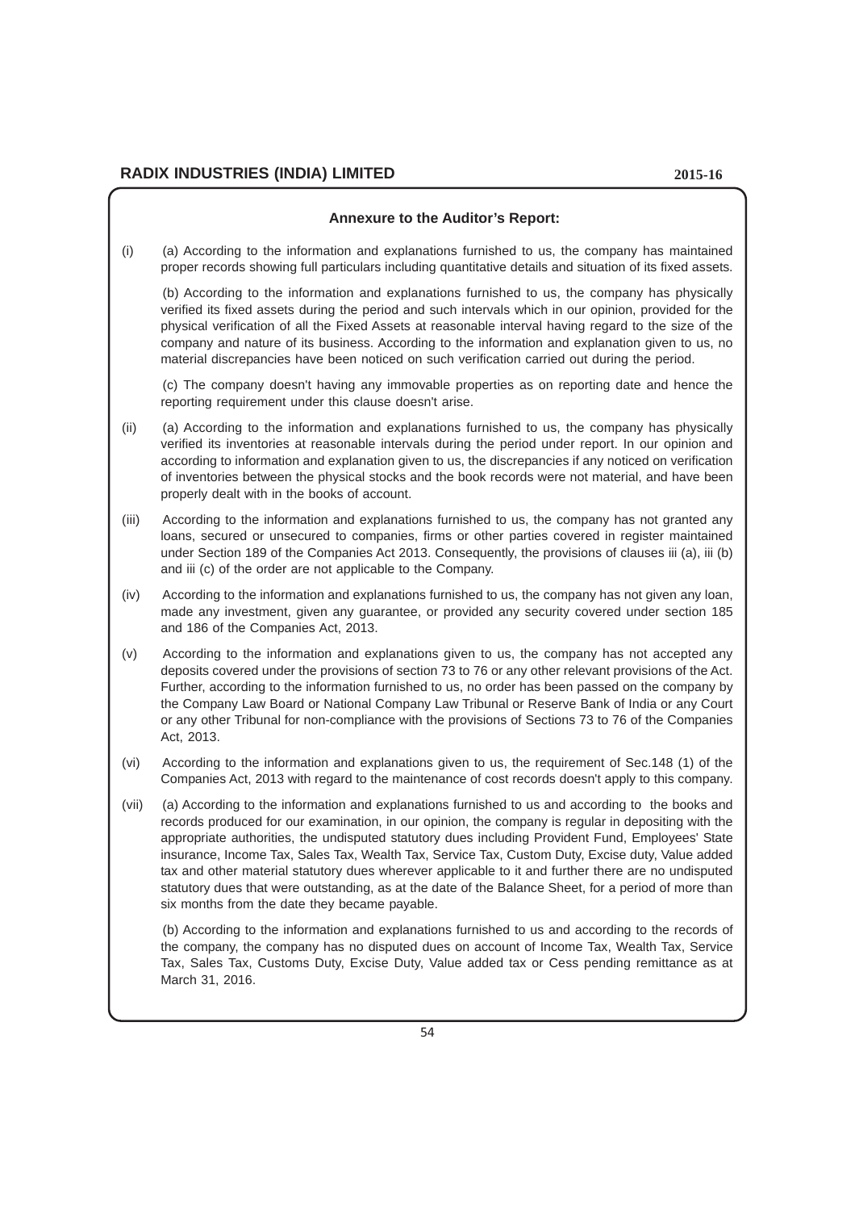## Annexure to the Auditor's Report:

(i) (a) According to the information and explanations furnished to us, the company has maintained proper records showing full particulars including quantitative details and situation of its fixed assets.

(b) According to the information and explanations furnished to us, the company has physically verified its fixed assets during the period and such intervals which in our opinion, provided for the physical verification of all the Fixed Assets at reasonable interval having regard to the size of the company and nature of its business. According to the information and explanation given to us, no material discrepancies have been noticed on such verification carried out during the period.

(c) The company doesn't having any immovable properties as on reporting date and hence the reporting requirement under this clause doesn't arise.

(ii) (a) According to the information and explanations furnished to us, the company has physically verified its inventories at reasonable intervals during the period under report. In our opinion and according to information and explanation given to us, the discrepancies if any noticed on verification of inventories between the physical stocks and the book records were not material, and have been properly dealt with in the books of account.

(iii) According to the information and explanations furnished to us, the company has not granted any loans, secured or unsecured to companies, firms or other parties covered in register maintained under Section 189 of the Companies Act 2013. Consequently, the provisions of clauses iii (a), iii (b) and iii (c) of the order are not applicable to the Company.

(iv) According to the information and explanations furnished to us, the company has not given any loan, made any investment, given any guarantee, or provided any security covered under section 185 and 186 of the Companies Act, 2013.

(v) According to the information and explanations given to us, the company has not accepted any deposits covered under the provisions of section 73 to 76 or any other relevant provisions of the Act. Further, according to the information furnished to us, no order has been passed on the company by the Company Law Board or National Company Law Tribunal or Reserve Bank of India or any Court or any other Tribunal for non-compliance with the provisions of Sections 73 to 76 of the Companies Act, 2013.

(vi) According to the information and explanations given to us, the requirement of Sec.148 (1) of the Companies Act, 2013 with regard to the maintenance of cost records doesn't apply to this company.

(vii) (a) According to the information and explanations furnished to us and according to the books and records produced for our examination, in our opinion, the company is regular in depositing with the appropriate authorities, the undisputed statutory dues including Provident Fund, Employees' State insurance, Income Tax, Sales Tax, Wealth Tax, Service Tax, Custom Duty, Excise duty, Value added tax and other material statutory dues wherever applicable to it and further there are no undisputed statutory dues that were outstanding, as at the date of the Balance Sheet, for a period of more than six months from the date they became payable.

(b) According to the information and explanations furnished to us and according to the records of the company, the company has no disputed dues on account of Income Tax, Wealth Tax, Service Tax, Sales Tax, Customs Duty, Excise Duty, Value added tax or Cess pending remittance as at March 31, 2016.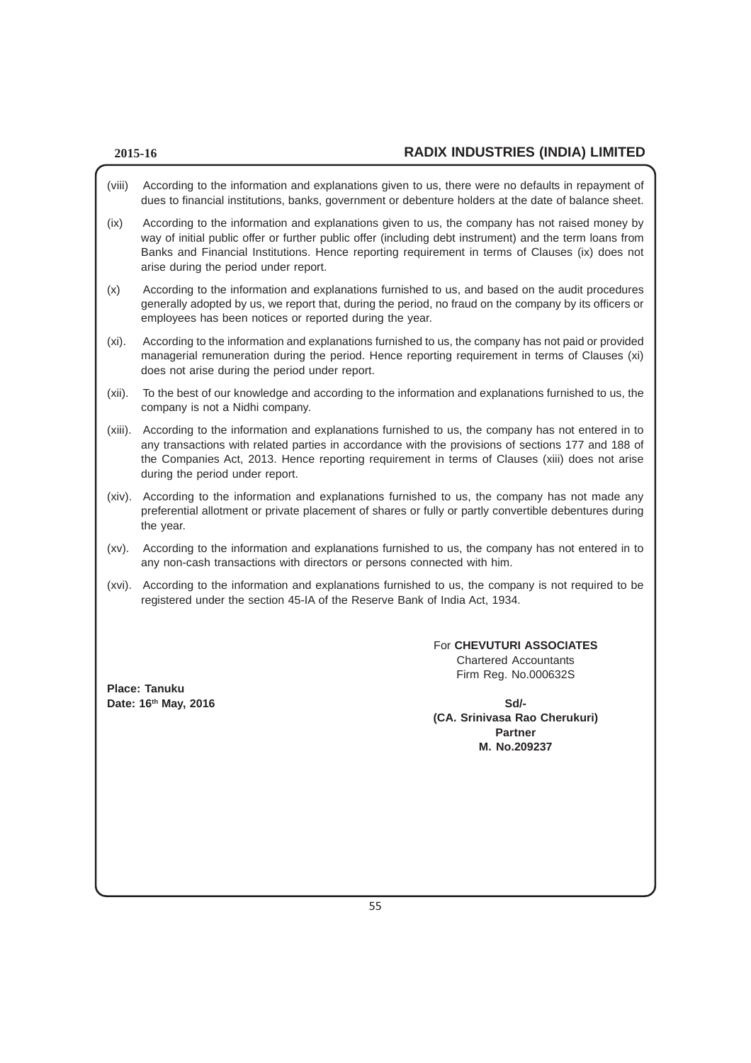(viii) According to the information and explanations given to us, there were no defaults in repayment of dues to financial institutions, banks, government or debenture holders at the date of balance sheet.

(ix) According to the information and explanations given to us, the company has not raised money by way of initial public offer or further public offer (including debt instrument) and the term loans from Banks and Financial Institutions. Hence reporting requirement in terms of Clauses (ix) does not arise during the period under report.

(x) According to the information and explanations furnished to us, and based on the audit procedures generally adopted by us, we report that, during the period, no fraud on the company by its officers or employees has been notices or reported during the year.

(xi). According to the information and explanations furnished to us, the company has not paid or provided managerial remuneration during the period. Hence reporting requirement in terms of Clauses (xi) does not arise during the period under report.

(xii). To the best of our knowledge and according to the information and explanations furnished to us, the company is not a Nidhi company.

(xiii). According to the information and explanations furnished to us, the company has not entered in to any transactions with related parties in accordance with the provisions of sections 177 and 188 of the Companies Act, 2013. Hence reporting requirement in terms of Clauses (xiii) does not arise during the period under report.

(xiv). According to the information and explanations furnished to us, the company has not made any preferential allotment or private placement of shares or fully or partly convertible debentures during the year.

(xv). According to the information and explanations furnished to us, the company has not entered in to any non-cash transactions with directors or persons connected with him.

(xvi). According to the information and explanations furnished to us, the company is not required to be registered under the section 45-IA of the Reserve Bank of India Act, 1934.

For **CHEVUTURI ASSOCIATES**
Chartered Accountants
Firm Reg. No.000632S

**Place: Tanuku**
**Date: 16th May, 2016**

**Sd/-**
**(CA. Srinivasa Rao Cherukuri)**
**Partner**
**M. No.209237**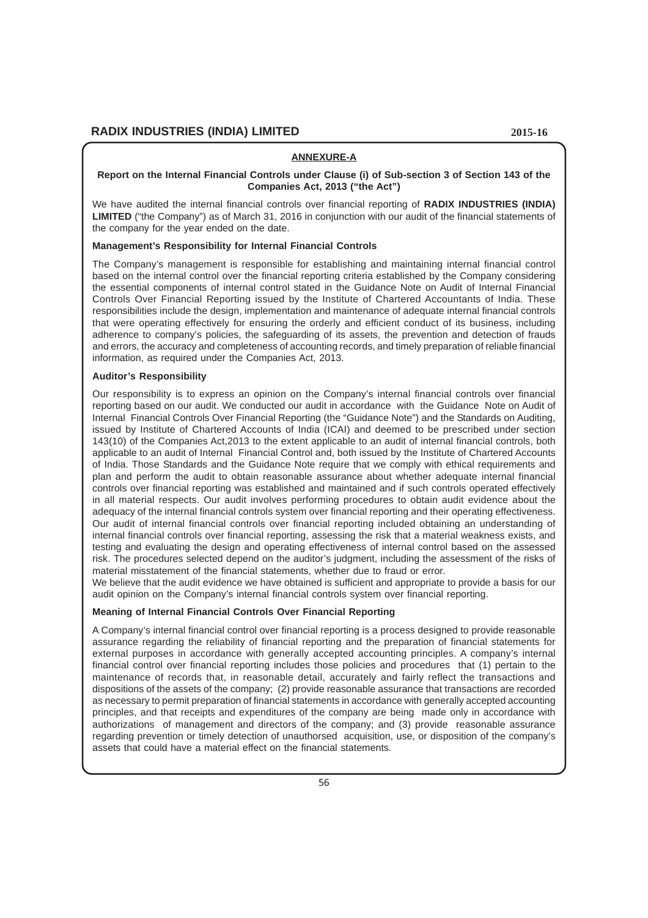## ANNEXURE-A

**Report on the Internal Financial Controls under Clause (i) of Sub-section 3 of Section 143 of the Companies Act, 2013 ("the Act")**

We have audited the internal financial controls over financial reporting of **RADIX INDUSTRIES (INDIA) LIMITED** ("the Company") as of March 31, 2016 in conjunction with our audit of the financial statements of the company for the year ended on the date.

**Management's Responsibility for Internal Financial Controls**

The Company's management is responsible for establishing and maintaining internal financial control based on the internal control over the financial reporting criteria established by the Company considering the essential components of internal control stated in the Guidance Note on Audit of Internal Financial Controls Over Financial Reporting issued by the Institute of Chartered Accountants of India. These responsibilities include the design, implementation and maintenance of adequate internal financial controls that were operating effectively for ensuring the orderly and efficient conduct of its business, including adherence to company's policies, the safeguarding of its assets, the prevention and detection of frauds and errors, the accuracy and completeness of accounting records, and timely preparation of reliable financial information, as required under the Companies Act, 2013.

**Auditor's Responsibility**

Our responsibility is to express an opinion on the Company's internal financial controls over financial reporting based on our audit. We conducted our audit in accordance with the Guidance Note on Audit of Internal Financial Controls Over Financial Reporting (the "Guidance Note") and the Standards on Auditing, issued by Institute of Chartered Accounts of India (ICAI) and deemed to be prescribed under section 143(10) of the Companies Act,2013 to the extent applicable to an audit of internal financial controls, both applicable to an audit of Internal Financial Control and, both issued by the Institute of Chartered Accounts of India. Those Standards and the Guidance Note require that we comply with ethical requirements and plan and perform the audit to obtain reasonable assurance about whether adequate internal financial controls over financial reporting was established and maintained and if such controls operated effectively in all material respects. Our audit involves performing procedures to obtain audit evidence about the adequacy of the internal financial controls system over financial reporting and their operating effectiveness. Our audit of internal financial controls over financial reporting included obtaining an understanding of internal financial controls over financial reporting, assessing the risk that a material weakness exists, and testing and evaluating the design and operating effectiveness of internal control based on the assessed risk. The procedures selected depend on the auditor's judgment, including the assessment of the risks of material misstatement of the financial statements, whether due to fraud or error.

We believe that the audit evidence we have obtained is sufficient and appropriate to provide a basis for our audit opinion on the Company's internal financial controls system over financial reporting.

**Meaning of Internal Financial Controls Over Financial Reporting**

A Company's internal financial control over financial reporting is a process designed to provide reasonable assurance regarding the reliability of financial reporting and the preparation of financial statements for external purposes in accordance with generally accepted accounting principles. A company's internal financial control over financial reporting includes those policies and procedures that (1) pertain to the maintenance of records that, in reasonable detail, accurately and fairly reflect the transactions and dispositions of the assets of the company; (2) provide reasonable assurance that transactions are recorded as necessary to permit preparation of financial statements in accordance with generally accepted accounting principles, and that receipts and expenditures of the company are being made only in accordance with authorizations of management and directors of the company; and (3) provide reasonable assurance regarding prevention or timely detection of unauthorsed acquisition, use, or disposition of the company's assets that could have a material effect on the financial statements.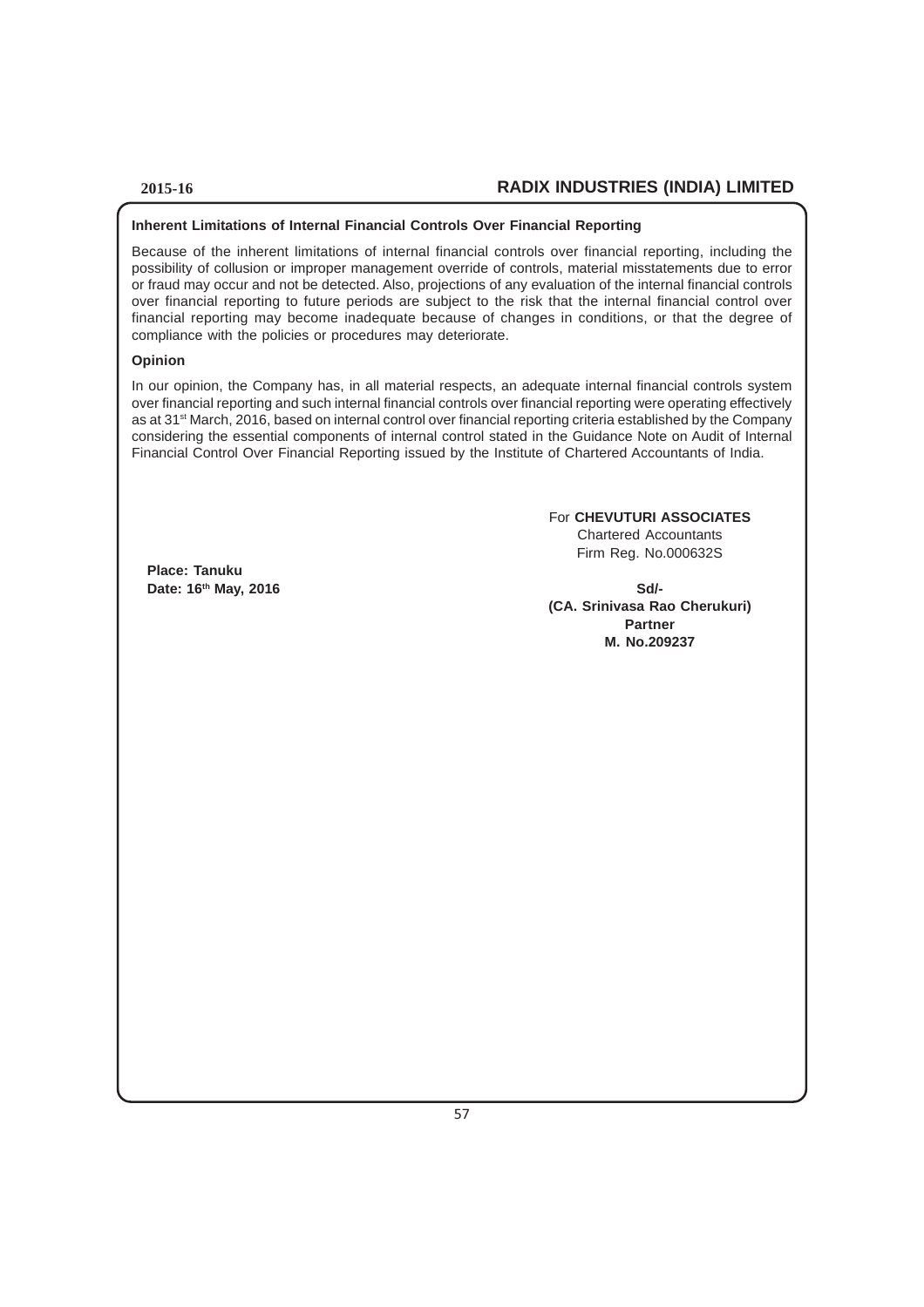**Inherent Limitations of Internal Financial Controls Over Financial Reporting**

Because of the inherent limitations of internal financial controls over financial reporting, including the possibility of collusion or improper management override of controls, material misstatements due to error or fraud may occur and not be detected. Also, projections of any evaluation of the internal financial controls over financial reporting to future periods are subject to the risk that the internal financial control over financial reporting may become inadequate because of changes in conditions, or that the degree of compliance with the policies or procedures may deteriorate.

**Opinion**

In our opinion, the Company has, in all material respects, an adequate internal financial controls system over financial reporting and such internal financial controls over financial reporting were operating effectively as at 31st March, 2016, based on internal control over financial reporting criteria established by the Company considering the essential components of internal control stated in the Guidance Note on Audit of Internal Financial Control Over Financial Reporting issued by the Institute of Chartered Accountants of India.

For **CHEVUTURI ASSOCIATES**
Chartered Accountants
Firm Reg. No.000632S

**Place: Tanuku**
**Date: 16th May, 2016**

**Sd/-**
**(CA. Srinivasa Rao Cherukuri)**
**Partner**
**M. No.209237**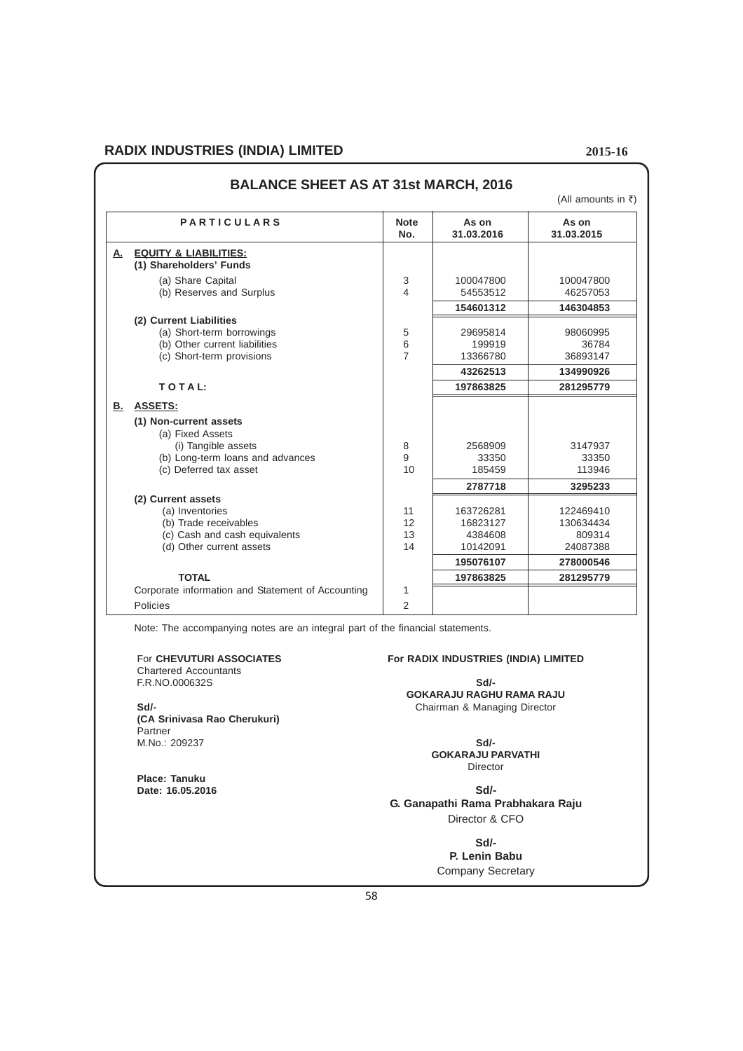# BALANCE SHEET AS AT 31st MARCH, 2016

(All amounts in ₹)

| PARTICULARS | Note No. | As on 31.03.2016 | As on 31.03.2015 |
|---|---|---|---|
| **A. EQUITY & LIABILITIES:** | | | |
| **(1) Shareholders' Funds** | | | |
| (a) Share Capital | 3 | 100047800 | 100047800 |
| (b) Reserves and Surplus | 4 | 54553512 | 46257053 |
| | | **154601312** | **146304853** |
| **(2) Current Liabilities** | | | |
| (a) Short-term borrowings | 5 | 29695814 | 98060995 |
| (b) Other current liabilities | 6 | 199919 | 36784 |
| (c) Short-term provisions | 7 | 13366780 | 36893147 |
| | | **43262513** | **134990926** |
| **TOTAL:** | | **197863825** | **281295779** |
| **B. ASSETS:** | | | |
| **(1) Non-current assets** | | | |
| (a) Fixed Assets | | | |
| (i) Tangible assets | 8 | 2568909 | 3147937 |
| (b) Long-term loans and advances | 9 | 33350 | 33350 |
| (c) Deferred tax asset | 10 | 185459 | 113946 |
| | | **2787718** | **3295233** |
| **(2) Current assets** | | | |
| (a) Inventories | 11 | 163726281 | 122469410 |
| (b) Trade receivables | 12 | 16823127 | 130634434 |
| (c) Cash and cash equivalents | 13 | 4384608 | 809314 |
| (d) Other current assets | 14 | 10142091 | 24087388 |
| | | **195076107** | **278000546** |
| **TOTAL** | | **197863825** | **281295779** |
| Corporate information and Statement of Accounting | 1 | | |
| Policies | 2 | | |

Note: The accompanying notes are an integral part of the financial statements.

For **CHEVUTURI ASSOCIATES**
Chartered Accountants
F.R.NO.000632S

**Sd/-**
**(CA Srinivasa Rao Cherukuri)**
Partner
M.No.: 209237

**Place: Tanuku**
**Date: 16.05.2016**

**For RADIX INDUSTRIES (INDIA) LIMITED**

**Sd/-**
**GOKARAJU RAGHU RAMA RAJU**
Chairman & Managing Director

**Sd/-**
**GOKARAJU PARVATHI**
Director

**Sd/-**
**G. Ganapathi Rama Prabhakara Raju**
Director & CFO

**Sd/-**
**P. Lenin Babu**
Company Secretary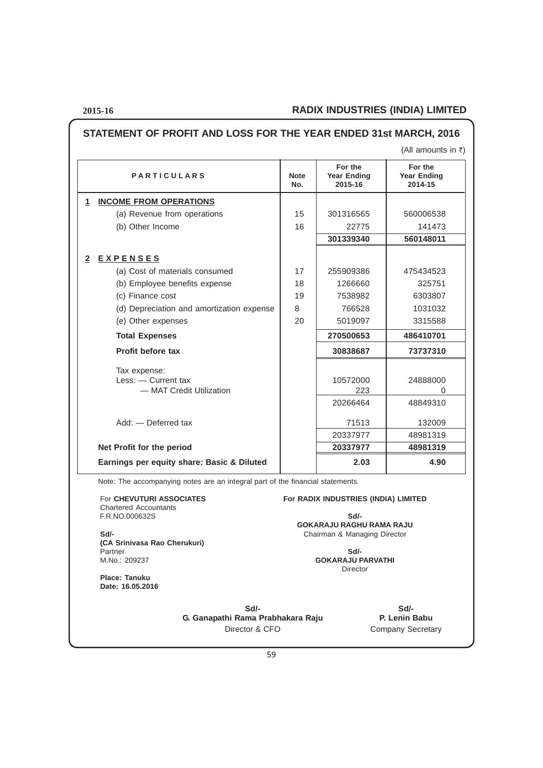## STATEMENT OF PROFIT AND LOSS FOR THE YEAR ENDED 31st MARCH, 2016

(All amounts in ₹)

| PARTICULARS | Note No. | For the Year Ending 2015-16 | For the Year Ending 2014-15 |
|---|---|---|---|
| **1 INCOME FROM OPERATIONS** | | | |
| (a) Revenue from operations | 15 | 301316565 | 560006538 |
| (b) Other Income | 16 | 22775 | 141473 |
| | | **301339340** | **560148011** |
| **2 EXPENSES** | | | |
| (a) Cost of materials consumed | 17 | 255909386 | 475434523 |
| (b) Employee benefits expense | 18 | 1266660 | 325751 |
| (c) Finance cost | 19 | 7538982 | 6303807 |
| (d) Depreciation and amortization expense | 8 | 766528 | 1031032 |
| (e) Other expenses | 20 | 5019097 | 3315588 |
| **Total Expenses** | | **270500653** | **486410701** |
| **Profit before tax** | | **30838687** | **73737310** |
| Tax expense: | | | |
| Less: — Current tax | | 10572000 | 24888000 |
| — MAT Credit Utilization | | 223 | 0 |
| | | 20266464 | 48849310 |
| Add: — Deferred tax | | 71513 | 132009 |
| | | 20337977 | 48981319 |
| **Net Profit for the period** | | **20337977** | **48981319** |
| **Earnings per equity share: Basic & Diluted** | | **2.03** | **4.90** |

Note: The accompanying notes are an integral part of the financial statements.

For **CHEVUTURI ASSOCIATES**
Chartered Accountants
F.R.NO.000632S

**Sd/-**
**(CA Srinivasa Rao Cherukuri)**
Partner
M.No.: 209237

**Place: Tanuku**
**Date: 16.05.2016**

**For RADIX INDUSTRIES (INDIA) LIMITED**

**Sd/-**
**GOKARAJU RAGHU RAMA RAJU**
Chairman & Managing Director

**Sd/-**
**GOKARAJU PARVATHI**
Director

**Sd/-**
**G. Ganapathi Rama Prabhakara Raju**
Director & CFO

**Sd/-**
**P. Lenin Babu**
Company Secretary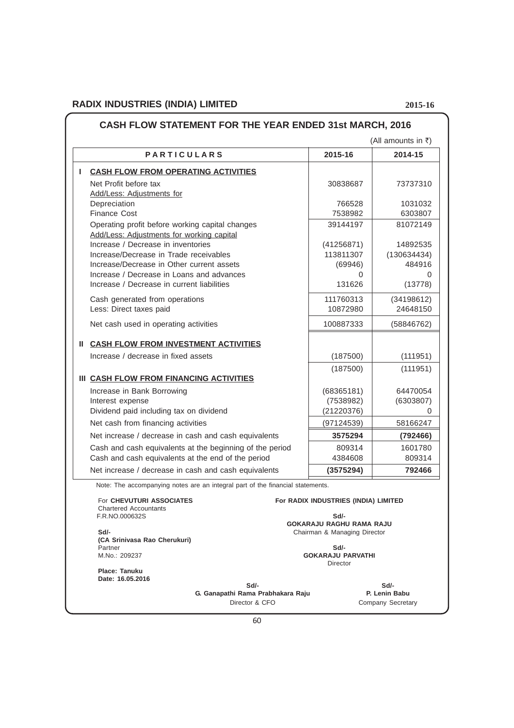# CASH FLOW STATEMENT FOR THE YEAR ENDED 31st MARCH, 2016

(All amounts in ₹)

| PARTICULARS | 2015-16 | 2014-15 |
|---|---|---|
| **I CASH FLOW FROM OPERATING ACTIVITIES** | | |
| Net Profit before tax | 30838687 | 73737310 |
| Add/Less: Adjustments for | | |
| Depreciation | 766528 | 1031032 |
| Finance Cost | 7538982 | 6303807 |
| Operating profit before working capital changes | 39144197 | 81072149 |
| Add/Less: Adjustments for working capital | | |
| Increase / Decrease in inventories | (41256871) | 14892535 |
| Increase/Decrease in Trade receivables | 113811307 | (130634434) |
| Increase/Decrease in Other current assets | (69946) | 484916 |
| Increase / Decrease in Loans and advances | 0 | 0 |
| Increase / Decrease in current liabilities | 131626 | (13778) |
| Cash generated from operations | 111760313 | (34198612) |
| Less: Direct taxes paid | 10872980 | 24648150 |
| Net cash used in operating activities | 100887333 | (58846762) |
| **II CASH FLOW FROM INVESTMENT ACTIVITIES** | | |
| Increase / decrease in fixed assets | (187500) | (111951) |
| | (187500) | (111951) |
| **III CASH FLOW FROM FINANCING ACTIVITIES** | | |
| Increase in Bank Borrowing | (68365181) | 64470054 |
| Interest expense | (7538982) | (6303807) |
| Dividend paid including tax on dividend | (21220376) | 0 |
| Net cash from financing activities | (97124539) | 58166247 |
| Net increase / decrease in cash and cash equivalents | **3575294** | **(792466)** |
| Cash and cash equivalents at the beginning of the period | 809314 | 1601780 |
| Cash and cash equivalents at the end of the period | 4384608 | 809314 |
| Net increase / decrease in cash and cash equivalents | **(3575294)** | **792466** |

Note: The accompanying notes are an integral part of the financial statements.

For **CHEVUTURI ASSOCIATES**
Chartered Accountants
F.R.NO.000632S

**Sd/-**
**(CA Srinivasa Rao Cherukuri)**
Partner
M.No.: 209237

**Place: Tanuku**
**Date: 16.05.2016**

**For RADIX INDUSTRIES (INDIA) LIMITED**

**Sd/-**
**GOKARAJU RAGHU RAMA RAJU**
Chairman & Managing Director

**Sd/-**
**GOKARAJU PARVATHI**
Director

**Sd/-**
**G. Ganapathi Rama Prabhakara Raju**
Director & CFO

**Sd/-**
**P. Lenin Babu**
Company Secretary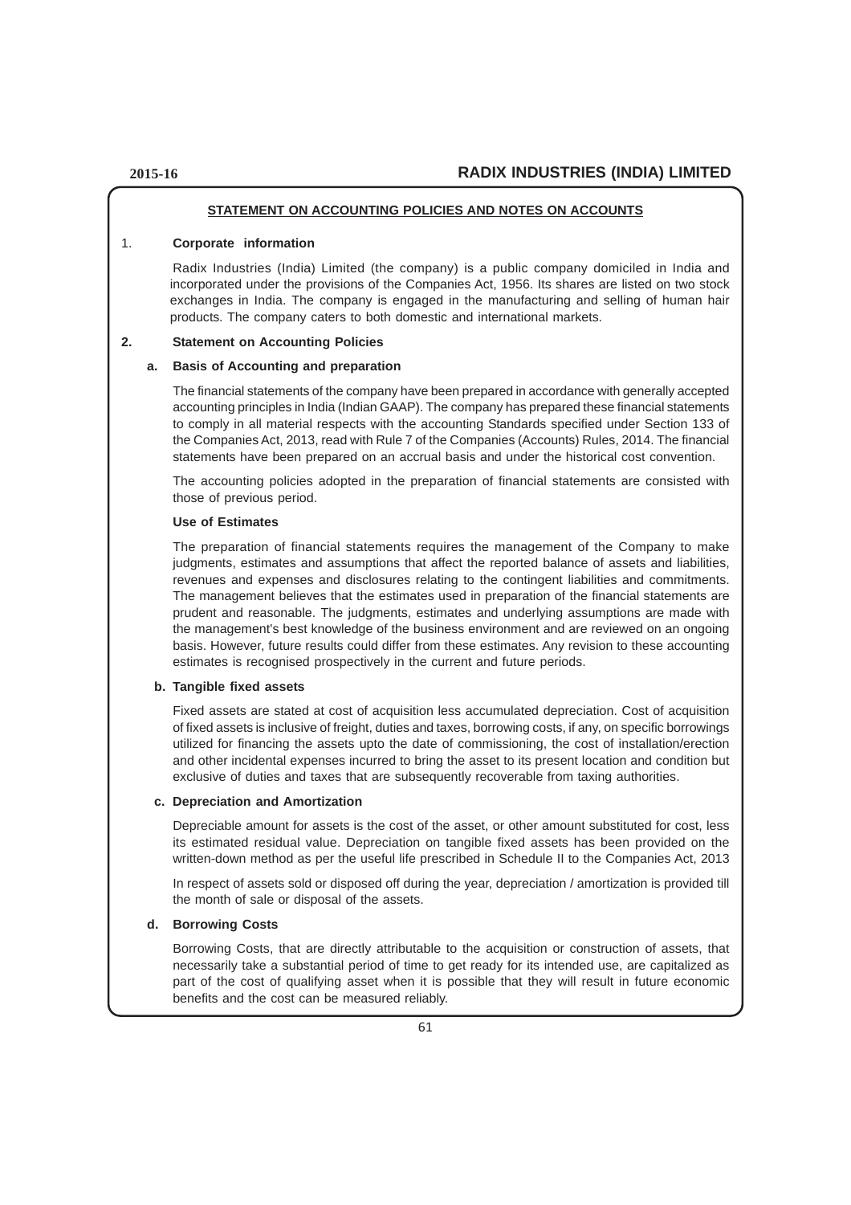## STATEMENT ON ACCOUNTING POLICIES AND NOTES ON ACCOUNTS

### 1. Corporate information

Radix Industries (India) Limited (the company) is a public company domiciled in India and incorporated under the provisions of the Companies Act, 1956. Its shares are listed on two stock exchanges in India. The company is engaged in the manufacturing and selling of human hair products. The company caters to both domestic and international markets.

### 2. Statement on Accounting Policies

#### a. Basis of Accounting and preparation

The financial statements of the company have been prepared in accordance with generally accepted accounting principles in India (Indian GAAP). The company has prepared these financial statements to comply in all material respects with the accounting Standards specified under Section 133 of the Companies Act, 2013, read with Rule 7 of the Companies (Accounts) Rules, 2014. The financial statements have been prepared on an accrual basis and under the historical cost convention.

The accounting policies adopted in the preparation of financial statements are consisted with those of previous period.

**Use of Estimates**

The preparation of financial statements requires the management of the Company to make judgments, estimates and assumptions that affect the reported balance of assets and liabilities, revenues and expenses and disclosures relating to the contingent liabilities and commitments. The management believes that the estimates used in preparation of the financial statements are prudent and reasonable. The judgments, estimates and underlying assumptions are made with the management's best knowledge of the business environment and are reviewed on an ongoing basis. However, future results could differ from these estimates. Any revision to these accounting estimates is recognised prospectively in the current and future periods.

#### b. Tangible fixed assets

Fixed assets are stated at cost of acquisition less accumulated depreciation. Cost of acquisition of fixed assets is inclusive of freight, duties and taxes, borrowing costs, if any, on specific borrowings utilized for financing the assets upto the date of commissioning, the cost of installation/erection and other incidental expenses incurred to bring the asset to its present location and condition but exclusive of duties and taxes that are subsequently recoverable from taxing authorities.

#### c. Depreciation and Amortization

Depreciable amount for assets is the cost of the asset, or other amount substituted for cost, less its estimated residual value. Depreciation on tangible fixed assets has been provided on the written-down method as per the useful life prescribed in Schedule II to the Companies Act, 2013

In respect of assets sold or disposed off during the year, depreciation / amortization is provided till the month of sale or disposal of the assets.

#### d. Borrowing Costs

Borrowing Costs, that are directly attributable to the acquisition or construction of assets, that necessarily take a substantial period of time to get ready for its intended use, are capitalized as part of the cost of qualifying asset when it is possible that they will result in future economic benefits and the cost can be measured reliably.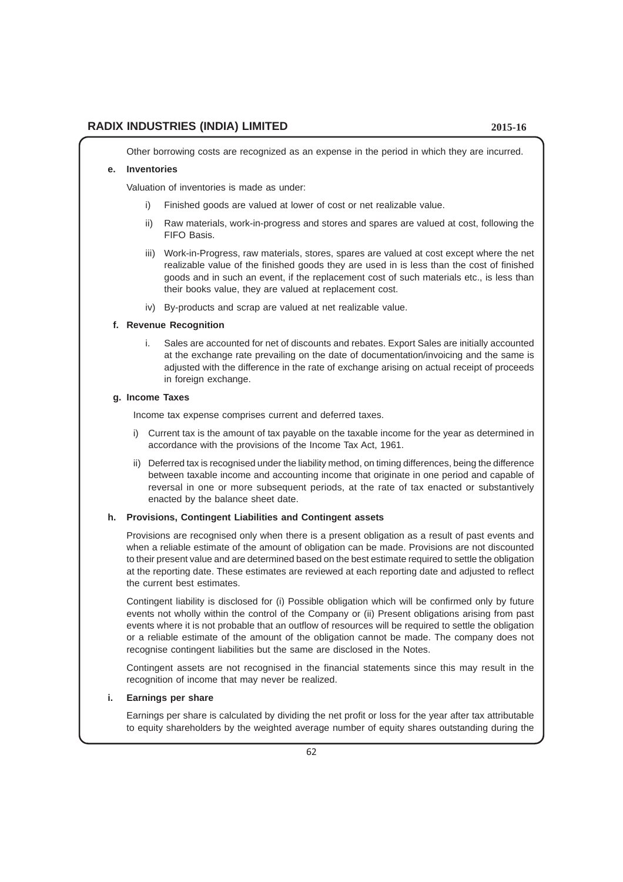Other borrowing costs are recognized as an expense in the period in which they are incurred.

**e. Inventories**

Valuation of inventories is made as under:

i) Finished goods are valued at lower of cost or net realizable value.

ii) Raw materials, work-in-progress and stores and spares are valued at cost, following the FIFO Basis.

iii) Work-in-Progress, raw materials, stores, spares are valued at cost except where the net realizable value of the finished goods they are used in is less than the cost of finished goods and in such an event, if the replacement cost of such materials etc., is less than their books value, they are valued at replacement cost.

iv) By-products and scrap are valued at net realizable value.

**f. Revenue Recognition**

i. Sales are accounted for net of discounts and rebates. Export Sales are initially accounted at the exchange rate prevailing on the date of documentation/invoicing and the same is adjusted with the difference in the rate of exchange arising on actual receipt of proceeds in foreign exchange.

**g. Income Taxes**

Income tax expense comprises current and deferred taxes.

i) Current tax is the amount of tax payable on the taxable income for the year as determined in accordance with the provisions of the Income Tax Act, 1961.

ii) Deferred tax is recognised under the liability method, on timing differences, being the difference between taxable income and accounting income that originate in one period and capable of reversal in one or more subsequent periods, at the rate of tax enacted or substantively enacted by the balance sheet date.

**h. Provisions, Contingent Liabilities and Contingent assets**

Provisions are recognised only when there is a present obligation as a result of past events and when a reliable estimate of the amount of obligation can be made. Provisions are not discounted to their present value and are determined based on the best estimate required to settle the obligation at the reporting date. These estimates are reviewed at each reporting date and adjusted to reflect the current best estimates.

Contingent liability is disclosed for (i) Possible obligation which will be confirmed only by future events not wholly within the control of the Company or (ii) Present obligations arising from past events where it is not probable that an outflow of resources will be required to settle the obligation or a reliable estimate of the amount of the obligation cannot be made. The company does not recognise contingent liabilities but the same are disclosed in the Notes.

Contingent assets are not recognised in the financial statements since this may result in the recognition of income that may never be realized.

**i. Earnings per share**

Earnings per share is calculated by dividing the net profit or loss for the year after tax attributable to equity shareholders by the weighted average number of equity shares outstanding during the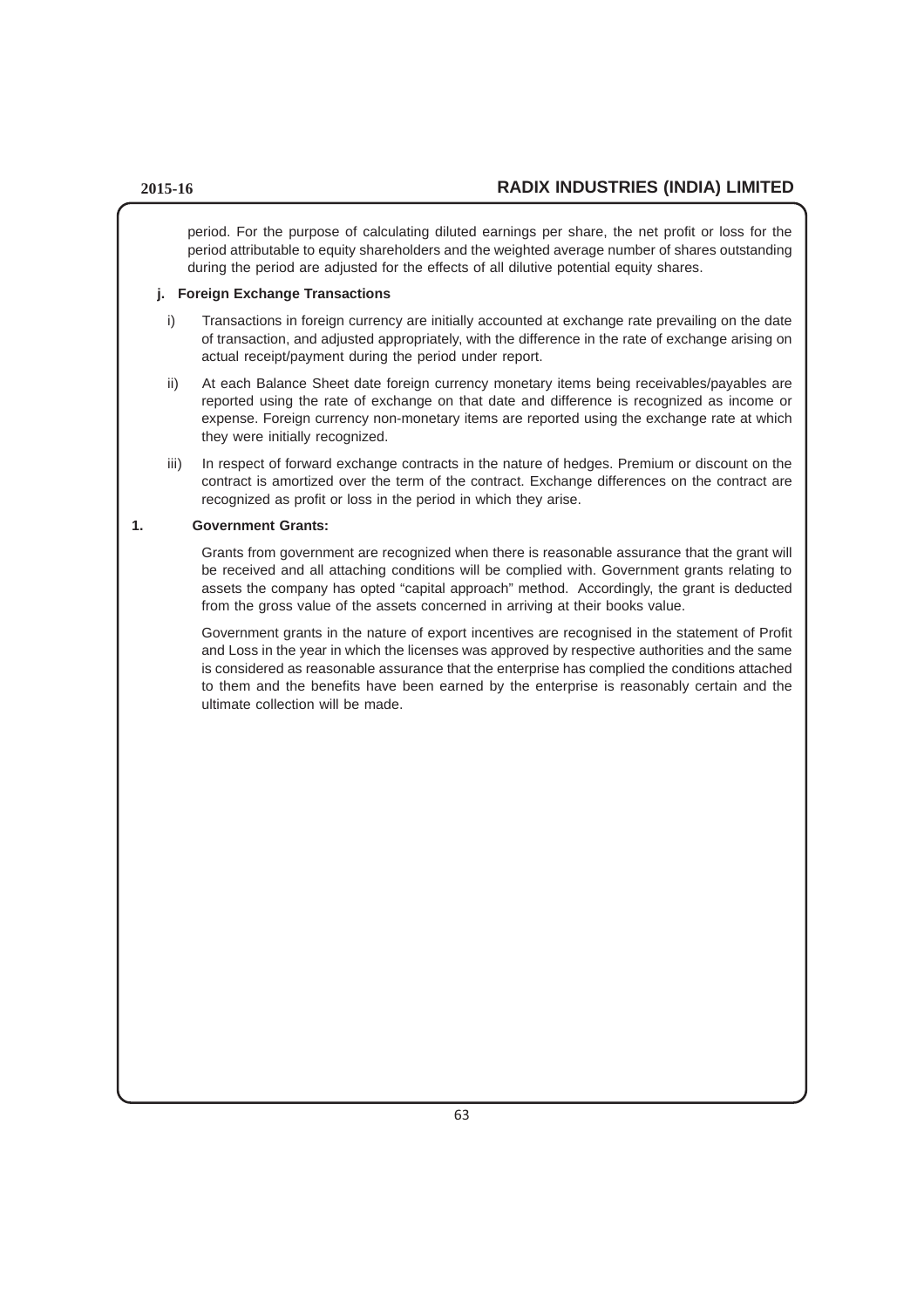period. For the purpose of calculating diluted earnings per share, the net profit or loss for the period attributable to equity shareholders and the weighted average number of shares outstanding during the period are adjusted for the effects of all dilutive potential equity shares.

**j. Foreign Exchange Transactions**

i) Transactions in foreign currency are initially accounted at exchange rate prevailing on the date of transaction, and adjusted appropriately, with the difference in the rate of exchange arising on actual receipt/payment during the period under report.

ii) At each Balance Sheet date foreign currency monetary items being receivables/payables are reported using the rate of exchange on that date and difference is recognized as income or expense. Foreign currency non-monetary items are reported using the exchange rate at which they were initially recognized.

iii) In respect of forward exchange contracts in the nature of hedges. Premium or discount on the contract is amortized over the term of the contract. Exchange differences on the contract are recognized as profit or loss in the period in which they arise.

**1. Government Grants:**

Grants from government are recognized when there is reasonable assurance that the grant will be received and all attaching conditions will be complied with. Government grants relating to assets the company has opted "capital approach" method. Accordingly, the grant is deducted from the gross value of the assets concerned in arriving at their books value.

Government grants in the nature of export incentives are recognised in the statement of Profit and Loss in the year in which the licenses was approved by respective authorities and the same is considered as reasonable assurance that the enterprise has complied the conditions attached to them and the benefits have been earned by the enterprise is reasonably certain and the ultimate collection will be made.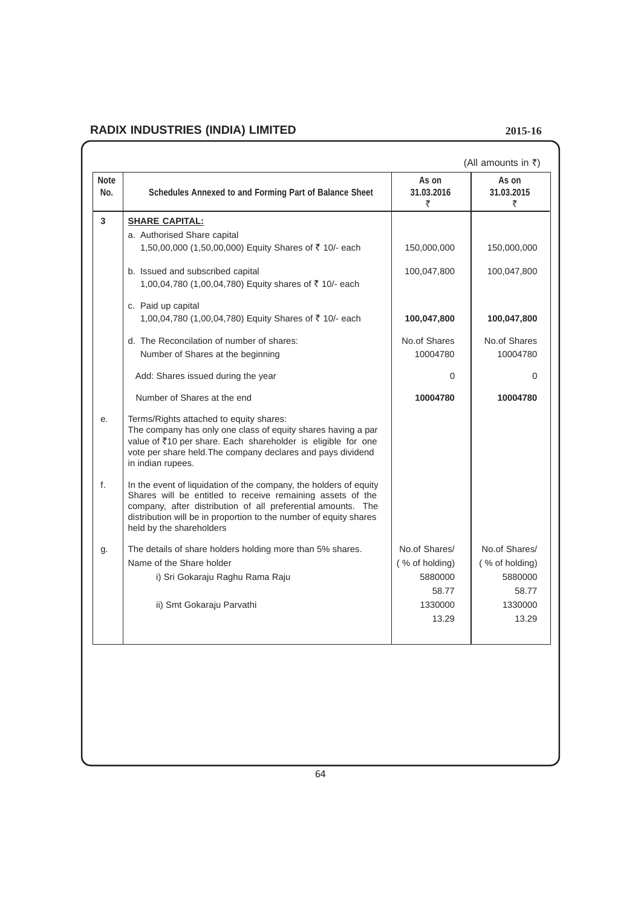(All amounts in ₹)

| Note No. | Schedules Annexed to and Forming Part of Balance Sheet | As on 31.03.2016 ₹ | As on 31.03.2015 ₹ |
|---|---|---|---|
| 3 | **SHARE CAPITAL:** | | |
| | a. Authorised Share capital | | |
| | 1,50,00,000 (1,50,00,000) Equity Shares of ₹ 10/- each | 150,000,000 | 150,000,000 |
| | b. Issued and subscribed capital | 100,047,800 | 100,047,800 |
| | 1,00,04,780 (1,00,04,780) Equity shares of ₹ 10/- each | | |
| | c. Paid up capital | | |
| | 1,00,04,780 (1,00,04,780) Equity Shares of ₹ 10/- each | **100,047,800** | **100,047,800** |
| | d. The Reconcilation of number of shares: | No.of Shares | No.of Shares |
| | Number of Shares at the beginning | 10004780 | 10004780 |
| | Add: Shares issued during the year | 0 | 0 |
| | Number of Shares at the end | **10004780** | **10004780** |
| e. | Terms/Rights attached to equity shares: The company has only one class of equity shares having a par value of ₹10 per share. Each shareholder is eligible for one vote per share held.The company declares and pays dividend in indian rupees. | | |
| f. | In the event of liquidation of the company, the holders of equity Shares will be entitled to receive remaining assets of the company, after distribution of all preferential amounts. The distribution will be in proportion to the number of equity shares held by the shareholders | | |
| g. | The details of share holders holding more than 5% shares. | No.of Shares/ | No.of Shares/ |
| | Name of the Share holder | ( % of holding) | ( % of holding) |
| | i) Sri Gokaraju Raghu Rama Raju | 5880000 | 5880000 |
| | | 58.77 | 58.77 |
| | ii) Smt Gokaraju Parvathi | 1330000 | 1330000 |
| | | 13.29 | 13.29 |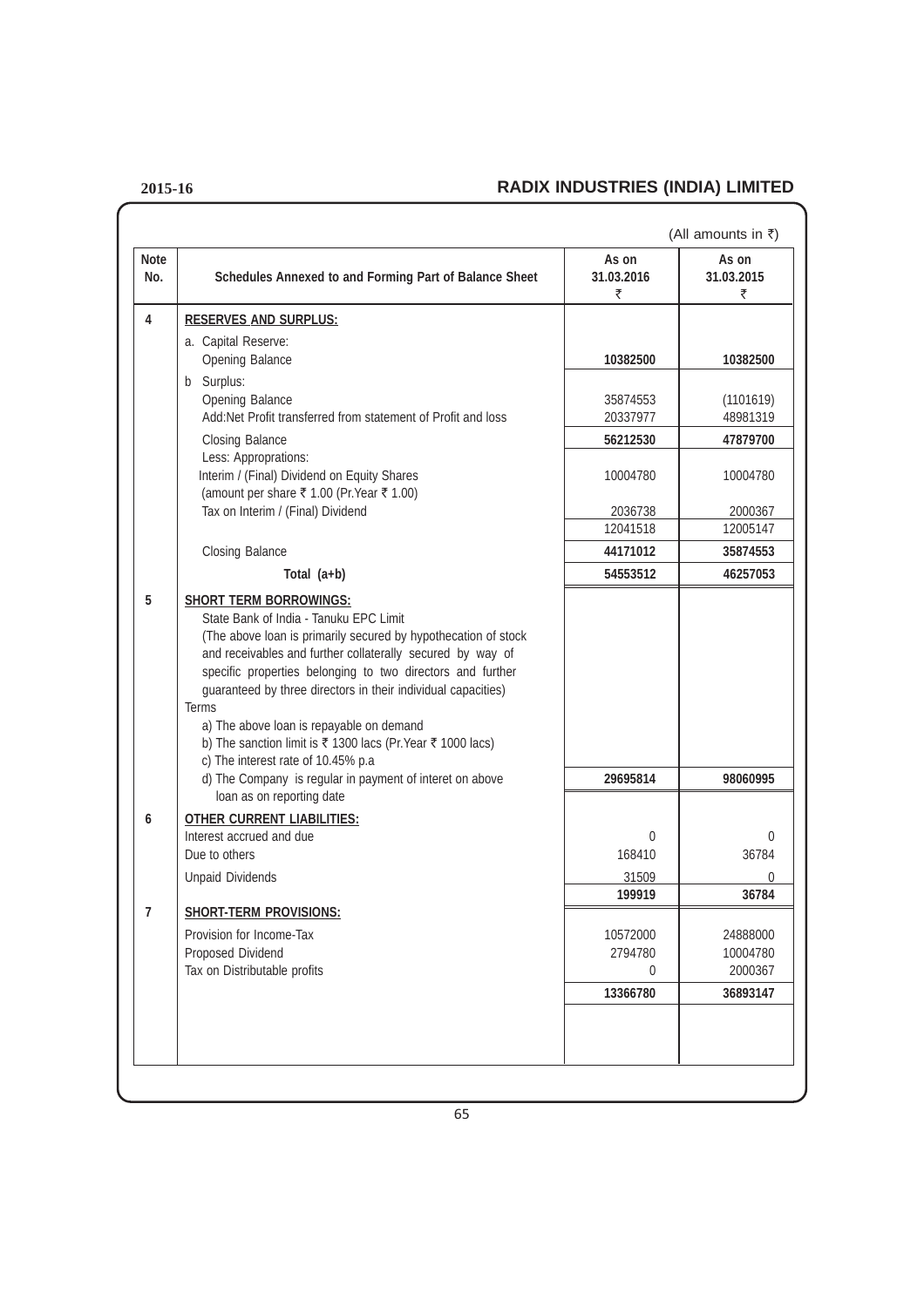(All amounts in ₹)

| Note No. | Schedules Annexed to and Forming Part of Balance Sheet | As on 31.03.2016 ₹ | As on 31.03.2015 ₹ |
|---|---|---|---|
| 4 | **RESERVES AND SURPLUS:** | | |
| | a. Capital Reserve: | | |
| | Opening Balance | **10382500** | **10382500** |
| | b Surplus: | | |
| | Opening Balance | 35874553 | (1101619) |
| | Add:Net Profit transferred from statement of Profit and loss | 20337977 | 48981319 |
| | Closing Balance | **56212530** | **47879700** |
| | Less: Approprations: | | |
| | Interim / (Final) Dividend on Equity Shares (amount per share ₹ 1.00 (Pr.Year ₹ 1.00) | 10004780 | 10004780 |
| | Tax on Interim / (Final) Dividend | 2036738 | 2000367 |
| | | 12041518 | 12005147 |
| | Closing Balance | **44171012** | **35874553** |
| | **Total (a+b)** | **54553512** | **46257053** |
| 5 | **SHORT TERM BORROWINGS:** | | |
| | State Bank of India - Tanuku EPC Limit (The above loan is primarily secured by hypothecation of stock and receivables and further collaterally secured by way of specific properties belonging to two directors and further guaranteed by three directors in their individual capacities) | | |
| | Terms | | |
| | a) The above loan is repayable on demand | | |
| | b) The sanction limit is ₹ 1300 lacs (Pr.Year ₹ 1000 lacs) | | |
| | c) The interest rate of 10.45% p.a | | |
| | d) The Company is regular in payment of interet on above loan as on reporting date | **29695814** | **98060995** |
| 6 | **OTHER CURRENT LIABILITIES:** | | |
| | Interest accrued and due | 0 | 0 |
| | Due to others | 168410 | 36784 |
| | Unpaid Dividends | 31509 | 0 |
| | | **199919** | **36784** |
| 7 | **SHORT-TERM PROVISIONS:** | | |
| | Provision for Income-Tax | 10572000 | 24888000 |
| | Proposed Dividend | 2794780 | 10004780 |
| | Tax on Distributable profits | 0 | 2000367 |
| | | **13366780** | **36893147** |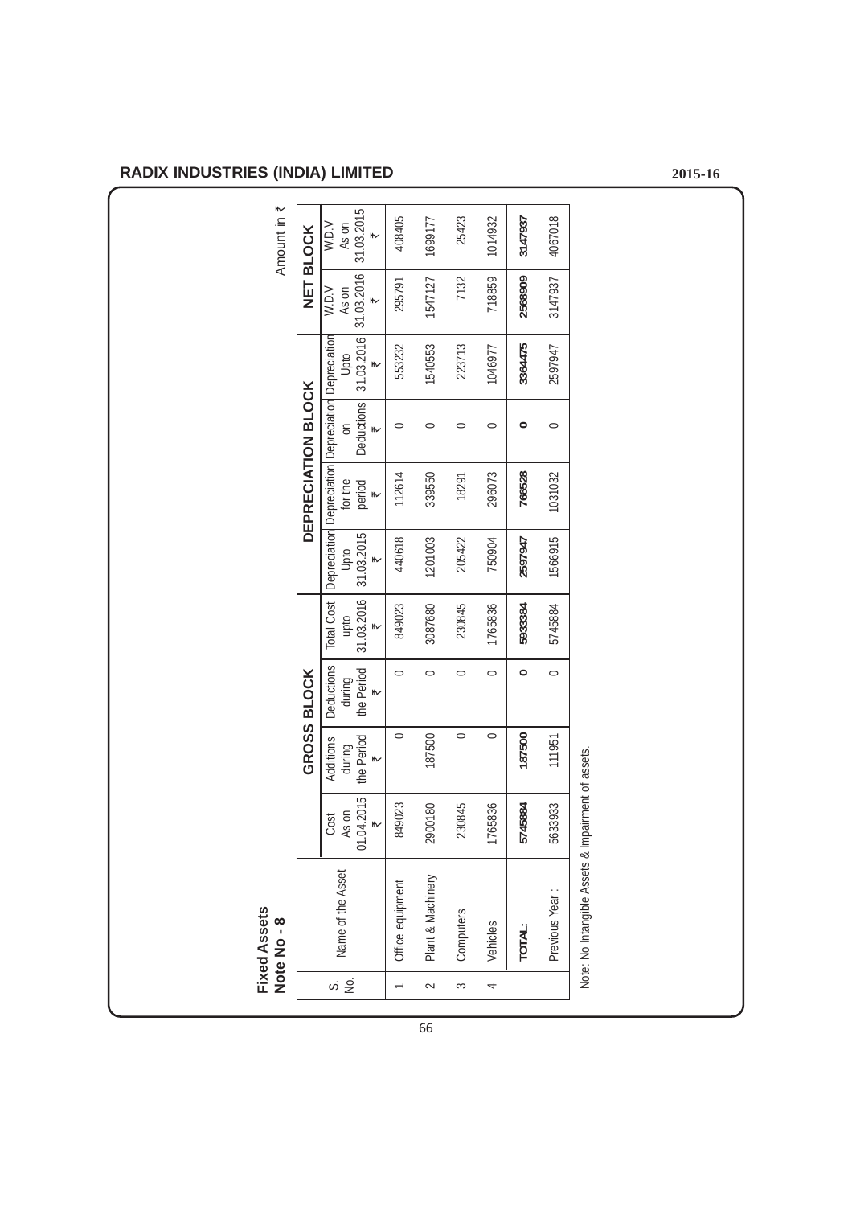## Fixed Assets
### Note No - 8

Amount in ₹

| S. No. | Name of the Asset | GROSS BLOCK | | | | DEPRECIATION BLOCK | | | | NET BLOCK | |
|---|---|---|---|---|---|---|---|---|---|---|---|
| | | Cost As on 01.04.2015 ₹ | Additions during the Period ₹ | Deductions during the Period ₹ | Total Cost upto 31.03.2016 ₹ | Depreciation Upto 31.03.2015 ₹ | Depreciation for the period ₹ | Depreciation on Deductions ₹ | Depreciation Upto 31.03.2016 ₹ | W.D.V As on 31.03.2016 ₹ | W.D.V As on 31.03.2015 ₹ |
| 1 | Office equipment | 849023 | 0 | 0 | 849023 | 440618 | 112614 | 0 | 553232 | 295791 | 408405 |
| 2 | Plant & Machinery | 2900180 | 187500 | 0 | 3087680 | 1201003 | 339550 | 0 | 1540553 | 1547127 | 1699177 |
| 3 | Computers | 230845 | 0 | 0 | 230845 | 205422 | 18291 | 0 | 223713 | 7132 | 25423 |
| 4 | Vehicles | 1765836 | 0 | 0 | 1765836 | 750904 | 296073 | 0 | 1046977 | 718859 | 1014932 |
| | **TOTAL:** | **5745884** | **187500** | **0** | **5933384** | **2597947** | **766528** | **0** | **3364475** | **2568909** | **3147937** |
| | Previous Year : | 5633933 | 111951 | 0 | 5745884 | 1566915 | 1031032 | 0 | 2597947 | 3147937 | 4067018 |

Note: No Intangible Assets & Impairment of assets.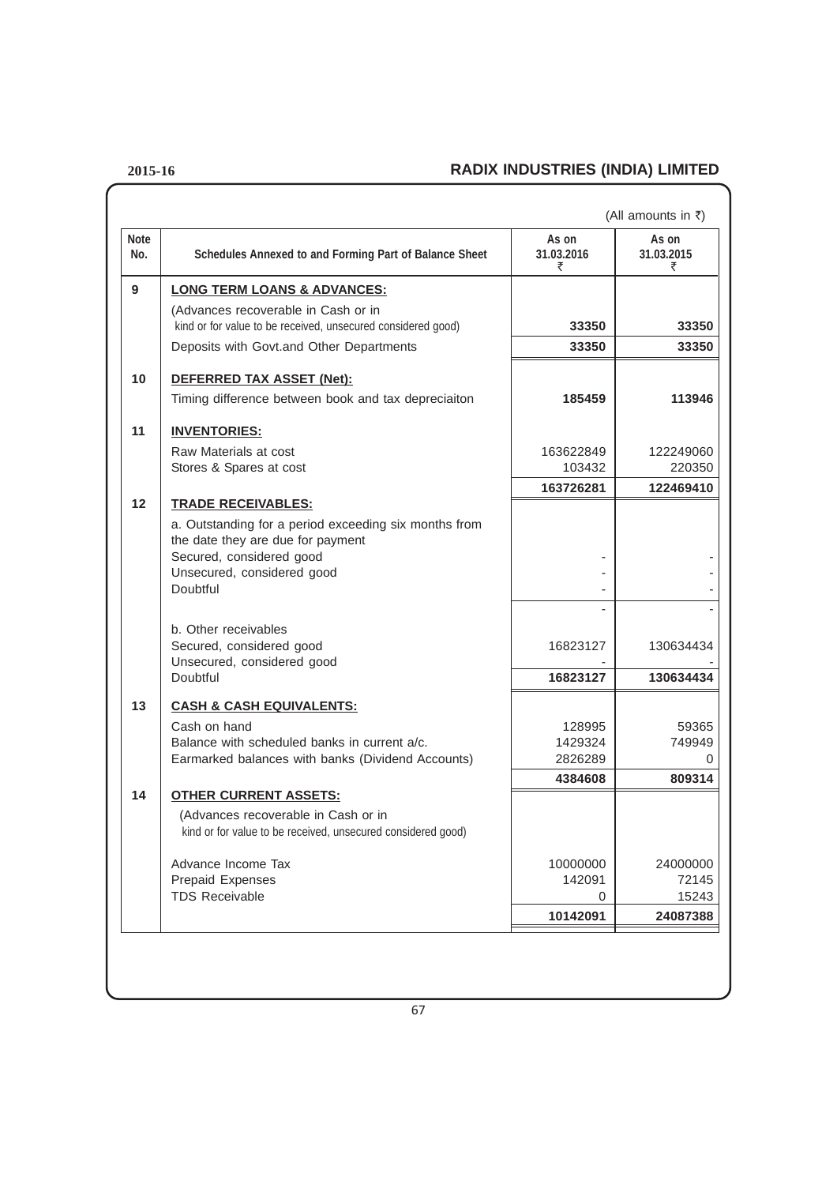(All amounts in ₹)

| Note No. | Schedules Annexed to and Forming Part of Balance Sheet | As on 31.03.2016 ₹ | As on 31.03.2015 ₹ |
|---|---|---|---|
| 9 | **LONG TERM LOANS & ADVANCES:** | | |
| | (Advances recoverable in Cash or in kind or for value to be received, unsecured considered good) | **33350** | **33350** |
| | Deposits with Govt.and Other Departments | **33350** | **33350** |
| 10 | **DEFERRED TAX ASSET (Net):** | | |
| | Timing difference between book and tax depreciaiton | **185459** | **113946** |
| 11 | **INVENTORIES:** | | |
| | Raw Materials at cost | 163622849 | 122249060 |
| | Stores & Spares at cost | 103432 | 220350 |
| | | **163726281** | **122469410** |
| 12 | **TRADE RECEIVABLES:** | | |
| | a. Outstanding for a period exceeding six months from the date they are due for payment | | |
| | Secured, considered good | - | - |
| | Unsecured, considered good | - | - |
| | Doubtful | - | - |
| | | - | - |
| | b. Other receivables | | |
| | Secured, considered good | 16823127 | 130634434 |
| | Unsecured, considered good | - | - |
| | Doubtful | **16823127** | **130634434** |
| 13 | **CASH & CASH EQUIVALENTS:** | | |
| | Cash on hand | 128995 | 59365 |
| | Balance with scheduled banks in current a/c. | 1429324 | 749949 |
| | Earmarked balances with banks (Dividend Accounts) | 2826289 | 0 |
| | | **4384608** | **809314** |
| 14 | **OTHER CURRENT ASSETS:** | | |
| | (Advances recoverable in Cash or in kind or for value to be received, unsecured considered good) | | |
| | Advance Income Tax | 10000000 | 24000000 |
| | Prepaid Expenses | 142091 | 72145 |
| | TDS Receivable | 0 | 15243 |
| | | **10142091** | **24087388** |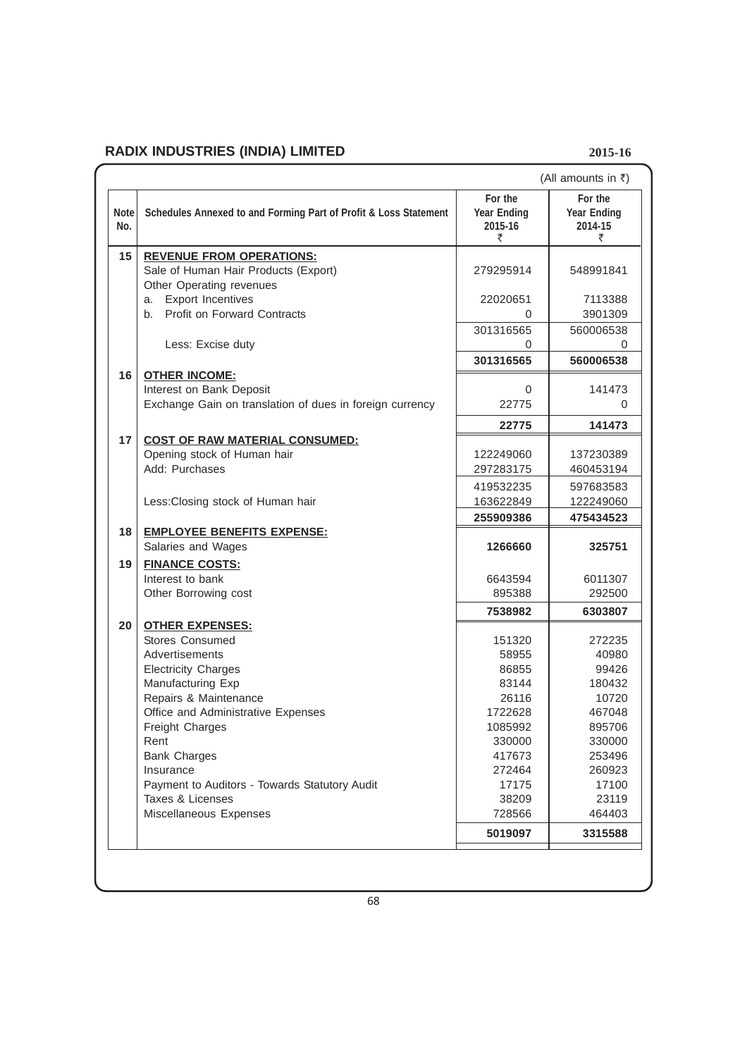# RADIX INDUSTRIES (INDIA) LIMITED

**2015-16**

(All amounts in ₹)

| Note No. | Schedules Annexed to and Forming Part of Profit & Loss Statement | For the Year Ending 2015-16 ₹ | For the Year Ending 2014-15 ₹ |
|---|---|---|---|
| 15 | **REVENUE FROM OPERATIONS:** | | |
| | Sale of Human Hair Products (Export) | 279295914 | 548991841 |
| | Other Operating revenues | | |
| | a. Export Incentives | 22020651 | 7113388 |
| | b. Profit on Forward Contracts | 0 | 3901309 |
| | | 301316565 | 560006538 |
| | Less: Excise duty | 0 | 0 |
| | | **301316565** | **560006538** |
| 16 | **OTHER INCOME:** | | |
| | Interest on Bank Deposit | 0 | 141473 |
| | Exchange Gain on translation of dues in foreign currency | 22775 | 0 |
| | | **22775** | **141473** |
| 17 | **COST OF RAW MATERIAL CONSUMED:** | | |
| | Opening stock of Human hair | 122249060 | 137230389 |
| | Add: Purchases | 297283175 | 460453194 |
| | | 419532235 | 597683583 |
| | Less:Closing stock of Human hair | 163622849 | 122249060 |
| | | **255909386** | **475434523** |
| 18 | **EMPLOYEE BENEFITS EXPENSE:** | | |
| | Salaries and Wages | **1266660** | **325751** |
| 19 | **FINANCE COSTS:** | | |
| | Interest to bank | 6643594 | 6011307 |
| | Other Borrowing cost | 895388 | 292500 |
| | | **7538982** | **6303807** |
| 20 | **OTHER EXPENSES:** | | |
| | Stores Consumed | 151320 | 272235 |
| | Advertisements | 58955 | 40980 |
| | Electricity Charges | 86855 | 99426 |
| | Manufacturing Exp | 83144 | 180432 |
| | Repairs & Maintenance | 26116 | 10720 |
| | Office and Administrative Expenses | 1722628 | 467048 |
| | Freight Charges | 1085992 | 895706 |
| | Rent | 330000 | 330000 |
| | Bank Charges | 417673 | 253496 |
| | Insurance | 272464 | 260923 |
| | Payment to Auditors - Towards Statutory Audit | 17175 | 17100 |
| | Taxes & Licenses | 38209 | 23119 |
| | Miscellaneous Expenses | 728566 | 464403 |
| | | **5019097** | **3315588** |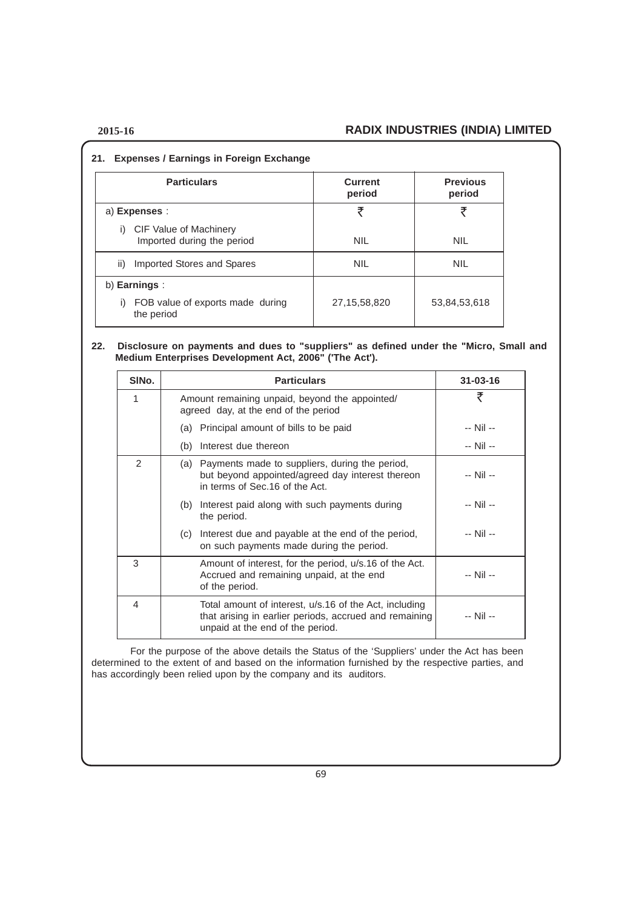## 21. Expenses / Earnings in Foreign Exchange

| Particulars | Current period | Previous period |
|---|---|---|
| a) **Expenses** : | ₹ | ₹ |
| i) CIF Value of Machinery Imported during the period | NIL | NIL |
| ii) Imported Stores and Spares | NIL | NIL |
| b) **Earnings** : | | |
| i) FOB value of exports made during the period | 27,15,58,820 | 53,84,53,618 |

## 22. Disclosure on payments and dues to "suppliers" as defined under the "Micro, Small and Medium Enterprises Development Act, 2006" ('The Act').

| SlNo. | Particulars | 31-03-16 |
|---|---|---|
| 1 | Amount remaining unpaid, beyond the appointed/ agreed day, at the end of the period | ₹ |
| | (a) Principal amount of bills to be paid | -- Nil -- |
| | (b) Interest due thereon | -- Nil -- |
| 2 | (a) Payments made to suppliers, during the period, but beyond appointed/agreed day interest thereon in terms of Sec.16 of the Act. | -- Nil -- |
| | (b) Interest paid along with such payments during the period. | -- Nil -- |
| | (c) Interest due and payable at the end of the period, on such payments made during the period. | -- Nil -- |
| 3 | Amount of interest, for the period, u/s.16 of the Act. Accrued and remaining unpaid, at the end of the period. | -- Nil -- |
| 4 | Total amount of interest, u/s.16 of the Act, including that arising in earlier periods, accrued and remaining unpaid at the end of the period. | -- Nil -- |

For the purpose of the above details the Status of the 'Suppliers' under the Act has been determined to the extent of and based on the information furnished by the respective parties, and has accordingly been relied upon by the company and its auditors.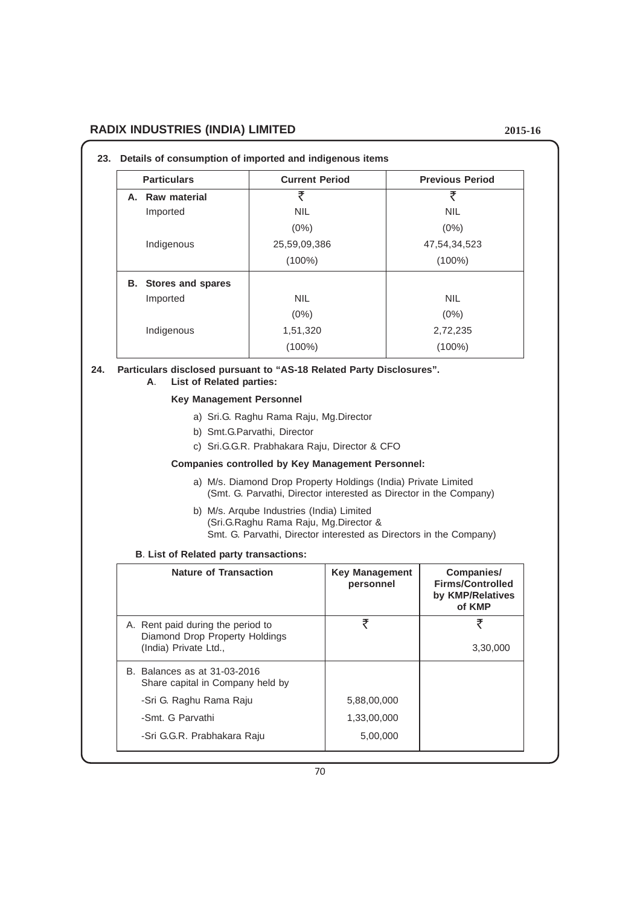## 23. Details of consumption of imported and indigenous items

| Particulars | Current Period | Previous Period |
|---|---|---|
| **A. Raw material** | ₹ | ₹ |
| Imported | NIL | NIL |
| | (0%) | (0%) |
| Indigenous | 25,59,09,386 | 47,54,34,523 |
| | (100%) | (100%) |
| **B. Stores and spares** | | |
| Imported | NIL | NIL |
| | (0%) | (0%) |
| Indigenous | 1,51,320 | 2,72,235 |
| | (100%) | (100%) |

## 24. Particulars disclosed pursuant to "AS-18 Related Party Disclosures".

**A. List of Related parties:**

**Key Management Personnel**

a) Sri.G. Raghu Rama Raju, Mg.Director

b) Smt.G.Parvathi, Director

c) Sri.G.G.R. Prabhakara Raju, Director & CFO

**Companies controlled by Key Management Personnel:**

a) M/s. Diamond Drop Property Holdings (India) Private Limited
(Smt. G. Parvathi, Director interested as Director in the Company)

b) M/s. Arqube Industries (India) Limited
(Sri.G.Raghu Rama Raju, Mg.Director &
Smt. G. Parvathi, Director interested as Directors in the Company)

**B. List of Related party transactions:**

| Nature of Transaction | Key Management personnel | Companies/ Firms/Controlled by KMP/Relatives of KMP |
|---|---|---|
| A. Rent paid during the period to Diamond Drop Property Holdings (India) Private Ltd., | ₹ | ₹<br>3,30,000 |
| B. Balances as at 31-03-2016 Share capital in Company held by | | |
| -Sri G. Raghu Rama Raju | 5,88,00,000 | |
| -Smt. G Parvathi | 1,33,00,000 | |
| -Sri G.G.R. Prabhakara Raju | 5,00,000 | |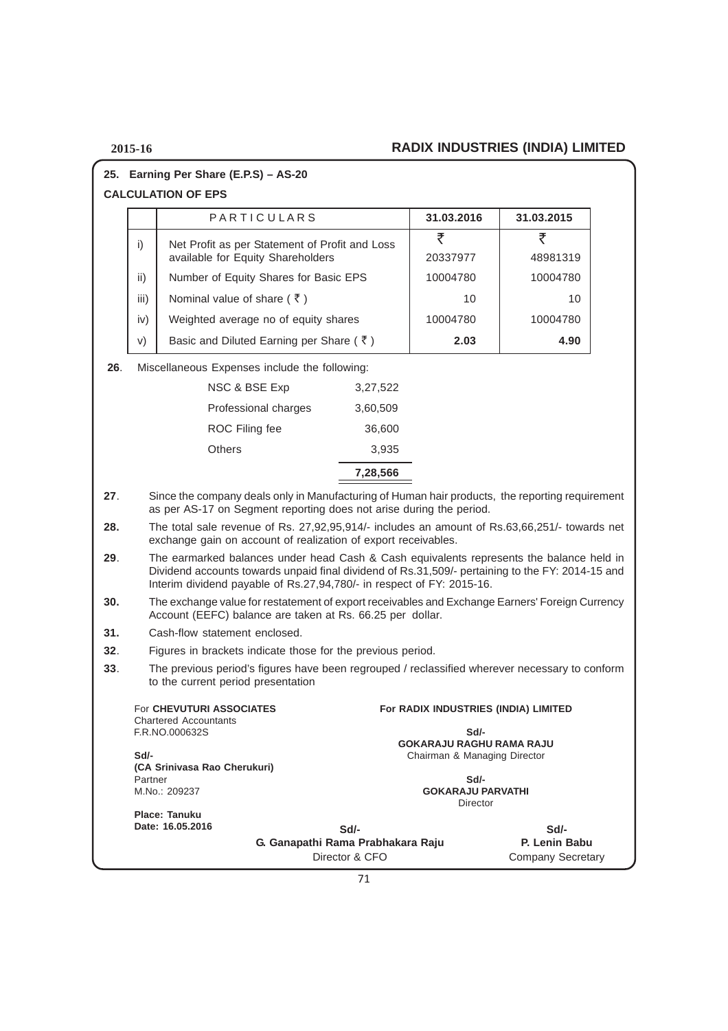## 25. Earning Per Share (E.P.S) – AS-20

**CALCULATION OF EPS**

| | PARTICULARS | 31.03.2016 | 31.03.2015 |
|---|---|---|---|
| | | ₹ | ₹ |
| i) | Net Profit as per Statement of Profit and Loss available for Equity Shareholders | 20337977 | 48981319 |
| ii) | Number of Equity Shares for Basic EPS | 10004780 | 10004780 |
| iii) | Nominal value of share ( ₹ ) | 10 | 10 |
| iv) | Weighted average no of equity shares | 10004780 | 10004780 |
| v) | Basic and Diluted Earning per Share ( ₹ ) | **2.03** | **4.90** |

**26**. Miscellaneous Expenses include the following:

| | |
|---|---|
| NSC & BSE Exp | 3,27,522 |
| Professional charges | 3,60,509 |
| ROC Filing fee | 36,600 |
| Others | 3,935 |
| | **7,28,566** |

**27**. Since the company deals only in Manufacturing of Human hair products, the reporting requirement as per AS-17 on Segment reporting does not arise during the period.

**28.** The total sale revenue of Rs. 27,92,95,914/- includes an amount of Rs.63,66,251/- towards net exchange gain on account of realization of export receivables.

**29**. The earmarked balances under head Cash & Cash equivalents represents the balance held in Dividend accounts towards unpaid final dividend of Rs.31,509/- pertaining to the FY: 2014-15 and Interim dividend payable of Rs.27,94,780/- in respect of FY: 2015-16.

**30.** The exchange value for restatement of export receivables and Exchange Earners' Foreign Currency Account (EEFC) balance are taken at Rs. 66.25 per dollar.

**31.** Cash-flow statement enclosed.

**32**. Figures in brackets indicate those for the previous period.

**33**. The previous period's figures have been regrouped / reclassified wherever necessary to conform to the current period presentation

For **CHEVUTURI ASSOCIATES**
Chartered Accountants
F.R.NO.000632S

**Sd/-**
**(CA Srinivasa Rao Cherukuri)**
Partner
M.No.: 209237

**Place: Tanuku**
**Date: 16.05.2016**

**For RADIX INDUSTRIES (INDIA) LIMITED**

**Sd/-**
**GOKARAJU RAGHU RAMA RAJU**
Chairman & Managing Director

**Sd/-**
**GOKARAJU PARVATHI**
Director

**Sd/-**
**G. Ganapathi Rama Prabhakara Raju**
Director & CFO

**Sd/-**
**P. Lenin Babu**
Company Secretary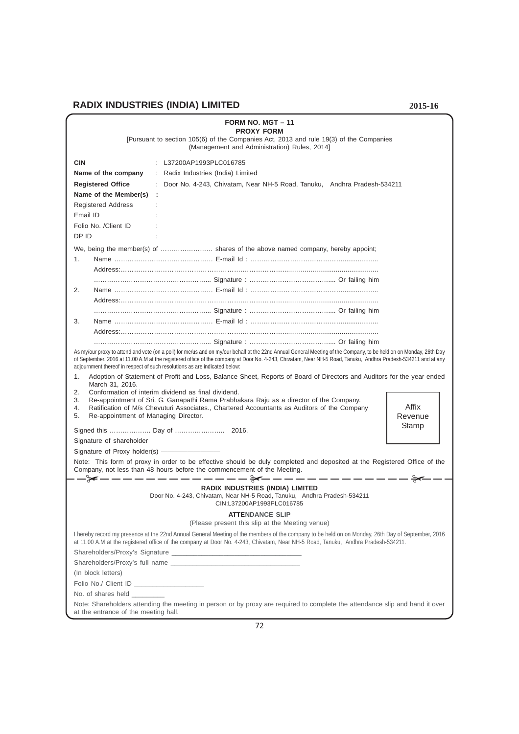## FORM NO. MGT – 11

### PROXY FORM

[Pursuant to section 105(6) of the Companies Act, 2013 and rule 19(3) of the Companies (Management and Administration) Rules, 2014]

**CIN** : L37200AP1993PLC016785

**Name of the company** : Radix Industries (India) Limited

**Registered Office** : Door No. 4-243, Chivatam, Near NH-5 Road, Tanuku, Andhra Pradesh-534211

**Name of the Member(s)** :

Registered Address :

Email ID :

Folio No. /Client ID :

DP ID :

We, being the member(s) of …………………… shares of the above named company, hereby appoint;

1. Name ……………………………………… E-mail Id : ……………………………………..................
   Address:…………………………………………………………………………............................................
   …………………………………………….. Signature : ………………………………... Or failing him
2. Name ……………………………………… E-mail Id : ……………………………………..................
   Address:…………………………………………………………………………............................................
   …………………………………………….. Signature : ………………………………... Or failing him
3. Name ……………………………………… E-mail Id : ……………………………………..................
   Address:…………………………………………………………………………............................................
   …………………………………………….. Signature : ………………………………... Or failing him

As my/our proxy to attend and vote (on a poll) for me/us and on my/our behalf at the 22nd Annual General Meeting of the Company, to be held on on Monday, 26th Day of September, 2016 at 11.00 A.M at the registered office of the company at Door No. 4-243, Chivatam, Near NH-5 Road, Tanuku, Andhra Pradesh-534211 and at any adjournment thereof in respect of such resolutions as are indicated below:

1. Adoption of Statement of Profit and Loss, Balance Sheet, Reports of Board of Directors and Auditors for the year ended March 31, 2016.
2. Conformation of interim dividend as final dividend.
3. Re-appointment of Sri. G. Ganapathi Rama Prabhakara Raju as a director of the Company.
4. Ratification of M/s Chevuturi Associates., Chartered Accountants as Auditors of the Company
5. Re-appointment of Managing Director.

Affix Revenue Stamp

Signed this ……………… Day of ………………….. 2016.

Signature of shareholder

Signature of Proxy holder(s) ———————

Note: This form of proxy in order to be effective should be duly completed and deposited at the Registered Office of the Company, not less than 48 hours before the commencement of the Meeting.

---

### RADIX INDUSTRIES (INDIA) LIMITED

Door No. 4-243, Chivatam, Near NH-5 Road, Tanuku, Andhra Pradesh-534211

CIN:L37200AP1993PLC016785

### ATTENDANCE SLIP

(Please present this slip at the Meeting venue)

I hereby record my presence at the 22nd Annual General Meeting of the members of the company to be held on on Monday, 26th Day of September, 2016 at 11.00 A.M at the registered office of the company at Door No. 4-243, Chivatam, Near NH-5 Road, Tanuku, Andhra Pradesh-534211.

Shareholders/Proxy's Signature ___________________________________

Shareholders/Proxy's full name ___________________________________

(In block letters)

Folio No./ Client ID ___________________

No. of shares held _________

Note: Shareholders attending the meeting in person or by proxy are required to complete the attendance slip and hand it over at the entrance of the meeting hall.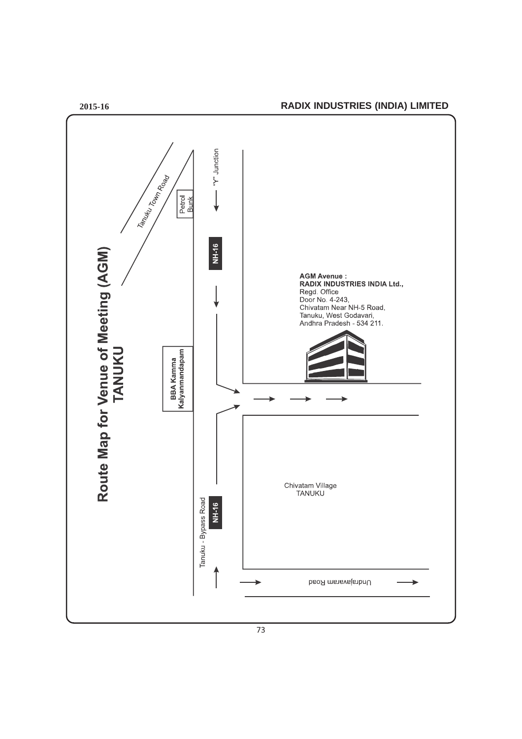# Route Map for Venue of Meeting (AGM)
## TANUKU

Tanuku Town Road

Petrol Bunk

"Y" Junction

NH-16

**AGM Avenue :**
**RADIX INDUSTRIES INDIA Ltd.,**
Regd. Office
Door No. 4-243,
Chivatam Near NH-5 Road,
Tanuku, West Godavari,
Andhra Pradesh - 534 211.

**BBA Kamma Kalyanmandapam**

Chivatam Village
TANUKU

Tanuku - Bypass Road

NH-16

Undrajavaram Road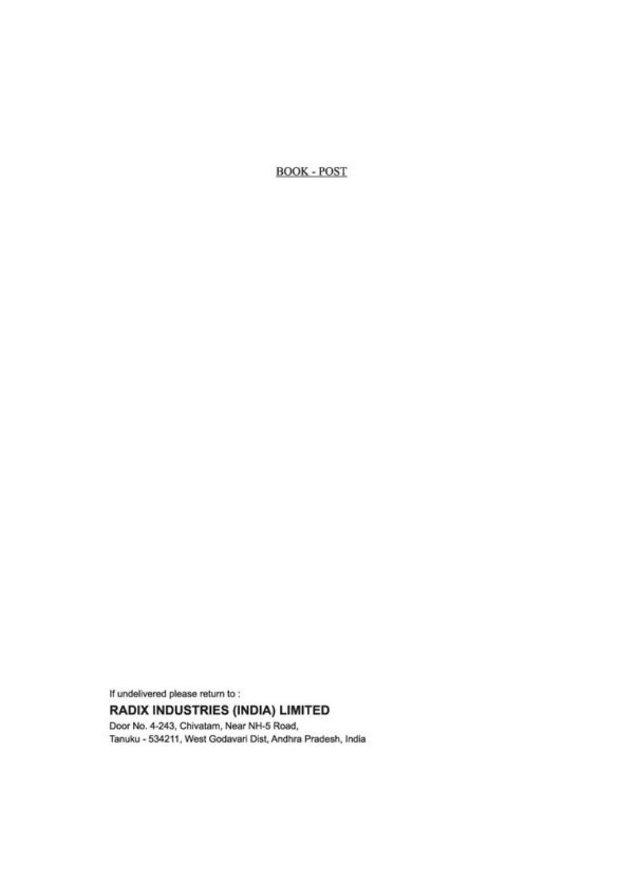<u>BOOK - POST</u>

If undelivered please return to :

**RADIX INDUSTRIES (INDIA) LIMITED**

Door No. 4-243, Chivatam, Near NH-5 Road,
Tanuku - 534211, West Godavari Dist, Andhra Pradesh, India